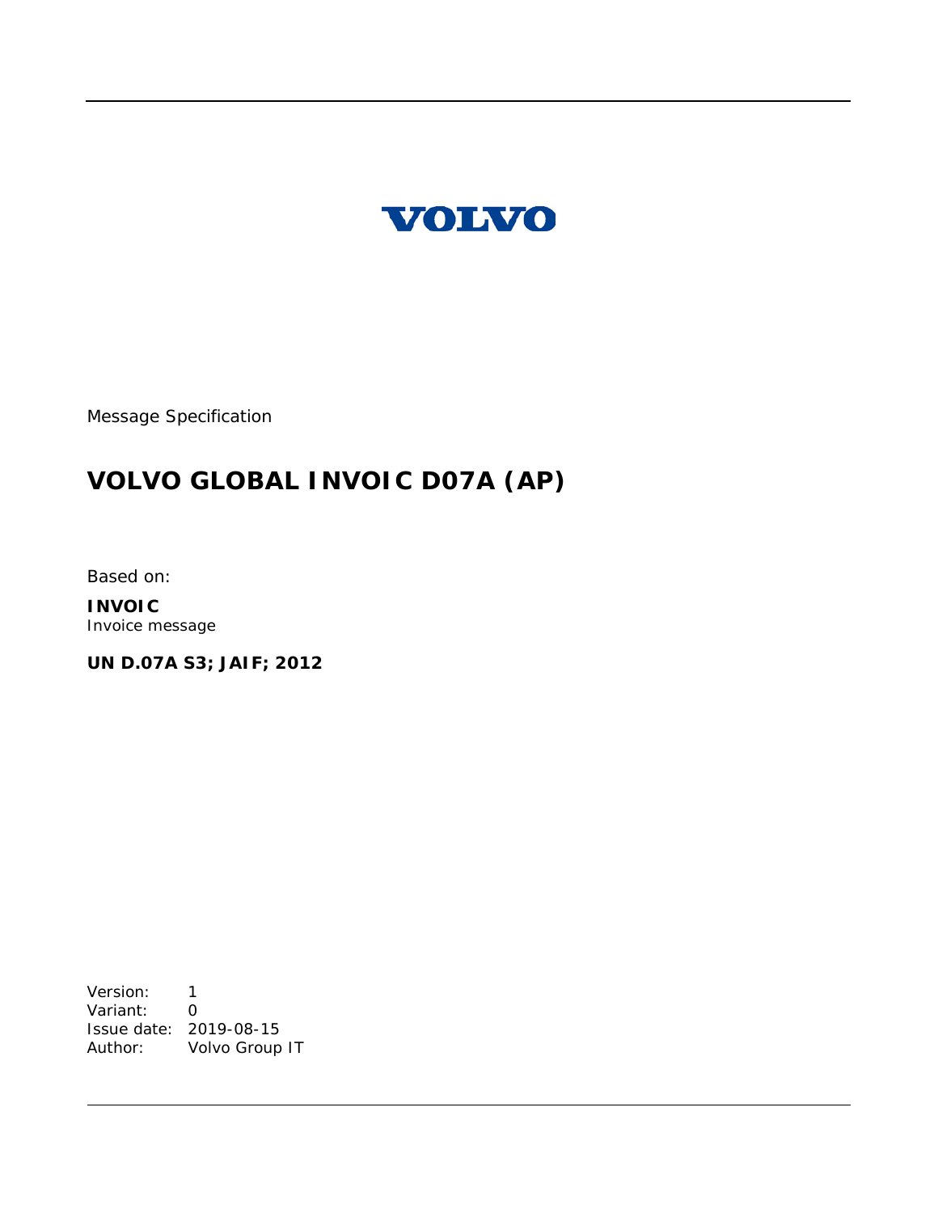VOLVO

Message Specification

# VOLVO GLOBAL INVOIC D07A (AP)

Based on:

**INVOIC**
Invoice message

**UN D.07A S3; JAIF; 2012**

Version: 1
Variant: 0
Issue date: 2019-08-15
Author: Volvo Group IT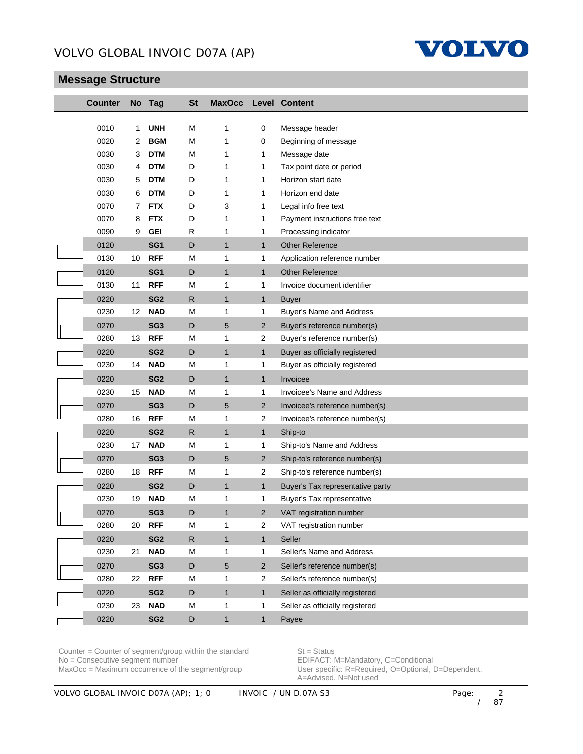## Message Structure

| Counter | No | Tag | St | MaxOcc | Level | Content |
|---|---|---|---|---|---|---|
| 0010 | 1 | **UNH** | M | 1 | 0 | Message header |
| 0020 | 2 | **BGM** | M | 1 | 0 | Beginning of message |
| 0030 | 3 | **DTM** | M | 1 | 1 | Message date |
| 0030 | 4 | **DTM** | D | 1 | 1 | Tax point date or period |
| 0030 | 5 | **DTM** | D | 1 | 1 | Horizon start date |
| 0030 | 6 | **DTM** | D | 1 | 1 | Horizon end date |
| 0070 | 7 | **FTX** | D | 3 | 1 | Legal info free text |
| 0070 | 8 | **FTX** | D | 1 | 1 | Payment instructions free text |
| 0090 | 9 | **GEI** | R | 1 | 1 | Processing indicator |
| 0120 | | **SG1** | D | 1 | 1 | Other Reference |
| 0130 | 10 | **RFF** | M | 1 | 1 | Application reference number |
| 0120 | | **SG1** | D | 1 | 1 | Other Reference |
| 0130 | 11 | **RFF** | M | 1 | 1 | Invoice document identifier |
| 0220 | | **SG2** | R | 1 | 1 | Buyer |
| 0230 | 12 | **NAD** | M | 1 | 1 | Buyer's Name and Address |
| 0270 | | **SG3** | D | 5 | 2 | Buyer's reference number(s) |
| 0280 | 13 | **RFF** | M | 1 | 2 | Buyer's reference number(s) |
| 0220 | | **SG2** | D | 1 | 1 | Buyer as officially registered |
| 0230 | 14 | **NAD** | M | 1 | 1 | Buyer as officially registered |
| 0220 | | **SG2** | D | 1 | 1 | Invoicee |
| 0230 | 15 | **NAD** | M | 1 | 1 | Invoicee's Name and Address |
| 0270 | | **SG3** | D | 5 | 2 | Invoicee's reference number(s) |
| 0280 | 16 | **RFF** | M | 1 | 2 | Invoicee's reference number(s) |
| 0220 | | **SG2** | R | 1 | 1 | Ship-to |
| 0230 | 17 | **NAD** | M | 1 | 1 | Ship-to's Name and Address |
| 0270 | | **SG3** | D | 5 | 2 | Ship-to's reference number(s) |
| 0280 | 18 | **RFF** | M | 1 | 2 | Ship-to's reference number(s) |
| 0220 | | **SG2** | D | 1 | 1 | Buyer's Tax representative party |
| 0230 | 19 | **NAD** | M | 1 | 1 | Buyer's Tax representative |
| 0270 | | **SG3** | D | 1 | 2 | VAT registration number |
| 0280 | 20 | **RFF** | M | 1 | 2 | VAT registration number |
| 0220 | | **SG2** | R | 1 | 1 | Seller |
| 0230 | 21 | **NAD** | M | 1 | 1 | Seller's Name and Address |
| 0270 | | **SG3** | D | 5 | 2 | Seller's reference number(s) |
| 0280 | 22 | **RFF** | M | 1 | 2 | Seller's reference number(s) |
| 0220 | | **SG2** | D | 1 | 1 | Seller as officially registered |
| 0230 | 23 | **NAD** | M | 1 | 1 | Seller as officially registered |
| 0220 | | **SG2** | D | 1 | 1 | Payee |

Counter = Counter of segment/group within the standard
No = Consecutive segment number
MaxOcc = Maximum occurrence of the segment/group

St = Status
EDIFACT: M=Mandatory, C=Conditional
User specific: R=Required, O=Optional, D=Dependent, A=Advised, N=Not used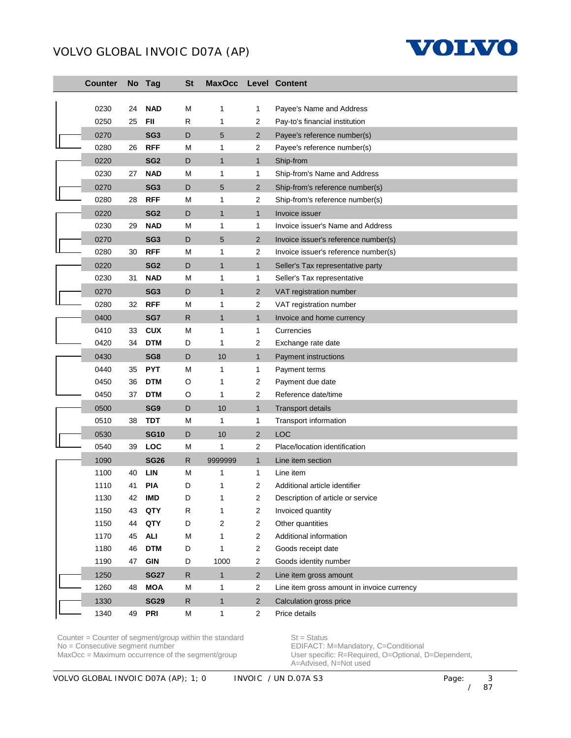| Counter | No | Tag | St | MaxOcc | Level | Content |
|---|---|---|---|---|---|---|
| 0230 | 24 | **NAD** | M | 1 | 1 | Payee's Name and Address |
| 0250 | 25 | **FII** | R | 1 | 2 | Pay-to's financial institution |
| 0270 | | **SG3** | D | 5 | 2 | Payee's reference number(s) |
| 0280 | 26 | **RFF** | M | 1 | 2 | Payee's reference number(s) |
| 0220 | | **SG2** | D | 1 | 1 | Ship-from |
| 0230 | 27 | **NAD** | M | 1 | 1 | Ship-from's Name and Address |
| 0270 | | **SG3** | D | 5 | 2 | Ship-from's reference number(s) |
| 0280 | 28 | **RFF** | M | 1 | 2 | Ship-from's reference number(s) |
| 0220 | | **SG2** | D | 1 | 1 | Invoice issuer |
| 0230 | 29 | **NAD** | M | 1 | 1 | Invoice issuer's Name and Address |
| 0270 | | **SG3** | D | 5 | 2 | Invoice issuer's reference number(s) |
| 0280 | 30 | **RFF** | M | 1 | 2 | Invoice issuer's reference number(s) |
| 0220 | | **SG2** | D | 1 | 1 | Seller's Tax representative party |
| 0230 | 31 | **NAD** | M | 1 | 1 | Seller's Tax representative |
| 0270 | | **SG3** | D | 1 | 2 | VAT registration number |
| 0280 | 32 | **RFF** | M | 1 | 2 | VAT registration number |
| 0400 | | **SG7** | R | 1 | 1 | Invoice and home currency |
| 0410 | 33 | **CUX** | M | 1 | 1 | Currencies |
| 0420 | 34 | **DTM** | D | 1 | 2 | Exchange rate date |
| 0430 | | **SG8** | D | 10 | 1 | Payment instructions |
| 0440 | 35 | **PYT** | M | 1 | 1 | Payment terms |
| 0450 | 36 | **DTM** | O | 1 | 2 | Payment due date |
| 0450 | 37 | **DTM** | O | 1 | 2 | Reference date/time |
| 0500 | | **SG9** | D | 10 | 1 | Transport details |
| 0510 | 38 | **TDT** | M | 1 | 1 | Transport information |
| 0530 | | **SG10** | D | 10 | 2 | LOC |
| 0540 | 39 | **LOC** | M | 1 | 2 | Place/location identification |
| 1090 | | **SG26** | R | 9999999 | 1 | Line item section |
| 1100 | 40 | **LIN** | M | 1 | 1 | Line item |
| 1110 | 41 | **PIA** | D | 1 | 2 | Additional article identifier |
| 1130 | 42 | **IMD** | D | 1 | 2 | Description of article or service |
| 1150 | 43 | **QTY** | R | 1 | 2 | Invoiced quantity |
| 1150 | 44 | **QTY** | D | 2 | 2 | Other quantities |
| 1170 | 45 | **ALI** | M | 1 | 2 | Additional information |
| 1180 | 46 | **DTM** | D | 1 | 2 | Goods receipt date |
| 1190 | 47 | **GIN** | D | 1000 | 2 | Goods identity number |
| 1250 | | **SG27** | R | 1 | 2 | Line item gross amount |
| 1260 | 48 | **MOA** | M | 1 | 2 | Line item gross amount in invoice currency |
| 1330 | | **SG29** | R | 1 | 2 | Calculation gross price |
| 1340 | 49 | **PRI** | M | 1 | 2 | Price details |

Counter = Counter of segment/group within the standard
No = Consecutive segment number
MaxOcc = Maximum occurrence of the segment/group

St = Status
EDIFACT: M=Mandatory, C=Conditional
User specific: R=Required, O=Optional, D=Dependent, A=Advised, N=Not used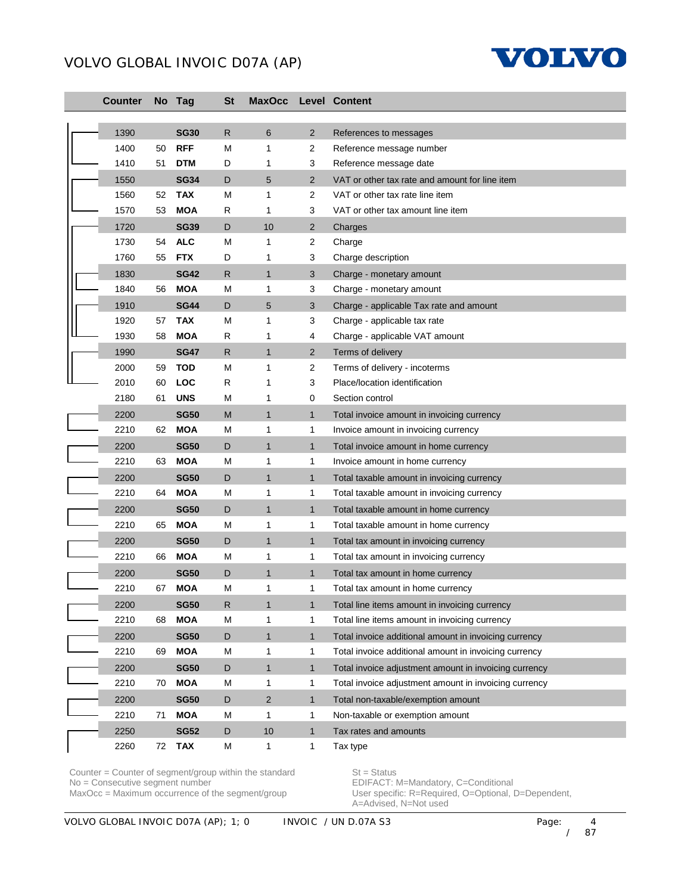| Counter | No | Tag | St | MaxOcc | Level | Content |
|---|---|---|---|---|---|---|
| 1390 | | **SG30** | R | 6 | 2 | References to messages |
| 1400 | 50 | **RFF** | M | 1 | 2 | Reference message number |
| 1410 | 51 | **DTM** | D | 1 | 3 | Reference message date |
| 1550 | | **SG34** | D | 5 | 2 | VAT or other tax rate and amount for line item |
| 1560 | 52 | **TAX** | M | 1 | 2 | VAT or other tax rate line item |
| 1570 | 53 | **MOA** | R | 1 | 3 | VAT or other tax amount line item |
| 1720 | | **SG39** | D | 10 | 2 | Charges |
| 1730 | 54 | **ALC** | M | 1 | 2 | Charge |
| 1760 | 55 | **FTX** | D | 1 | 3 | Charge description |
| 1830 | | **SG42** | R | 1 | 3 | Charge - monetary amount |
| 1840 | 56 | **MOA** | M | 1 | 3 | Charge - monetary amount |
| 1910 | | **SG44** | D | 5 | 3 | Charge - applicable Tax rate and amount |
| 1920 | 57 | **TAX** | M | 1 | 3 | Charge - applicable tax rate |
| 1930 | 58 | **MOA** | R | 1 | 4 | Charge - applicable VAT amount |
| 1990 | | **SG47** | R | 1 | 2 | Terms of delivery |
| 2000 | 59 | **TOD** | M | 1 | 2 | Terms of delivery - incoterms |
| 2010 | 60 | **LOC** | R | 1 | 3 | Place/location identification |
| 2180 | 61 | **UNS** | M | 1 | 0 | Section control |
| 2200 | | **SG50** | M | 1 | 1 | Total invoice amount in invoicing currency |
| 2210 | 62 | **MOA** | M | 1 | 1 | Invoice amount in invoicing currency |
| 2200 | | **SG50** | D | 1 | 1 | Total invoice amount in home currency |
| 2210 | 63 | **MOA** | M | 1 | 1 | Invoice amount in home currency |
| 2200 | | **SG50** | D | 1 | 1 | Total taxable amount in invoicing currency |
| 2210 | 64 | **MOA** | M | 1 | 1 | Total taxable amount in invoicing currency |
| 2200 | | **SG50** | D | 1 | 1 | Total taxable amount in home currency |
| 2210 | 65 | **MOA** | M | 1 | 1 | Total taxable amount in home currency |
| 2200 | | **SG50** | D | 1 | 1 | Total tax amount in invoicing currency |
| 2210 | 66 | **MOA** | M | 1 | 1 | Total tax amount in invoicing currency |
| 2200 | | **SG50** | D | 1 | 1 | Total tax amount in home currency |
| 2210 | 67 | **MOA** | M | 1 | 1 | Total tax amount in home currency |
| 2200 | | **SG50** | R | 1 | 1 | Total line items amount in invoicing currency |
| 2210 | 68 | **MOA** | M | 1 | 1 | Total line items amount in invoicing currency |
| 2200 | | **SG50** | D | 1 | 1 | Total invoice additional amount in invoicing currency |
| 2210 | 69 | **MOA** | M | 1 | 1 | Total invoice additional amount in invoicing currency |
| 2200 | | **SG50** | D | 1 | 1 | Total invoice adjustment amount in invoicing currency |
| 2210 | 70 | **MOA** | M | 1 | 1 | Total invoice adjustment amount in invoicing currency |
| 2200 | | **SG50** | D | 2 | 1 | Total non-taxable/exemption amount |
| 2210 | 71 | **MOA** | M | 1 | 1 | Non-taxable or exemption amount |
| 2250 | | **SG52** | D | 10 | 1 | Tax rates and amounts |
| 2260 | 72 | **TAX** | M | 1 | 1 | Tax type |

Counter = Counter of segment/group within the standard
No = Consecutive segment number
MaxOcc = Maximum occurrence of the segment/group

St = Status
EDIFACT: M=Mandatory, C=Conditional
User specific: R=Required, O=Optional, D=Dependent, A=Advised, N=Not used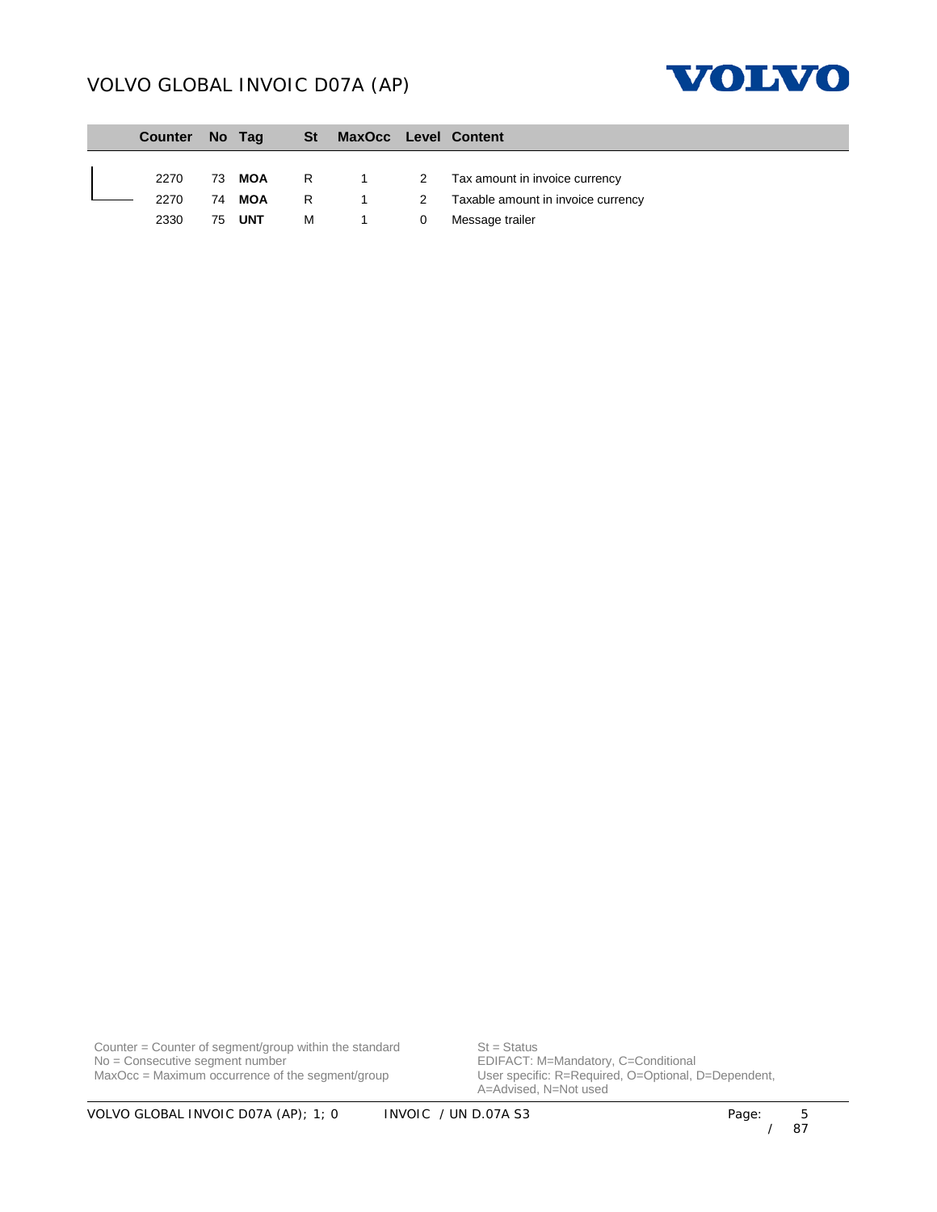| Counter | No | Tag | St | MaxOcc | Level | Content |
|---|---|---|---|---|---|---|
| 2270 | 73 | **MOA** | R | 1 | 2 | Tax amount in invoice currency |
| 2270 | 74 | **MOA** | R | 1 | 2 | Taxable amount in invoice currency |
| 2330 | 75 | **UNT** | M | 1 | 0 | Message trailer |

Counter = Counter of segment/group within the standard
No = Consecutive segment number
MaxOcc = Maximum occurrence of the segment/group

St = Status
EDIFACT: M=Mandatory, C=Conditional
User specific: R=Required, O=Optional, D=Dependent, A=Advised, N=Not used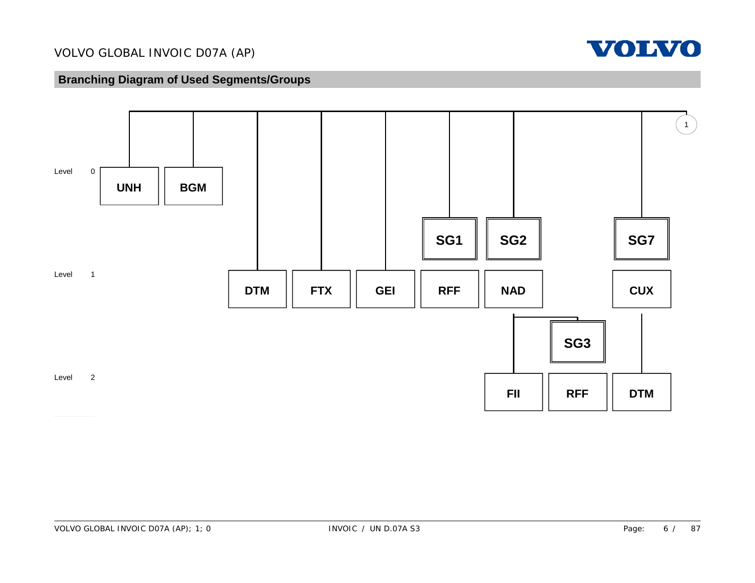## Branching Diagram of Used Segments/Groups

Level 0: UNH, BGM

Level 1: DTM, FTX, GEI, SG1 (RFF), SG2 (NAD), SG7 (CUX)

Level 2: FII (under NAD), SG3 (RFF) (under SG2), DTM (under CUX)

1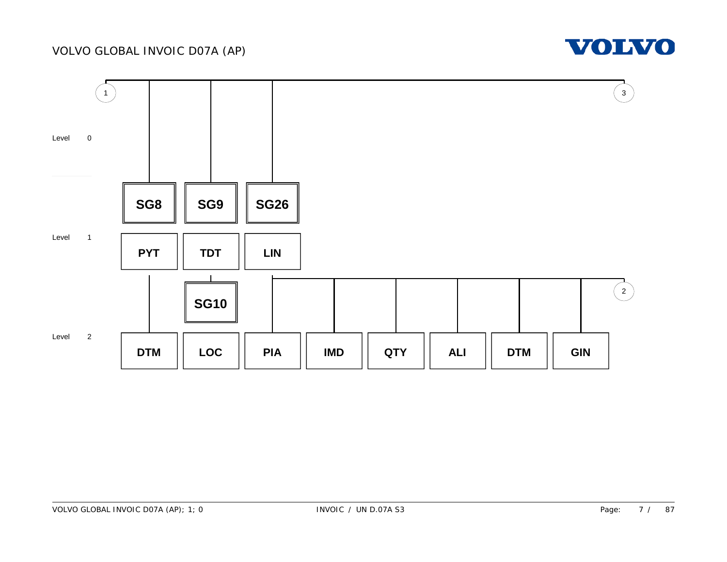Level 0

| SG8 | SG9 | SG26 |
|---|---|---|

Level 1

| PYT | TDT | LIN |
|---|---|---|
| | SG10 | |

Level 2

| DTM | LOC | PIA | IMD | QTY | ALI | DTM | GIN |
|---|---|---|---|---|---|---|---|

1

2

3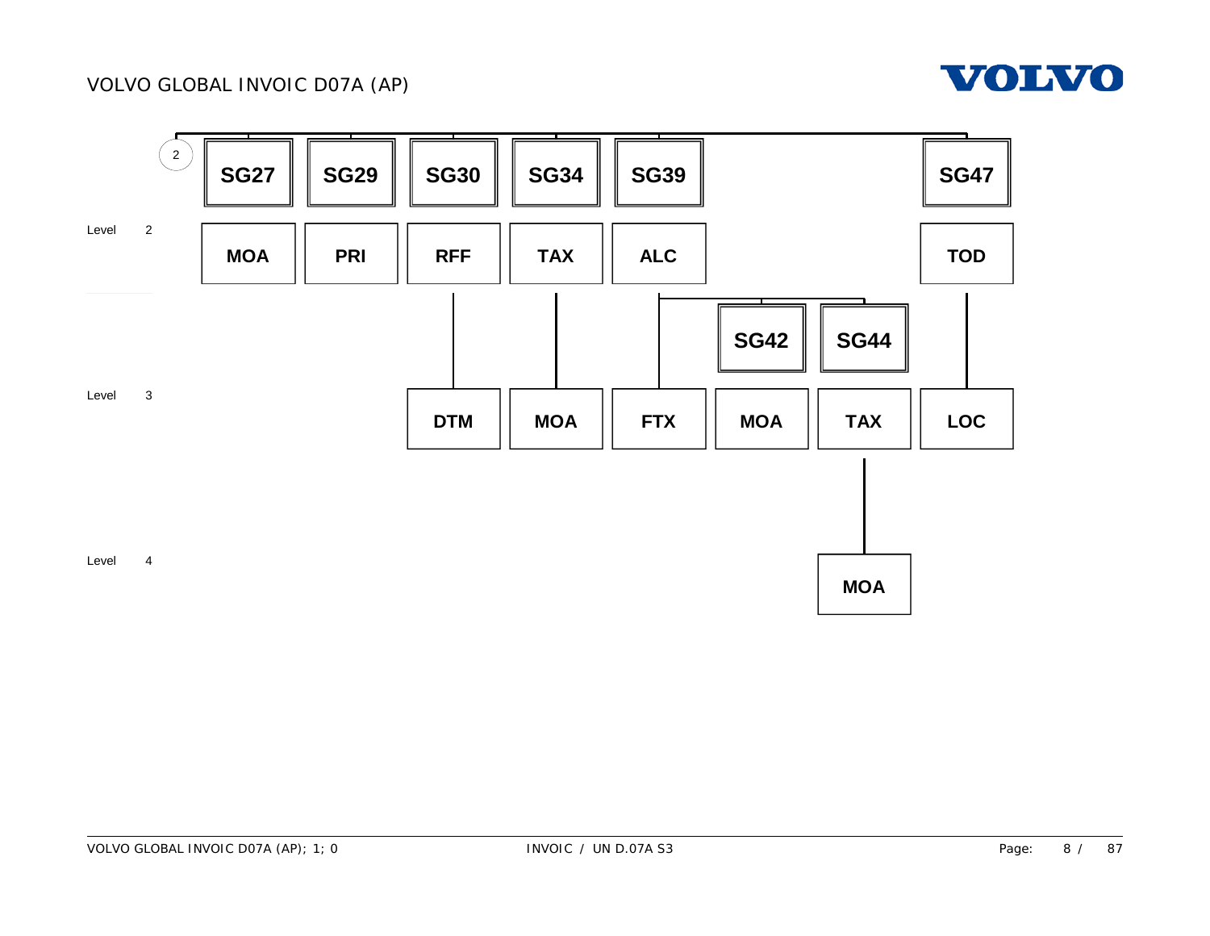VOLVO GLOBAL INVOIC D07A (AP)

| Level | SG27 | SG29 | SG30 | SG34 | SG39 | SG42 | SG44 | SG47 |
|---|---|---|---|---|---|---|---|---|
| 2 | MOA | PRI | RFF | TAX | ALC | | | TOD |
| 3 | | | DTM | MOA | FTX | MOA | TAX | LOC |
| 4 | | | | | | | MOA | |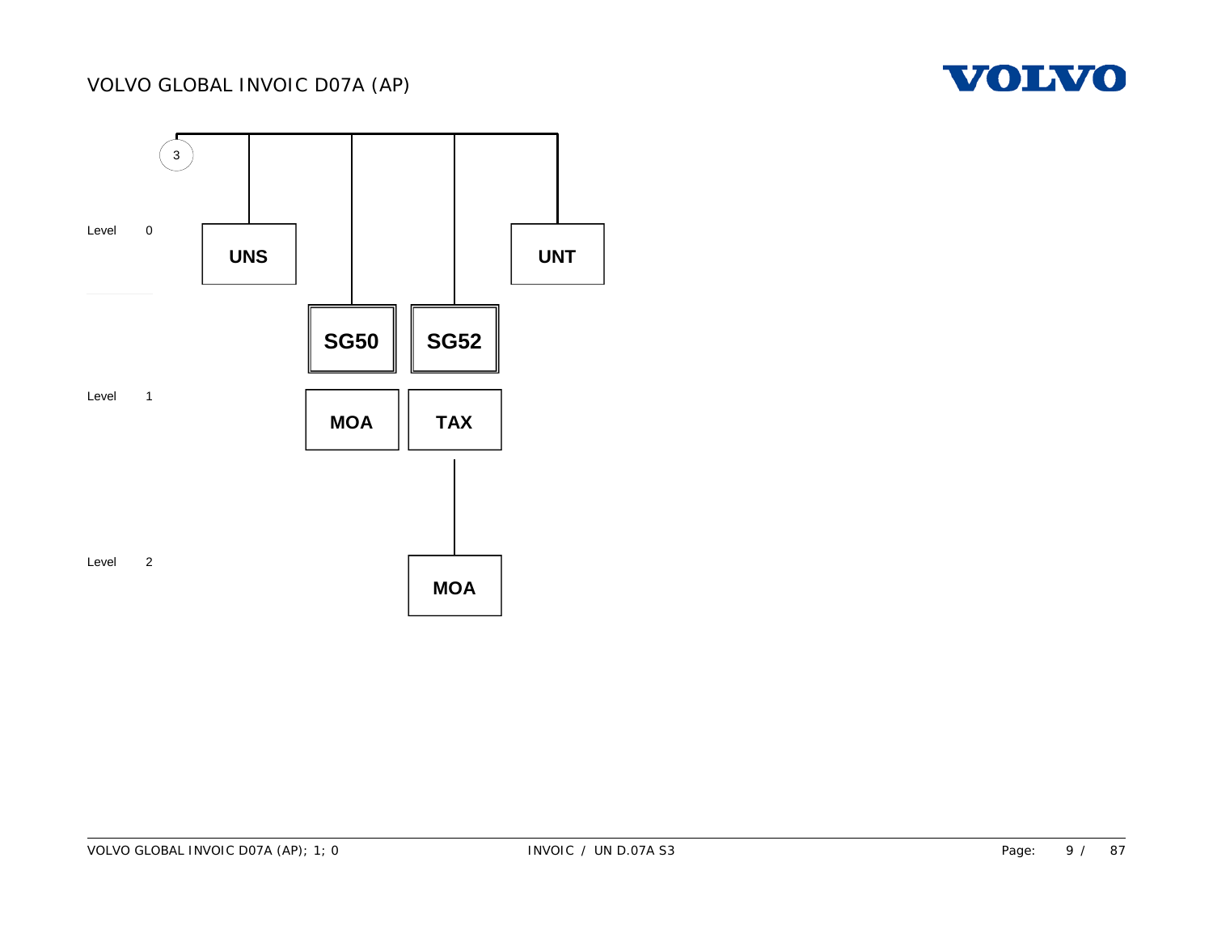Level 0

Level 1

Level 2

3

UNS

SG50

MOA

SG52

TAX

MOA

UNT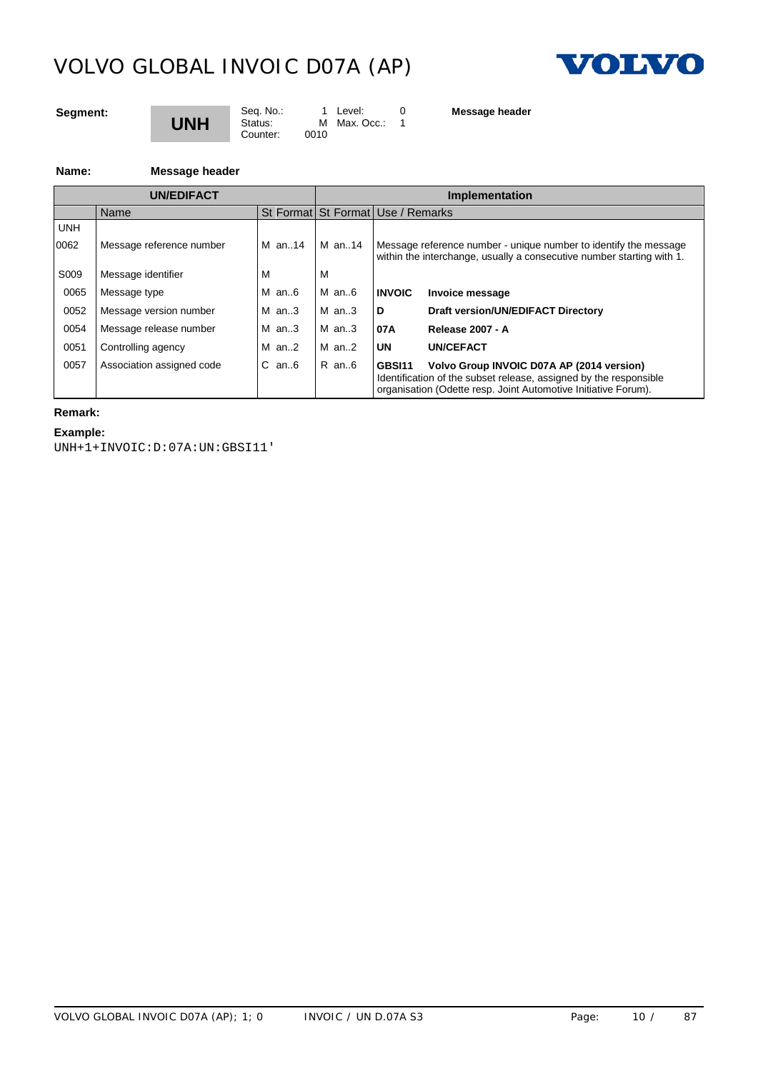# VOLVO GLOBAL INVOIC D07A (AP)

**Segment:** **UNH**

| Seq. No.: | 1 | Level: | 0 |
|---|---|---|---|
| Status: | M | Max. Occ.: | 1 |
| Counter: | 0010 | | |

**Message header**

**Name:** **Message header**

| UN/EDIFACT | | | Implementation | | |
|---|---|---|---|---|---|
| | Name | St Format | St Format | Use / Remarks | |
| UNH | | | | | |
| 0062 | Message reference number | M an..14 | M an..14 | Message reference number - unique number to identify the message within the interchange, usually a consecutive number starting with 1. | |
| S009 | Message identifier | M | M | | |
| 0065 | Message type | M an..6 | M an..6 | **INVOIC** | **Invoice message** |
| 0052 | Message version number | M an..3 | M an..3 | **D** | **Draft version/UN/EDIFACT Directory** |
| 0054 | Message release number | M an..3 | M an..3 | **07A** | **Release 2007 - A** |
| 0051 | Controlling agency | M an..2 | M an..2 | **UN** | **UN/CEFACT** |
| 0057 | Association assigned code | C an..6 | R an..6 | **GBSI11** | **Volvo Group INVOIC D07A AP (2014 version)** Identification of the subset release, assigned by the responsible organisation (Odette resp. Joint Automotive Initiative Forum). |

**Remark:**

**Example:**

```
UNH+1+INVOIC:D:07A:UN:GBSI11'
```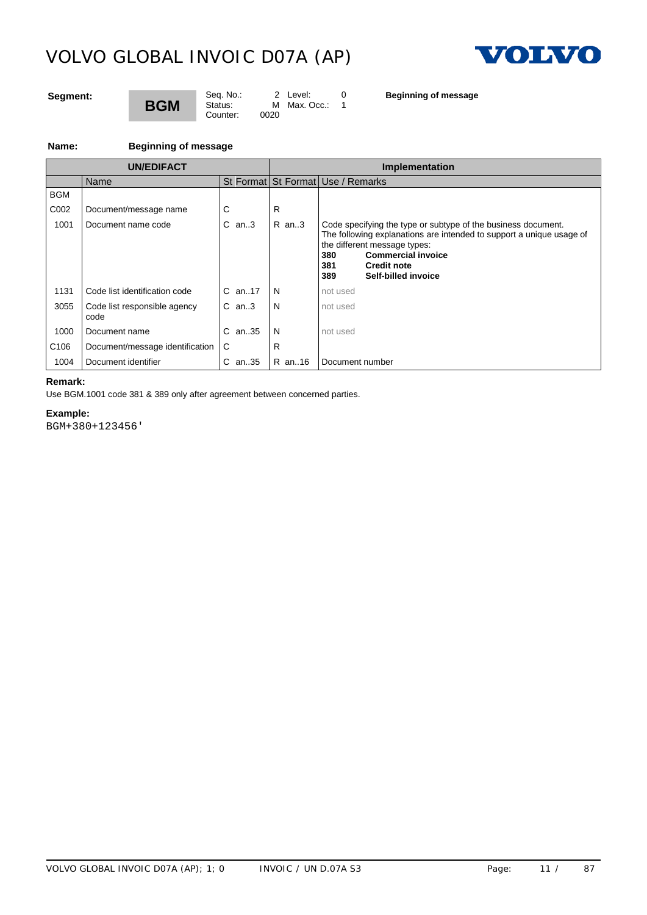**Segment:** **BGM**

| Seq. No.: | 2 | Level: | 0 |
|---|---|---|---|
| Status: | M | Max. Occ.: | 1 |
| Counter: | 0020 | | |

**Beginning of message**

**Name:** **Beginning of message**

| UN/EDIFACT | | | | Implementation | | | |
|---|---|---|---|---|---|---|---|
| | Name | St | Format | St | Format | Use / Remarks |
| BGM | | | | | | |
| C002 | Document/message name | C | | R | | |
| 1001 | Document name code | C | an..3 | R | an..3 | Code specifying the type or subtype of the business document. The following explanations are intended to support a unique usage of the different message types:<br>**380** **Commercial invoice**<br>**381** **Credit note**<br>**389** **Self-billed invoice** |
| 1131 | Code list identification code | C | an..17 | N | | not used |
| 3055 | Code list responsible agency code | C | an..3 | N | | not used |
| 1000 | Document name | C | an..35 | N | | not used |
| C106 | Document/message identification | C | | R | | |
| 1004 | Document identifier | C | an..35 | R | an..16 | Document number |

**Remark:**

Use BGM.1001 code 381 & 389 only after agreement between concerned parties.

**Example:**

```
BGM+380+123456'
```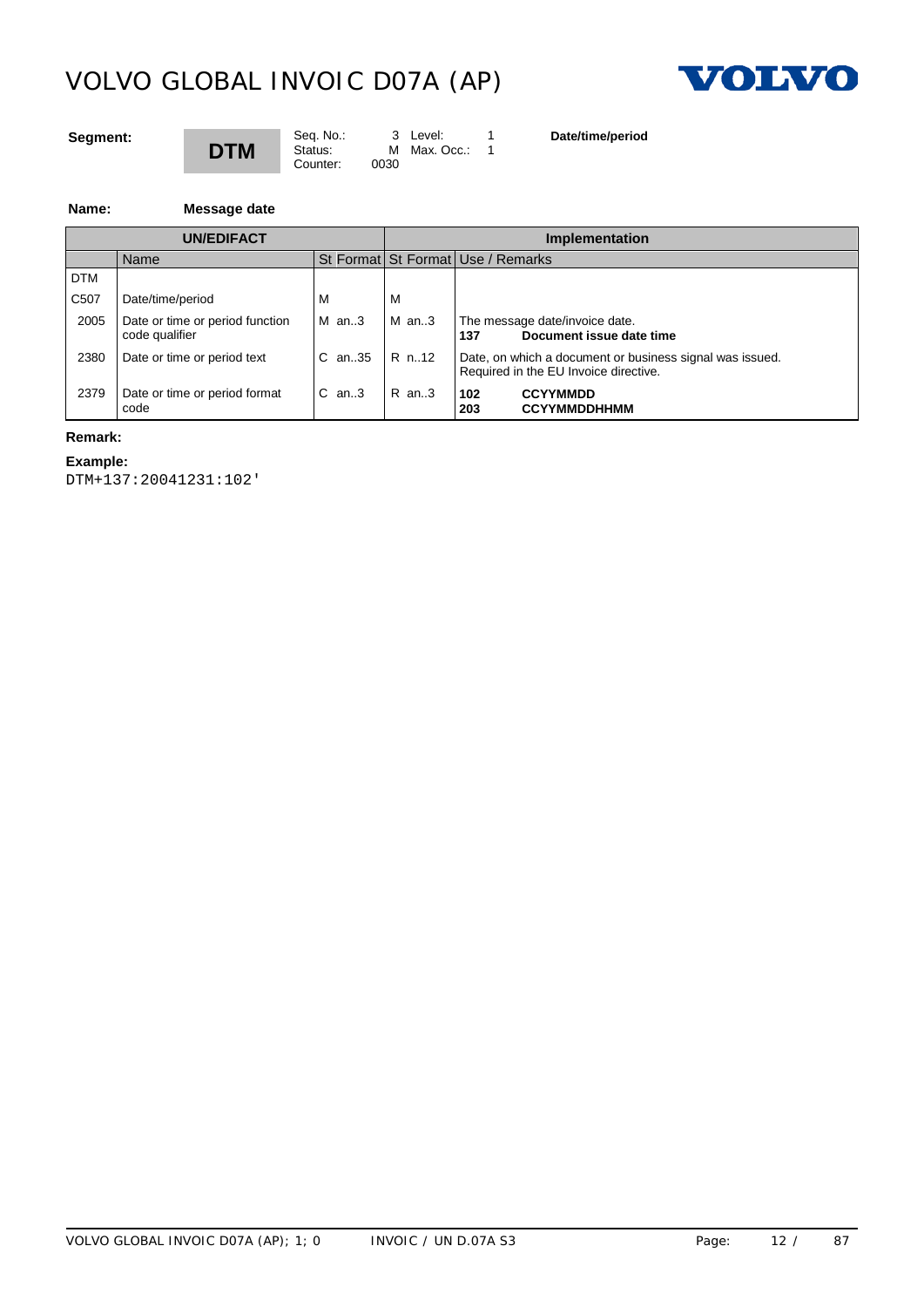**Segment:** **DTM**

| | | | | |
|---|---|---|---|---|
| Seq. No.: | 3 | Level: | 1 | **Date/time/period** |
| Status: | M | Max. Occ.: | 1 | |
| Counter: | 0030 | | | |

**Name:** **Message date**

| **UN/EDIFACT** | | | | **Implementation** | |
|---|---|---|---|---|---|
| | Name | St | Format | St Format | Use / Remarks |
| DTM | | | | | |
| C507 | Date/time/period | M | | M | |
| 2005 | Date or time or period function code qualifier | M | an..3 | M an..3 | The message date/invoice date.<br>**137** **Document issue date time** |
| 2380 | Date or time or period text | C | an..35 | R n..12 | Date, on which a document or business signal was issued. Required in the EU Invoice directive. |
| 2379 | Date or time or period format code | C | an..3 | R an..3 | **102** **CCYYMMDD**<br>**203** **CCYYMMDDHHMM** |

**Remark:**

**Example:**

```
DTM+137:20041231:102'
```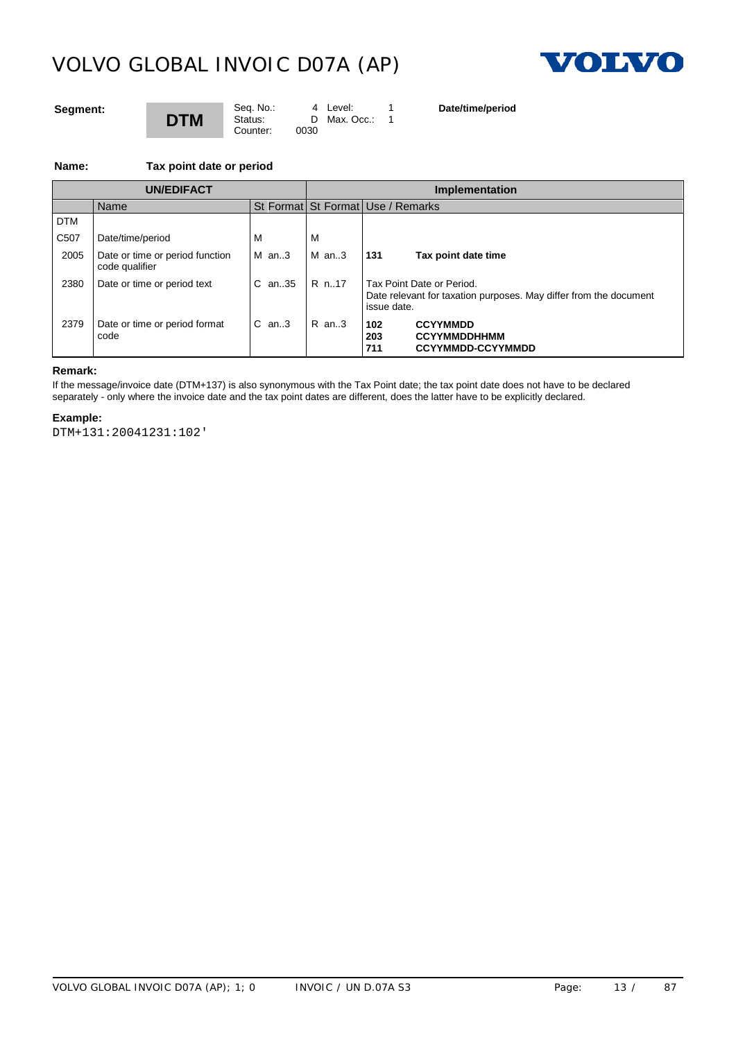# VOLVO GLOBAL INVOIC D07A (AP)

**Segment:** **DTM**

Seq. No.: 4 Level: 1
Status: D Max. Occ.: 1
Counter: 0030

**Date/time/period**

**Name:** **Tax point date or period**

| UN/EDIFACT | | | Implementation | | |
|---|---|---|---|---|---|
| | Name | St Format | St Format | Use / Remarks | |
| DTM | | | | | |
| C507 | Date/time/period | M | M | | |
| 2005 | Date or time or period function code qualifier | M an..3 | M an..3 | **131** | **Tax point date time** |
| 2380 | Date or time or period text | C an..35 | R n..17 | Tax Point Date or Period.<br>Date relevant for taxation purposes. May differ from the document issue date. | |
| 2379 | Date or time or period format code | C an..3 | R an..3 | **102**<br>**203**<br>**711** | **CCYYMMDD**<br>**CCYYMMDDHHMM**<br>**CCYYMMDD-CCYYMMDD** |

**Remark:**

If the message/invoice date (DTM+137) is also synonymous with the Tax Point date; the tax point date does not have to be declared separately - only where the invoice date and the tax point dates are different, does the latter have to be explicitly declared.

**Example:**

```
DTM+131:20041231:102'
```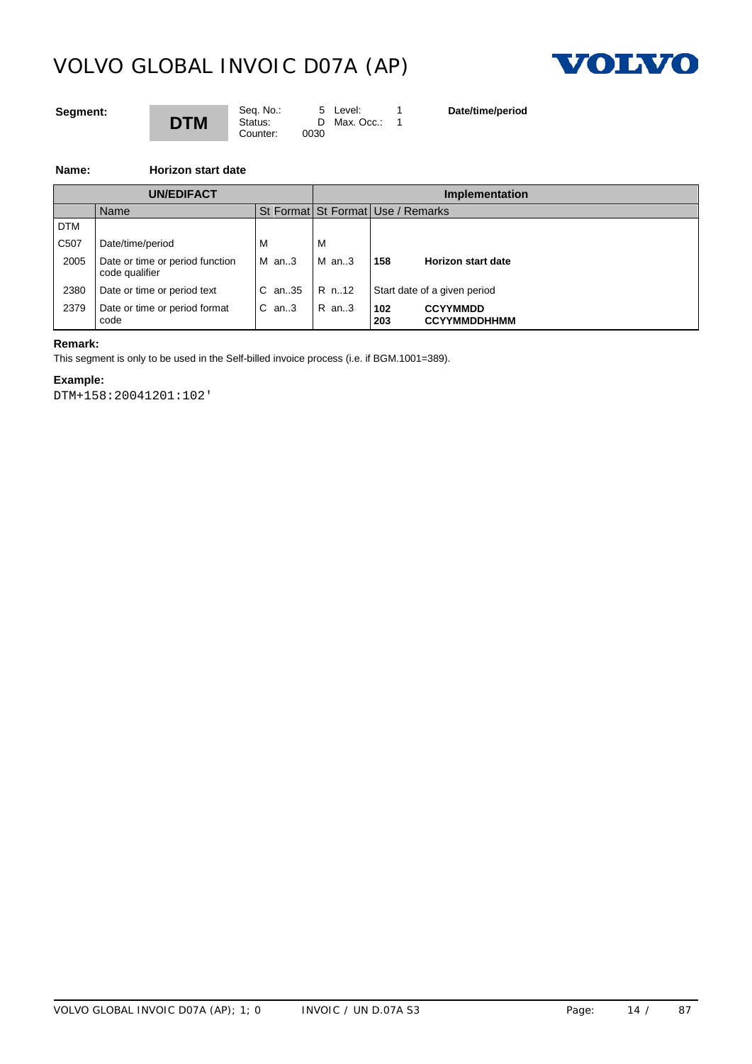**Segment:** **DTM**

| | | | |
|---|---|---|---|
| Seq. No.: | 5 | Level: | 1 |
| Status: | D | Max. Occ.: | 1 |
| Counter: | 0030 | | |

**Date/time/period**

**Name:** **Horizon start date**

| UN/EDIFACT | | | Implementation | |
|---|---|---|---|---|
| | Name | St Format | St Format | Use / Remarks |
| DTM | | | | |
| C507 | Date/time/period | M | M | |
| 2005 | Date or time or period function code qualifier | M an..3 | M an..3 | **158** **Horizon start date** |
| 2380 | Date or time or period text | C an..35 | R n..12 | Start date of a given period |
| 2379 | Date or time or period format code | C an..3 | R an..3 | **102** **CCYYMMDD**<br>**203** **CCYYMMDDHHMM** |

**Remark:**

This segment is only to be used in the Self-billed invoice process (i.e. if BGM.1001=389).

**Example:**

```
DTM+158:20041201:102'
```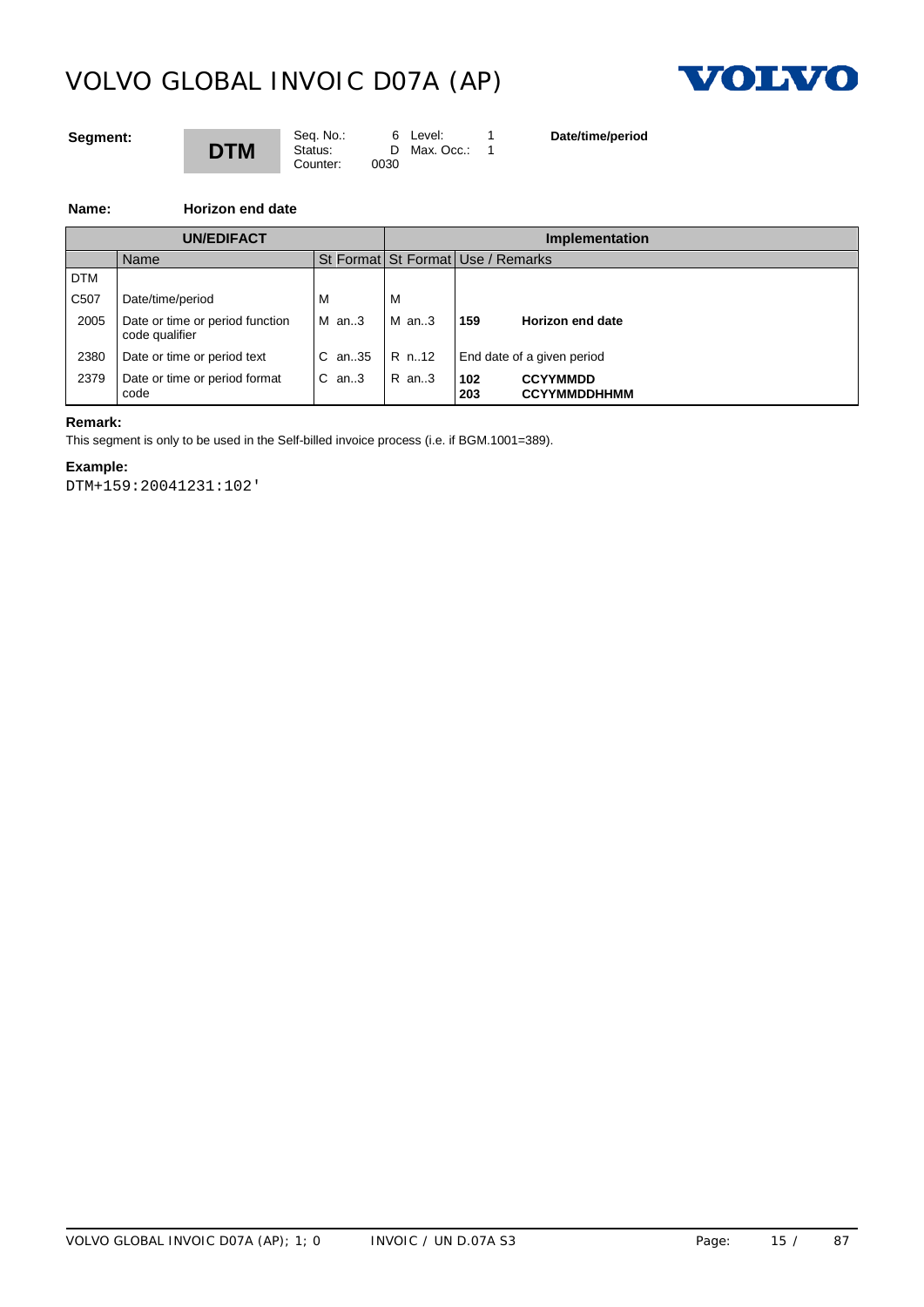# VOLVO GLOBAL INVOIC D07A (AP)

**Segment:** **DTM**

Seq. No.: 6 Level: 1
Status: D Max. Occ.: 1
Counter: 0030

**Date/time/period**

**Name:** **Horizon end date**

| UN/EDIFACT | | | Implementation | |
|---|---|---|---|---|
| | Name | St Format | St Format | Use / Remarks |
| DTM | | | | |
| C507 | Date/time/period | M | M | |
| 2005 | Date or time or period function code qualifier | M an..3 | M an..3 | **159** **Horizon end date** |
| 2380 | Date or time or period text | C an..35 | R n..12 | End date of a given period |
| 2379 | Date or time or period format code | C an..3 | R an..3 | **102** **CCYYMMDD**<br>**203** **CCYYMMDDHHMM** |

**Remark:**

This segment is only to be used in the Self-billed invoice process (i.e. if BGM.1001=389).

**Example:**

```
DTM+159:20041231:102'
```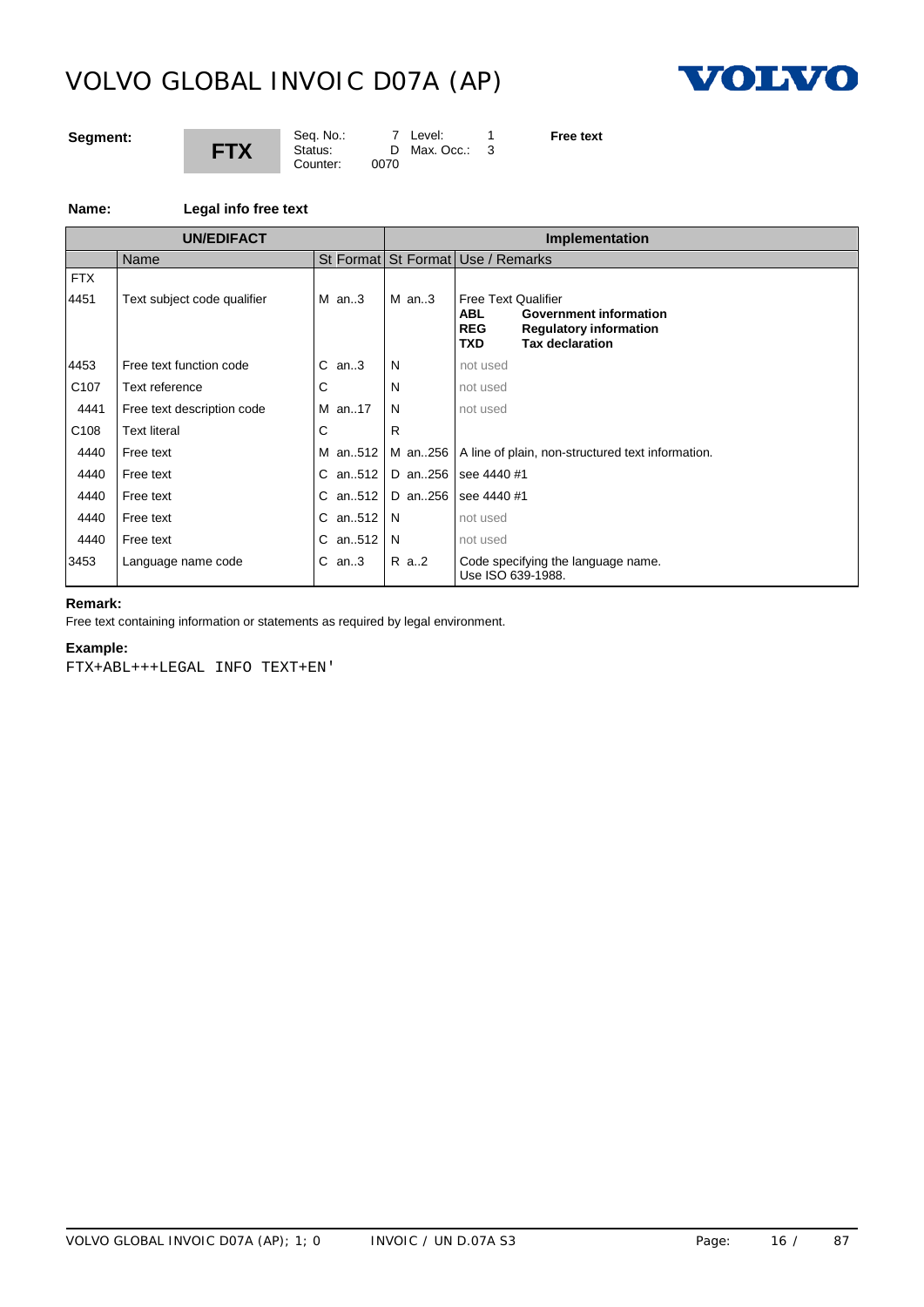# VOLVO GLOBAL INVOIC D07A (AP)

**Segment:** **FTX**

Seq. No.: 7 Level: 1 **Free text**
Status: D Max. Occ.: 3
Counter: 0070

**Name:** **Legal info free text**

| UN/EDIFACT | | | Implementation | |
|---|---|---|---|---|
| | Name | St Format | St Format | Use / Remarks |
| FTX | | | | |
| 4451 | Text subject code qualifier | M an..3 | M an..3 | Free Text Qualifier<br>**ABL** **Government information**<br>**REG** **Regulatory information**<br>**TXD** **Tax declaration** |
| 4453 | Free text function code | C an..3 | N | not used |
| C107 | Text reference | C | N | not used |
| 4441 | Free text description code | M an..17 | N | not used |
| C108 | Text literal | C | R | |
| 4440 | Free text | M an..512 | M an..256 | A line of plain, non-structured text information. |
| 4440 | Free text | C an..512 | D an..256 | see 4440 #1 |
| 4440 | Free text | C an..512 | D an..256 | see 4440 #1 |
| 4440 | Free text | C an..512 | N | not used |
| 4440 | Free text | C an..512 | N | not used |
| 3453 | Language name code | C an..3 | R a..2 | Code specifying the language name.<br>Use ISO 639-1988. |

**Remark:**

Free text containing information or statements as required by legal environment.

**Example:**

```
FTX+ABL+++LEGAL INFO TEXT+EN'
```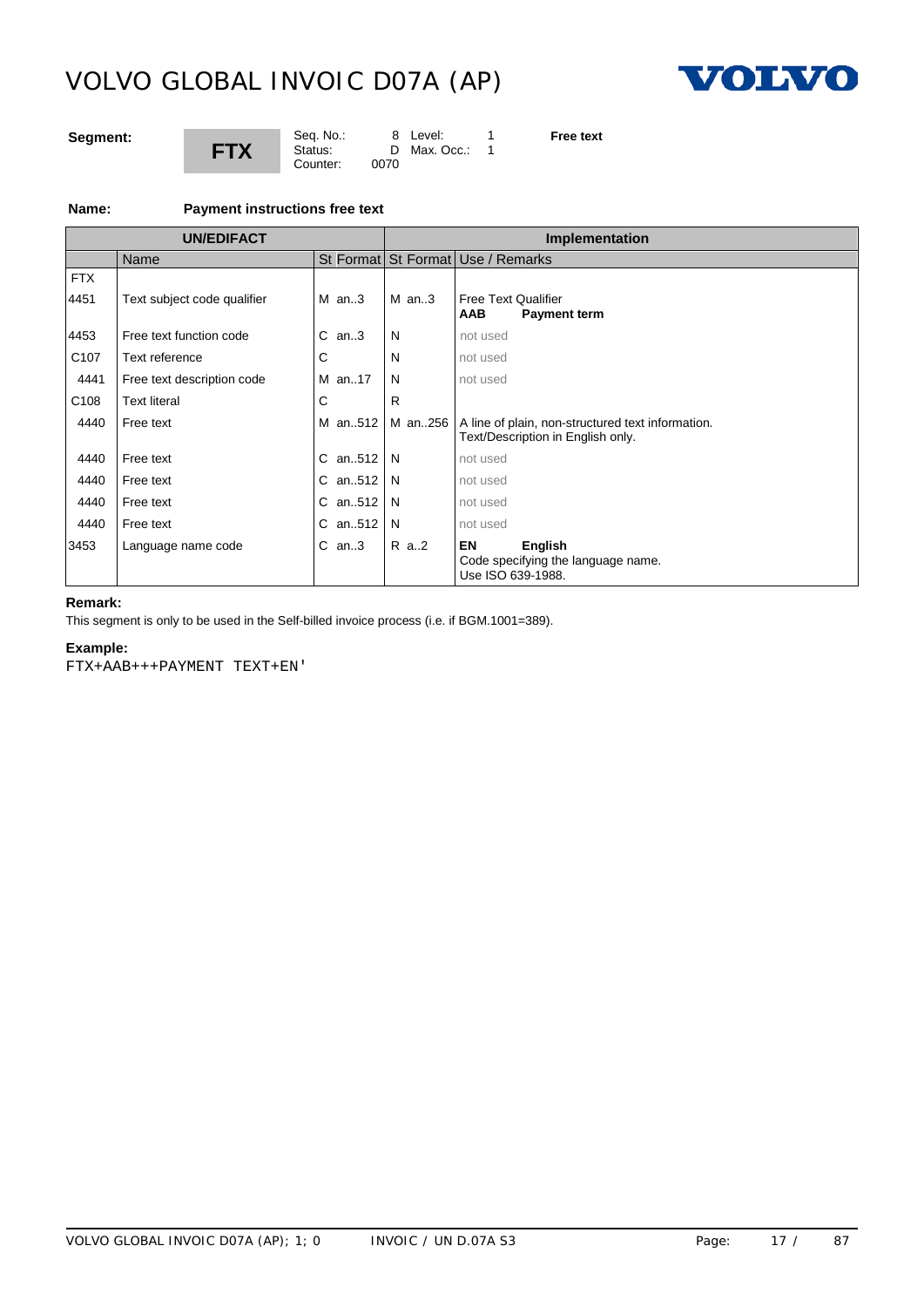**Segment:** **FTX**

| | | | | |
|---|---|---|---|---|
| Seq. No.: | 8 | Level: | 1 | **Free text** |
| Status: | D | Max. Occ.: | 1 | |
| Counter: | 0070 | | | |

**Name:** **Payment instructions free text**

| UN/EDIFACT | | | | Implementation | | |
|---|---|---|---|---|---|---|
| | Name | St | Format | St | Format | Use / Remarks |
| FTX | | | | | | |
| 4451 | Text subject code qualifier | M | an..3 | M | an..3 | Free Text Qualifier<br>**AAB** **Payment term** |
| 4453 | Free text function code | C | an..3 | N | | not used |
| C107 | Text reference | C | | N | | not used |
| 4441 | Free text description code | M | an..17 | N | | not used |
| C108 | Text literal | C | | R | | |
| 4440 | Free text | M | an..512 | M | an..256 | A line of plain, non-structured text information.<br>Text/Description in English only. |
| 4440 | Free text | C | an..512 | N | | not used |
| 4440 | Free text | C | an..512 | N | | not used |
| 4440 | Free text | C | an..512 | N | | not used |
| 4440 | Free text | C | an..512 | N | | not used |
| 3453 | Language name code | C | an..3 | R | a..2 | **EN** **English**<br>Code specifying the language name.<br>Use ISO 639-1988. |

**Remark:**

This segment is only to be used in the Self-billed invoice process (i.e. if BGM.1001=389).

**Example:**

```
FTX+AAB+++PAYMENT TEXT+EN'
```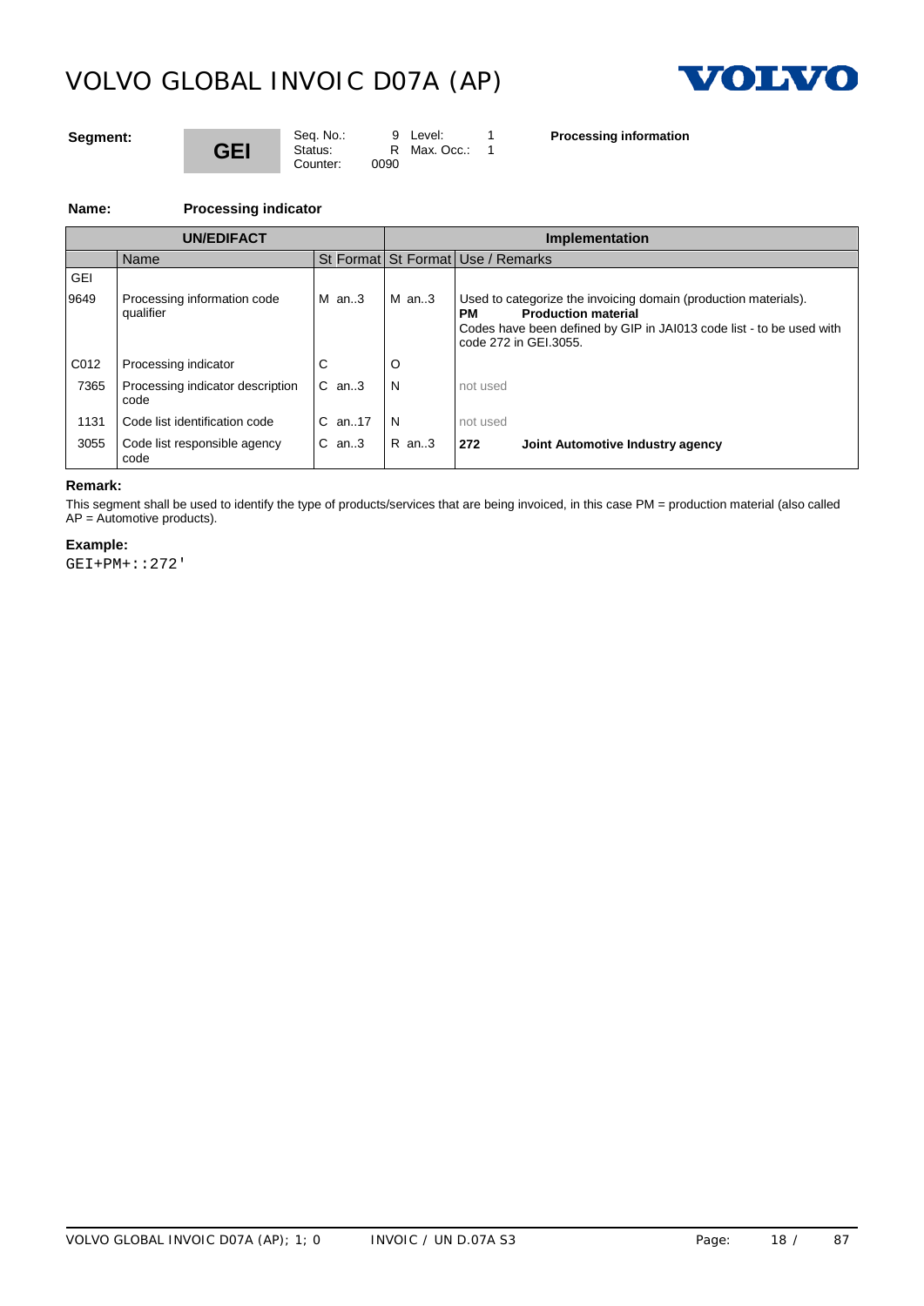**Segment:** **GEI**

| Seq. No.: | 9 | Level: | 1 |
|---|---|---|---|
| Status: | R | Max. Occ.: | 1 |
| Counter: | 0090 | | |

**Processing information**

**Name:** **Processing indicator**

| UN/EDIFACT | | | | Implementation | | |
|---|---|---|---|---|---|---|
| | Name | St | Format | St | Format | Use / Remarks |
| GEI | | | | | | |
| 9649 | Processing information code qualifier | M | an..3 | M | an..3 | Used to categorize the invoicing domain (production materials).<br>**PM** **Production material**<br>Codes have been defined by GIP in JAI013 code list - to be used with code 272 in GEI.3055. |
| C012 | Processing indicator | C | | O | | |
| 7365 | Processing indicator description code | C | an..3 | N | | not used |
| 1131 | Code list identification code | C | an..17 | N | | not used |
| 3055 | Code list responsible agency code | C | an..3 | R | an..3 | **272** **Joint Automotive Industry agency** |

**Remark:**

This segment shall be used to identify the type of products/services that are being invoiced, in this case PM = production material (also called AP = Automotive products).

**Example:**

```
GEI+PM+::272'
```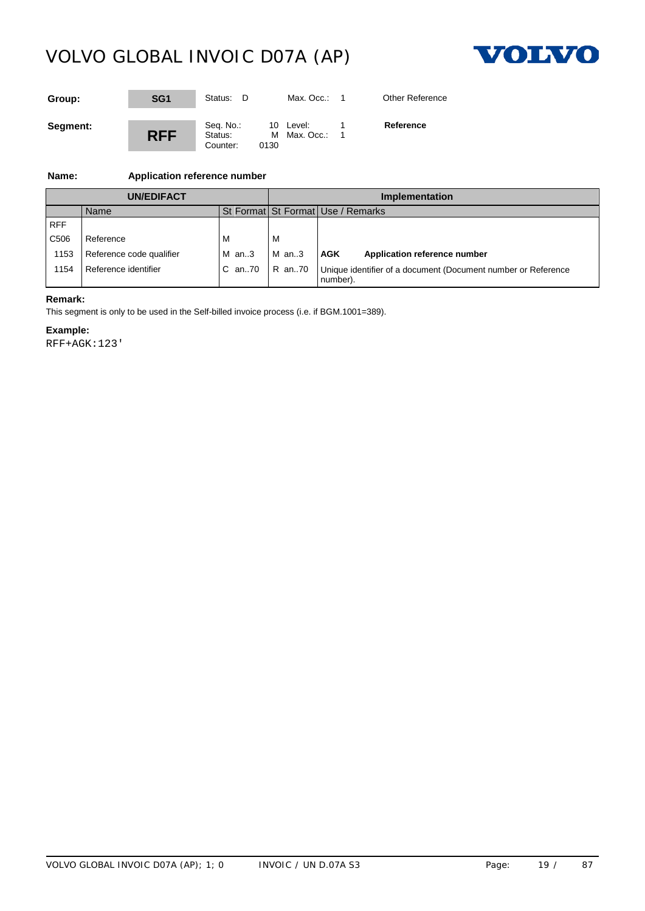| Group: | SG1 | Status: D | Max. Occ.: 1 | Other Reference |
|---|---|---|---|---|
| **Segment:** | **RFF** | Seq. No.: 10<br>Status: M<br>Counter: 0130 | Level: 1<br>Max. Occ.: 1 | **Reference** |

**Name:** **Application reference number**

| UN/EDIFACT | | | Implementation | | |
|---|---|---|---|---|---|
| | Name | St Format | St Format | Use / Remarks | |
| RFF | | | | | |
| C506 | Reference | M | M | | |
| 1153 | Reference code qualifier | M an..3 | M an..3 | **AGK** | **Application reference number** |
| 1154 | Reference identifier | C an..70 | R an..70 | Unique identifier of a document (Document number or Reference number). | |

**Remark:**

This segment is only to be used in the Self-billed invoice process (i.e. if BGM.1001=389).

**Example:**

```
RFF+AGK:123'
```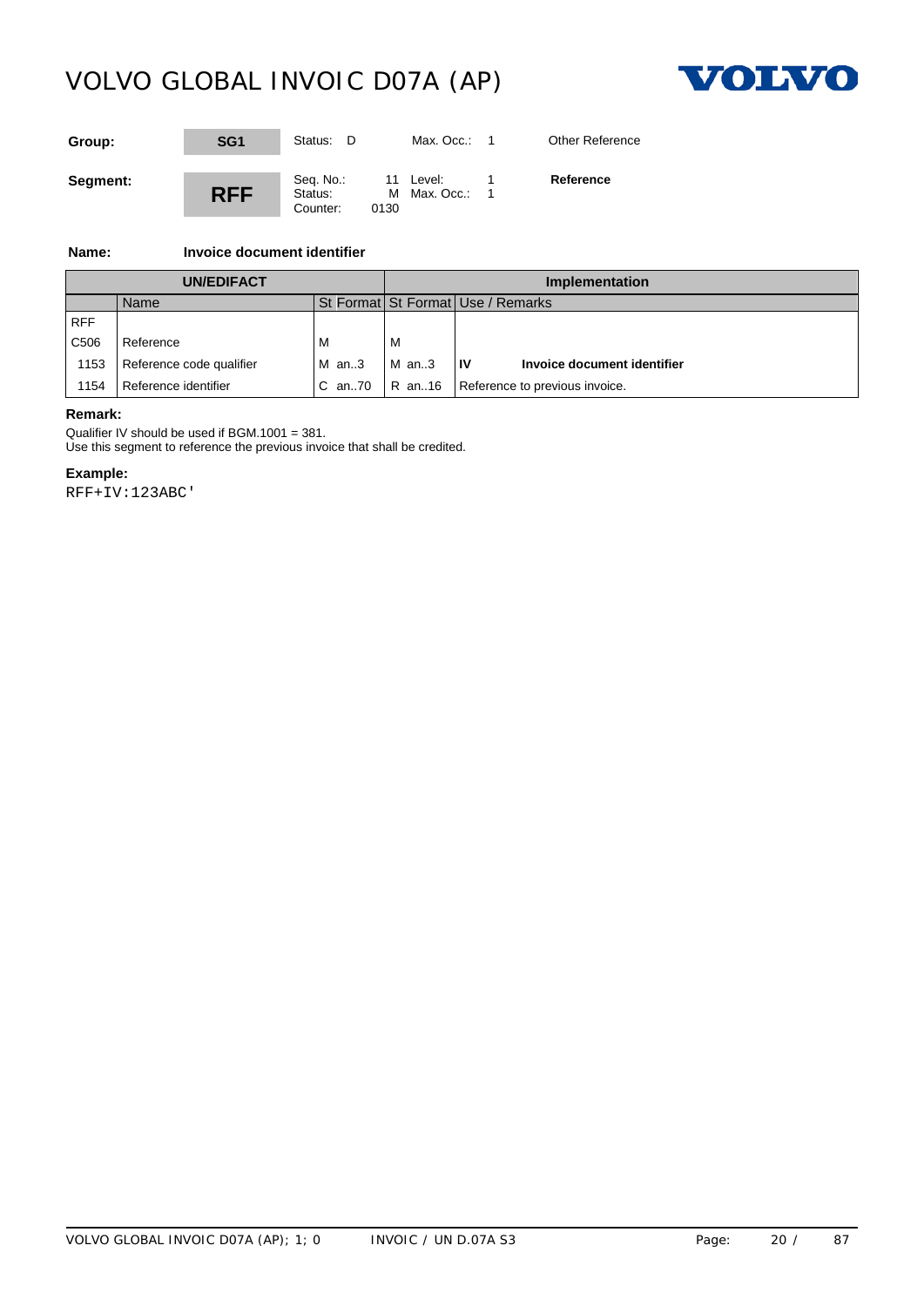**Group:** SG1 | Status: D | Max. Occ.: 1 | Other Reference

**Segment:** RFF | Seq. No.: 11 | Status: M | Counter: 0130 | Level: 1 | Max. Occ.: 1 | **Reference**

**Name:** **Invoice document identifier**

| UN/EDIFACT | | | | Implementation | | |
|---|---|---|---|---|---|---|
| | Name | St | Format | St | Format | Use / Remarks |
| RFF | | | | | | |
| C506 | Reference | M | | M | | |
| 1153 | Reference code qualifier | M | an..3 | M | an..3 | **IV** **Invoice document identifier** |
| 1154 | Reference identifier | C | an..70 | R | an..16 | Reference to previous invoice. |

**Remark:**

Qualifier IV should be used if BGM.1001 = 381.
Use this segment to reference the previous invoice that shall be credited.

**Example:**

```
RFF+IV:123ABC'
```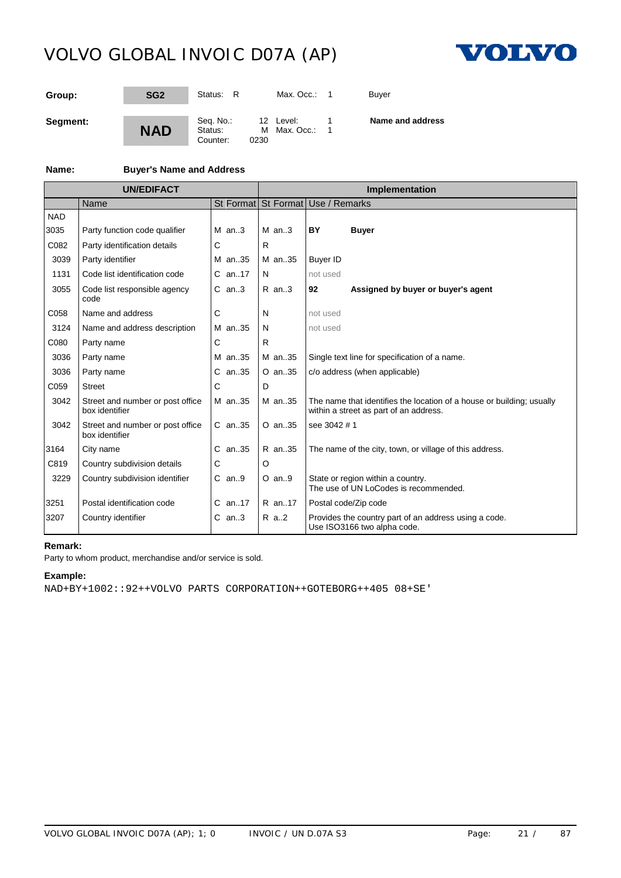# VOLVO GLOBAL INVOIC D07A (AP)

| | | | | |
|---|---|---|---|---|
| **Group:** | **SG2** | Status: R | Max. Occ.: 1 | Buyer |
| **Segment:** | **NAD** | Seq. No.: 12<br>Status: M<br>Counter: 0230 | Level: 1<br>Max. Occ.: 1 | **Name and address** |

**Name:** **Buyer's Name and Address**

| UN/EDIFACT | | | | Implementation | | |
|---|---|---|---|---|---|---|
| | Name | St | Format | St | Format | Use / Remarks |
| NAD | | | | | | |
| 3035 | Party function code qualifier | M | an..3 | M | an..3 | **BY** **Buyer** |
| C082 | Party identification details | C | | R | | |
| 3039 | Party identifier | M | an..35 | M | an..35 | Buyer ID |
| 1131 | Code list identification code | C | an..17 | N | | not used |
| 3055 | Code list responsible agency code | C | an..3 | R | an..3 | **92** **Assigned by buyer or buyer's agent** |
| C058 | Name and address | C | | N | | not used |
| 3124 | Name and address description | M | an..35 | N | | not used |
| C080 | Party name | C | | R | | |
| 3036 | Party name | M | an..35 | M | an..35 | Single text line for specification of a name. |
| 3036 | Party name | C | an..35 | O | an..35 | c/o address (when applicable) |
| C059 | Street | C | | D | | |
| 3042 | Street and number or post office box identifier | M | an..35 | M | an..35 | The name that identifies the location of a house or building; usually within a street as part of an address. |
| 3042 | Street and number or post office box identifier | C | an..35 | O | an..35 | see 3042 # 1 |
| 3164 | City name | C | an..35 | R | an..35 | The name of the city, town, or village of this address. |
| C819 | Country subdivision details | C | | O | | |
| 3229 | Country subdivision identifier | C | an..9 | O | an..9 | State or region within a country.<br>The use of UN LoCodes is recommended. |
| 3251 | Postal identification code | C | an..17 | R | an..17 | Postal code/Zip code |
| 3207 | Country identifier | C | an..3 | R | a..2 | Provides the country part of an address using a code.<br>Use ISO3166 two alpha code. |

**Remark:**

Party to whom product, merchandise and/or service is sold.

**Example:**

```
NAD+BY+1002::92++VOLVO PARTS CORPORATION++GOTEBORG++405 08+SE'
```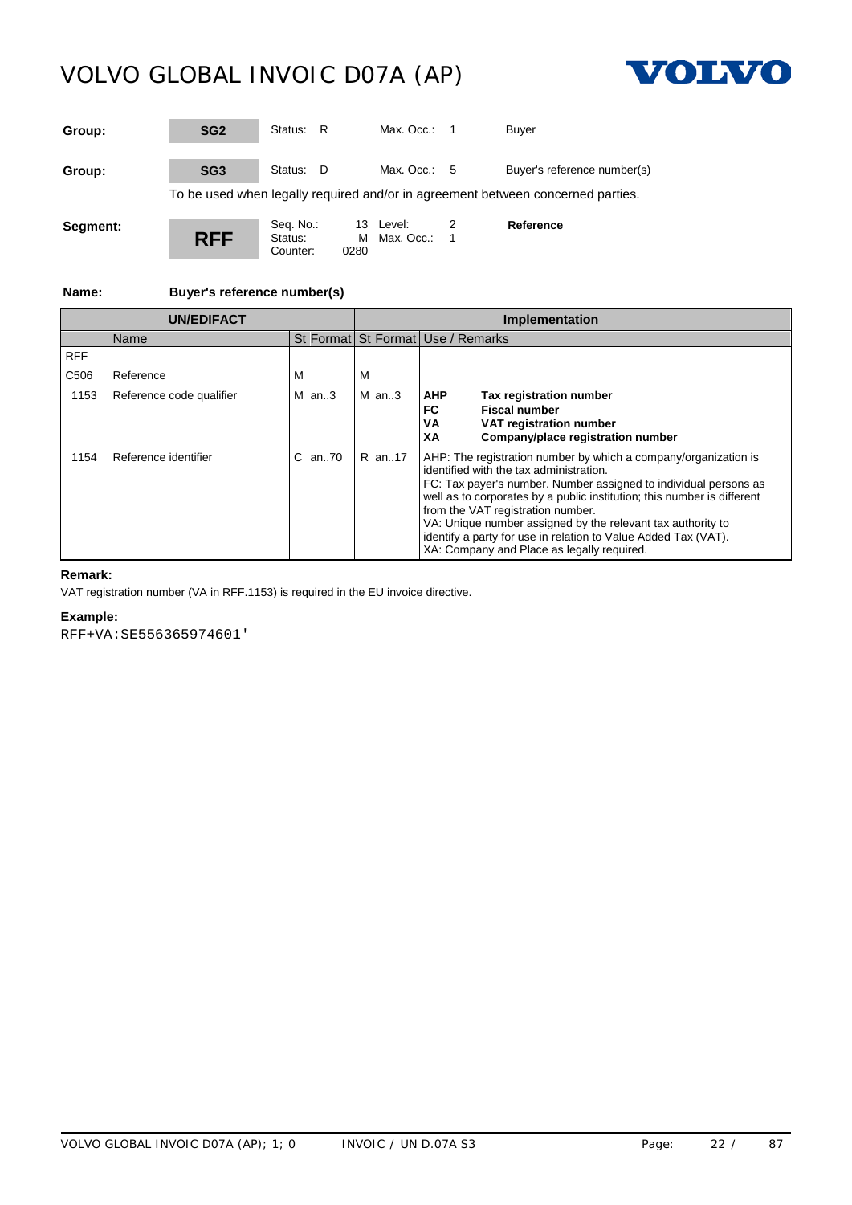| Group: | SG2 | Status: R | Max. Occ.: 1 | Buyer |
|---|---|---|---|---|
| Group: | SG3 | Status: D | Max. Occ.: 5 | Buyer's reference number(s) |

To be used when legally required and/or in agreement between concerned parties.

| Segment: | RFF | Seq. No.: 13<br>Status: M<br>Counter: 0280 | Level: 2<br>Max. Occ.: 1 | **Reference** |
|---|---|---|---|---|

**Name:** **Buyer's reference number(s)**

| UN/EDIFACT | | | | Implementation | | |
|---|---|---|---|---|---|---|
| | Name | St | Format | St | Format | Use / Remarks |
| RFF | | | | | | |
| C506 | Reference | M | | M | | |
| 1153 | Reference code qualifier | M | an..3 | M | an..3 | **AHP** **Tax registration number**<br>**FC** **Fiscal number**<br>**VA** **VAT registration number**<br>**XA** **Company/place registration number** |
| 1154 | Reference identifier | C | an..70 | R | an..17 | AHP: The registration number by which a company/organization is identified with the tax administration.<br>FC: Tax payer's number. Number assigned to individual persons as well as to corporates by a public institution; this number is different from the VAT registration number.<br>VA: Unique number assigned by the relevant tax authority to identify a party for use in relation to Value Added Tax (VAT).<br>XA: Company and Place as legally required. |

**Remark:**

VAT registration number (VA in RFF.1153) is required in the EU invoice directive.

**Example:**

```
RFF+VA:SE556365974601'
```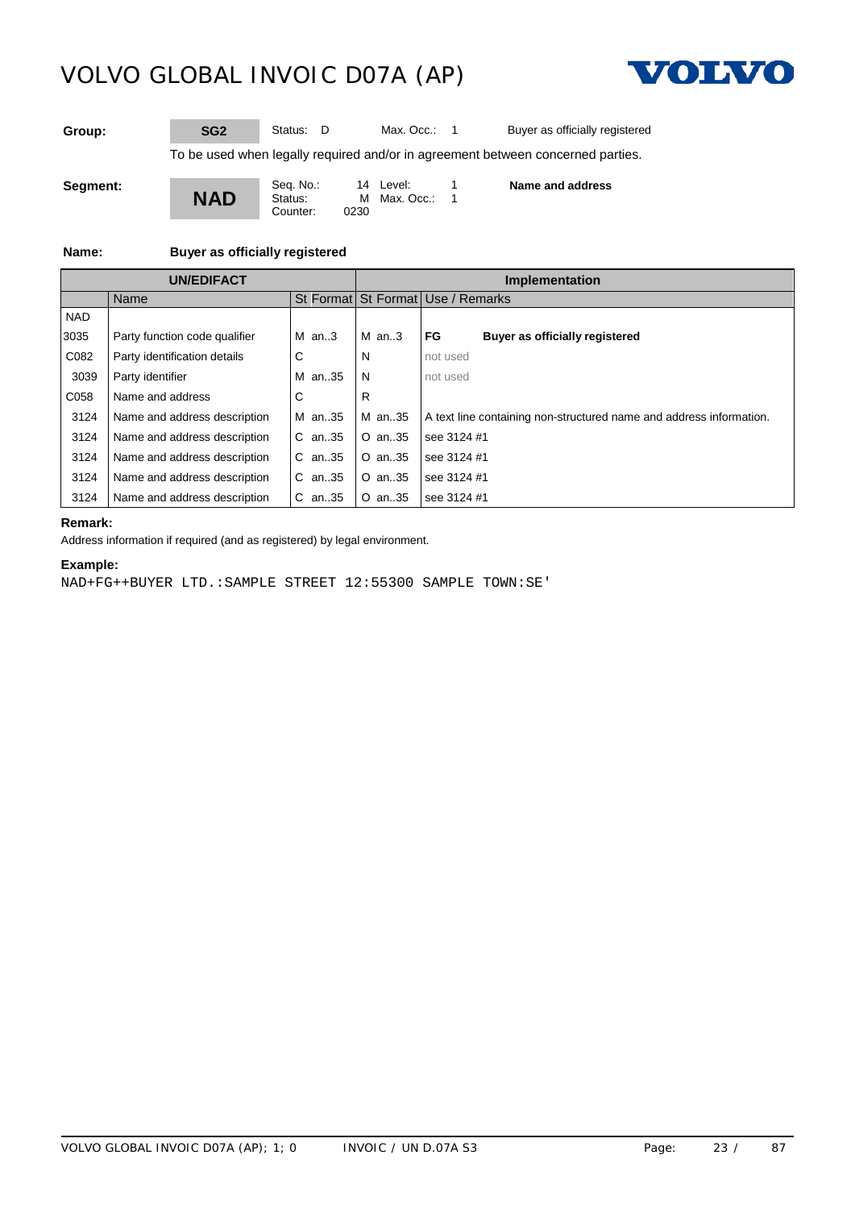| | | | | | |
|---|---|---|---|---|---|
| **Group:** | **SG2** | Status: D | Max. Occ.: 1 | | Buyer as officially registered |
| | To be used when legally required and/or in agreement between concerned parties. | | | | |
| **Segment:** | **NAD** | Seq. No.: 14<br>Status: M<br>Counter: 0230 | Level: 1<br>Max. Occ.: 1 | | **Name and address** |

**Name:** **Buyer as officially registered**

| UN/EDIFACT | | | Implementation | | |
|---|---|---|---|---|---|
| | Name | St Format | St Format | Use / Remarks | |
| NAD | | | | | |
| 3035 | Party function code qualifier | M an..3 | M an..3 | **FG** | **Buyer as officially registered** |
| C082 | Party identification details | C | N | not used | |
| 3039 | Party identifier | M an..35 | N | not used | |
| C058 | Name and address | C | R | | |
| 3124 | Name and address description | M an..35 | M an..35 | A text line containing non-structured name and address information. | |
| 3124 | Name and address description | C an..35 | O an..35 | see 3124 #1 | |
| 3124 | Name and address description | C an..35 | O an..35 | see 3124 #1 | |
| 3124 | Name and address description | C an..35 | O an..35 | see 3124 #1 | |
| 3124 | Name and address description | C an..35 | O an..35 | see 3124 #1 | |

**Remark:**

Address information if required (and as registered) by legal environment.

**Example:**

```
NAD+FG++BUYER LTD.:SAMPLE STREET 12:55300 SAMPLE TOWN:SE'
```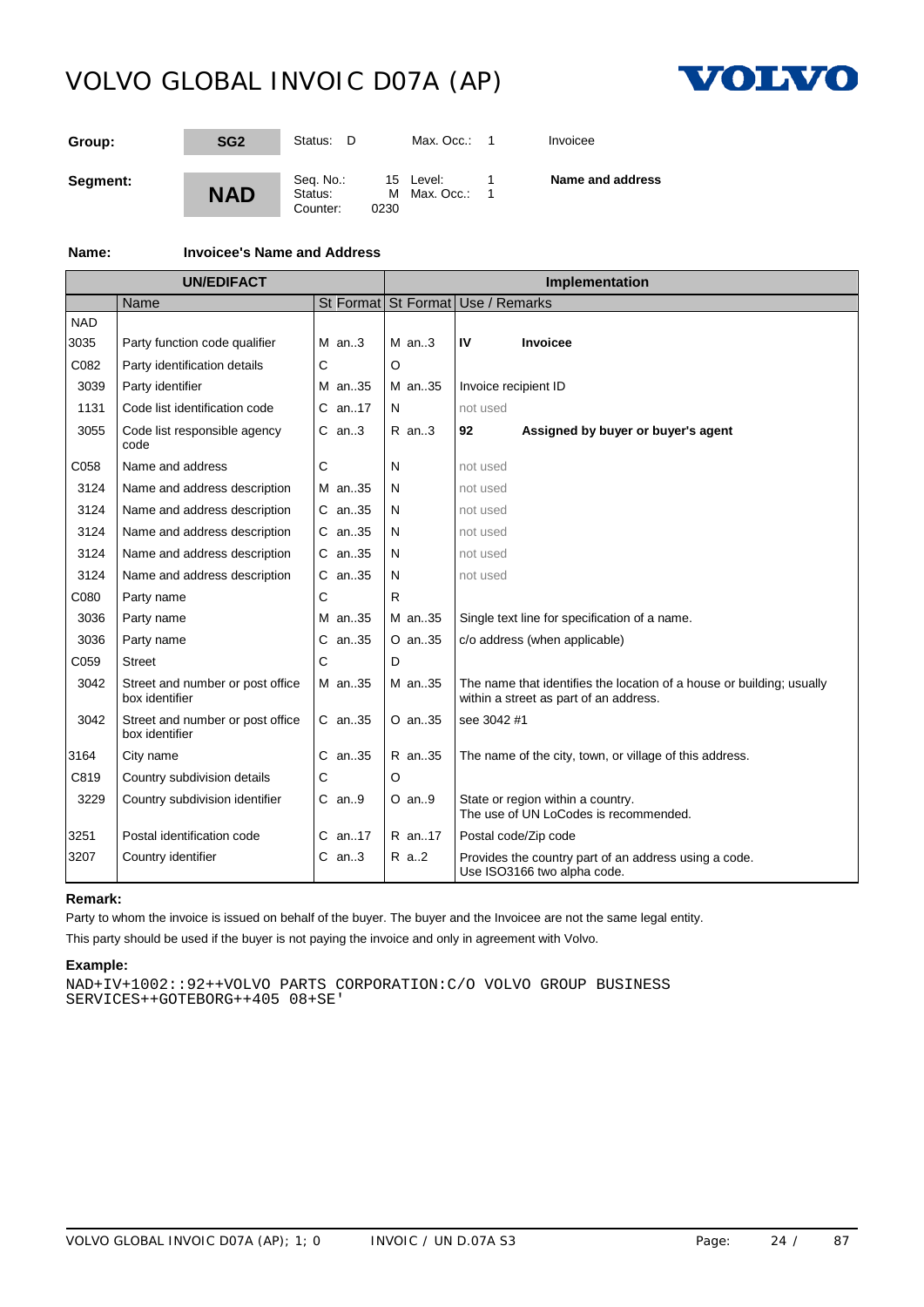# VOLVO GLOBAL INVOIC D07A (AP)

| | | | | |
|---|---|---|---|---|
| **Group:** | **SG2** | Status: D | Max. Occ.: 1 | Invoicee |
| **Segment:** | **NAD** | Seq. No.: 15<br>Status: M<br>Counter: 0230 | Level: 1<br>Max. Occ.: 1 | **Name and address** |

**Name:** **Invoicee's Name and Address**

| UN/EDIFACT | | | | Implementation | | |
|---|---|---|---|---|---|---|
| | Name | St | Format | St | Format | Use / Remarks |
| NAD | | | | | | |
| 3035 | Party function code qualifier | M | an..3 | M | an..3 | **IV** **Invoicee** |
| C082 | Party identification details | C | | O | | |
| 3039 | Party identifier | M | an..35 | M | an..35 | Invoice recipient ID |
| 1131 | Code list identification code | C | an..17 | N | | not used |
| 3055 | Code list responsible agency code | C | an..3 | R | an..3 | **92** **Assigned by buyer or buyer's agent** |
| C058 | Name and address | C | | N | | not used |
| 3124 | Name and address description | M | an..35 | N | | not used |
| 3124 | Name and address description | C | an..35 | N | | not used |
| 3124 | Name and address description | C | an..35 | N | | not used |
| 3124 | Name and address description | C | an..35 | N | | not used |
| 3124 | Name and address description | C | an..35 | N | | not used |
| C080 | Party name | C | | R | | |
| 3036 | Party name | M | an..35 | M | an..35 | Single text line for specification of a name. |
| 3036 | Party name | C | an..35 | O | an..35 | c/o address (when applicable) |
| C059 | Street | C | | D | | |
| 3042 | Street and number or post office box identifier | M | an..35 | M | an..35 | The name that identifies the location of a house or building; usually within a street as part of an address. |
| 3042 | Street and number or post office box identifier | C | an..35 | O | an..35 | see 3042 #1 |
| 3164 | City name | C | an..35 | R | an..35 | The name of the city, town, or village of this address. |
| C819 | Country subdivision details | C | | O | | |
| 3229 | Country subdivision identifier | C | an..9 | O | an..9 | State or region within a country. The use of UN LoCodes is recommended. |
| 3251 | Postal identification code | C | an..17 | R | an..17 | Postal code/Zip code |
| 3207 | Country identifier | C | an..3 | R | a..2 | Provides the country part of an address using a code. Use ISO3166 two alpha code. |

**Remark:**

Party to whom the invoice is issued on behalf of the buyer. The buyer and the Invoicee are not the same legal entity.

This party should be used if the buyer is not paying the invoice and only in agreement with Volvo.

**Example:**

```
NAD+IV+1002::92++VOLVO PARTS CORPORATION:C/O VOLVO GROUP BUSINESS
SERVICES++GOTEBORG++405 08+SE'
```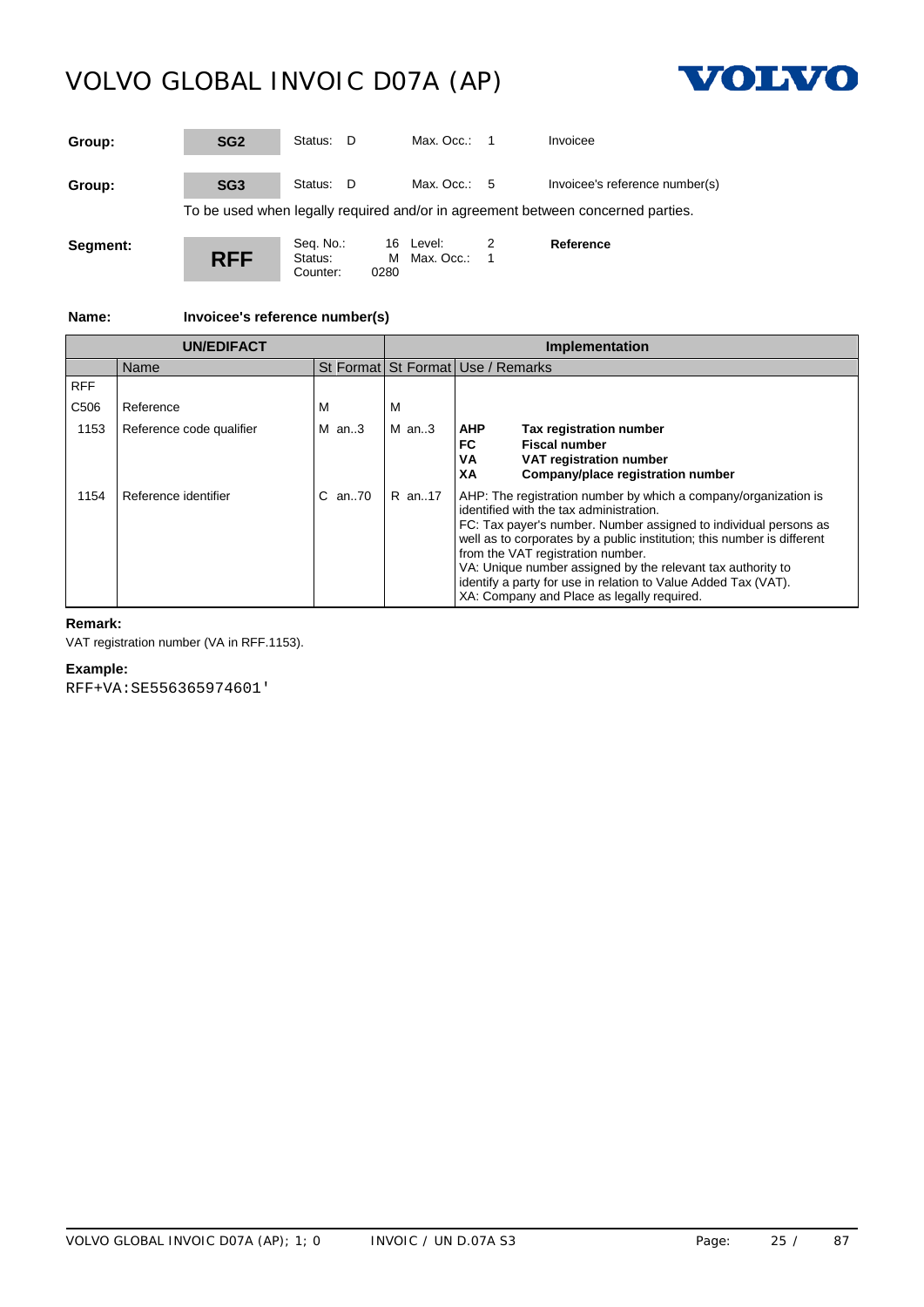| Group: | SG2 | Status: D | Max. Occ.: 1 | Invoicee |
|---|---|---|---|---|
| **Group:** | **SG3** | Status: D | Max. Occ.: 5 | Invoicee's reference number(s) |

To be used when legally required and/or in agreement between concerned parties.

| Segment: | RFF | Seq. No.: 16 | Level: 2 | Reference |
|---|---|---|---|---|
| | | Status: M | Max. Occ.: 1 | |
| | | Counter: 0280 | | |

**Name:** **Invoicee's reference number(s)**

| UN/EDIFACT | | | | Implementation | | |
|---|---|---|---|---|---|---|
| | Name | St | Format | St | Format | Use / Remarks |
| RFF | | | | | | |
| C506 | Reference | M | | M | | |
| 1153 | Reference code qualifier | M | an..3 | M | an..3 | **AHP** **Tax registration number**<br>**FC** **Fiscal number**<br>**VA** **VAT registration number**<br>**XA** **Company/place registration number** |
| 1154 | Reference identifier | C | an..70 | R | an..17 | AHP: The registration number by which a company/organization is identified with the tax administration.<br>FC: Tax payer's number. Number assigned to individual persons as well as to corporates by a public institution; this number is different from the VAT registration number.<br>VA: Unique number assigned by the relevant tax authority to identify a party for use in relation to Value Added Tax (VAT).<br>XA: Company and Place as legally required. |

**Remark:**

VAT registration number (VA in RFF.1153).

**Example:**

```
RFF+VA:SE556365974601'
```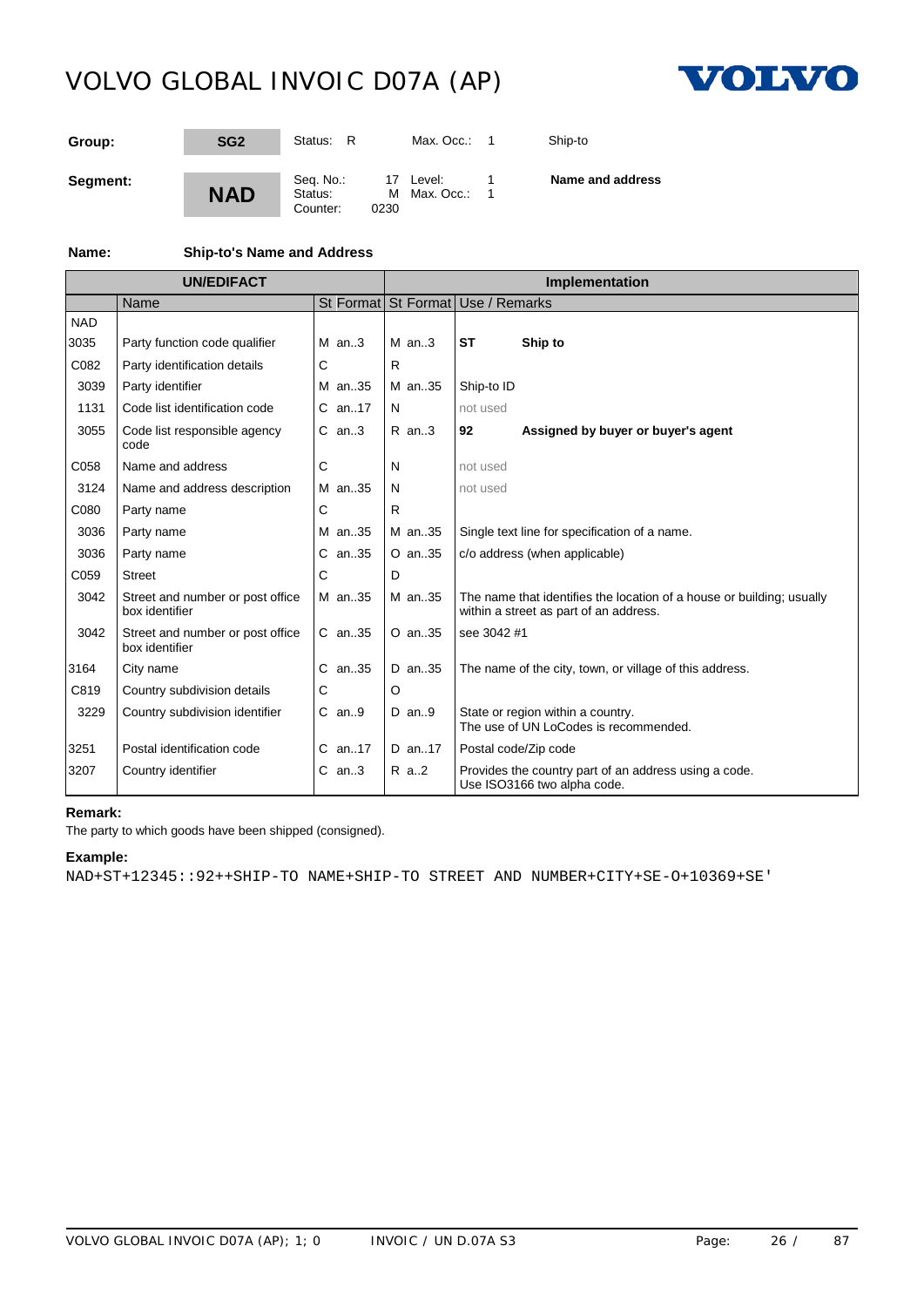| Group: | SG2 | Status: R | Max. Occ.: 1 | Ship-to |
|---|---|---|---|---|
| **Segment:** | **NAD** | Seq. No.: 17<br>Status: M<br>Counter: 0230 | Level: 1<br>Max. Occ.: 1 | **Name and address** |

**Name:** **Ship-to's Name and Address**

| UN/EDIFACT | | | | Implementation | | |
|---|---|---|---|---|---|---|
| | Name | St | Format | St | Format | Use / Remarks |
| NAD | | | | | | |
| 3035 | Party function code qualifier | M | an..3 | M | an..3 | **ST** **Ship to** |
| C082 | Party identification details | C | | R | | |
| 3039 | Party identifier | M | an..35 | M | an..35 | Ship-to ID |
| 1131 | Code list identification code | C | an..17 | N | | not used |
| 3055 | Code list responsible agency code | C | an..3 | R | an..3 | **92** **Assigned by buyer or buyer's agent** |
| C058 | Name and address | C | | N | | not used |
| 3124 | Name and address description | M | an..35 | N | | not used |
| C080 | Party name | C | | R | | |
| 3036 | Party name | M | an..35 | M | an..35 | Single text line for specification of a name. |
| 3036 | Party name | C | an..35 | O | an..35 | c/o address (when applicable) |
| C059 | Street | C | | D | | |
| 3042 | Street and number or post office box identifier | M | an..35 | M | an..35 | The name that identifies the location of a house or building; usually within a street as part of an address. |
| 3042 | Street and number or post office box identifier | C | an..35 | O | an..35 | see 3042 #1 |
| 3164 | City name | C | an..35 | D | an..35 | The name of the city, town, or village of this address. |
| C819 | Country subdivision details | C | | O | | |
| 3229 | Country subdivision identifier | C | an..9 | D | an..9 | State or region within a country.<br>The use of UN LoCodes is recommended. |
| 3251 | Postal identification code | C | an..17 | D | an..17 | Postal code/Zip code |
| 3207 | Country identifier | C | an..3 | R | a..2 | Provides the country part of an address using a code.<br>Use ISO3166 two alpha code. |

**Remark:**

The party to which goods have been shipped (consigned).

**Example:**

```
NAD+ST+12345::92++SHIP-TO NAME+SHIP-TO STREET AND NUMBER+CITY+SE-O+10369+SE'
```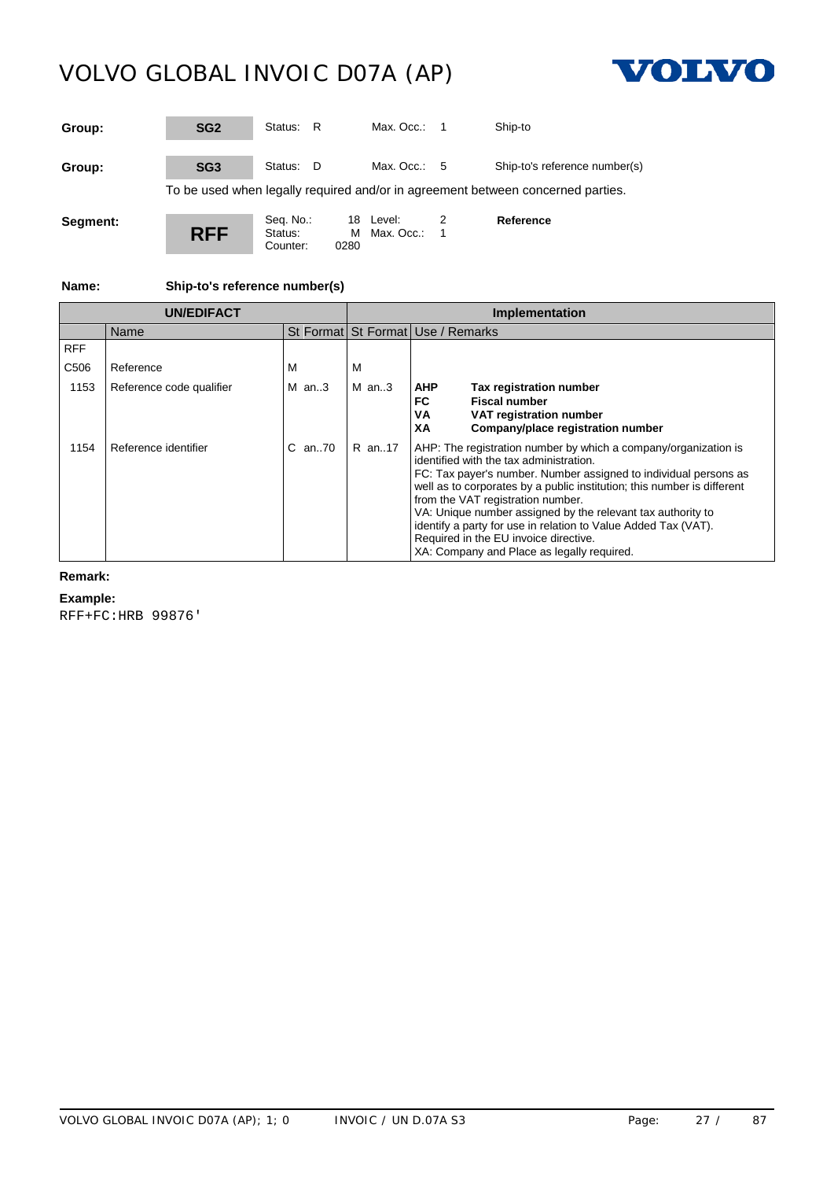| | | | | |
|---|---|---|---|---|
| **Group:** | **SG2** | Status: R | Max. Occ.: 1 | Ship-to |
| **Group:** | **SG3** | Status: D | Max. Occ.: 5 | Ship-to's reference number(s) |

To be used when legally required and/or in agreement between concerned parties.

| | | | | |
|---|---|---|---|---|
| **Segment:** | **RFF** | Seq. No.: 18<br>Status: M<br>Counter: 0280 | Level: 2<br>Max. Occ.: 1 | **Reference** |

**Name:** **Ship-to's reference number(s)**

| UN/EDIFACT | | | | Implementation | | |
|---|---|---|---|---|---|---|
| | Name | St | Format | St | Format | Use / Remarks |
| RFF | | | | | | |
| C506 | Reference | M | | M | | |
| 1153 | Reference code qualifier | M | an..3 | M | an..3 | **AHP** **Tax registration number**<br>**FC** **Fiscal number**<br>**VA** **VAT registration number**<br>**XA** **Company/place registration number** |
| 1154 | Reference identifier | C | an..70 | R | an..17 | AHP: The registration number by which a company/organization is identified with the tax administration.<br>FC: Tax payer's number. Number assigned to individual persons as well as to corporates by a public institution; this number is different from the VAT registration number.<br>VA: Unique number assigned by the relevant tax authority to identify a party for use in relation to Value Added Tax (VAT). Required in the EU invoice directive.<br>XA: Company and Place as legally required. |

**Remark:**

**Example:**

```
RFF+FC:HRB 99876'
```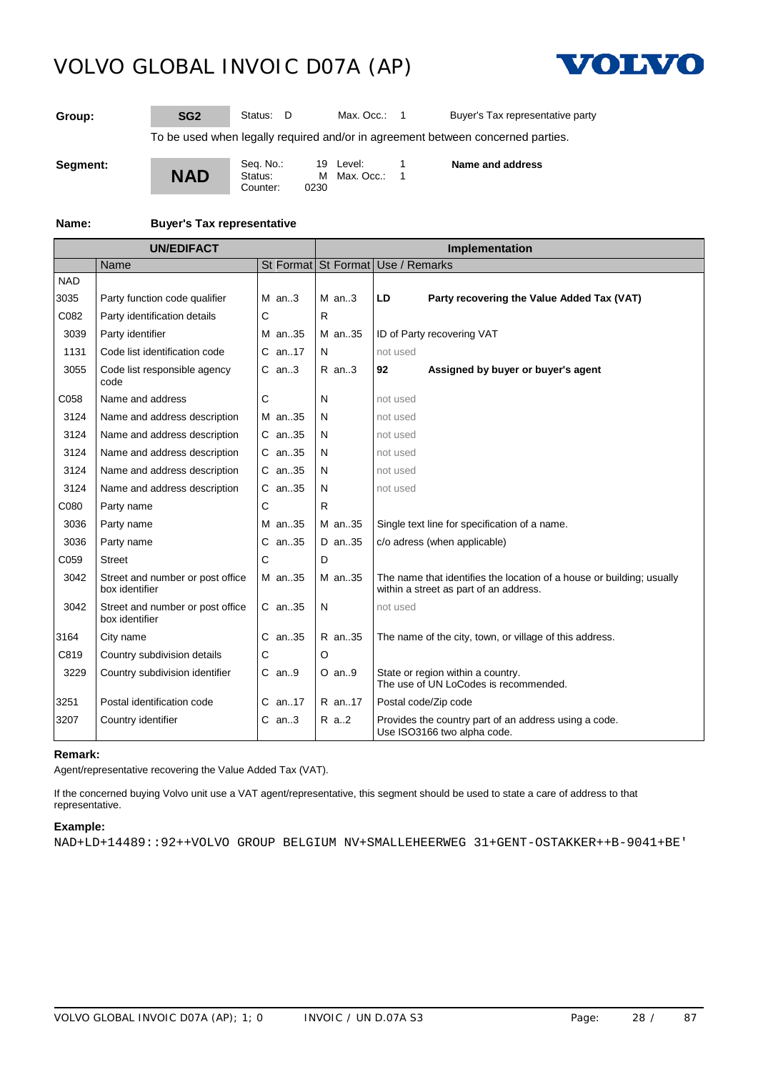# VOLVO GLOBAL INVOIC D07A (AP)

**Group:** SG2 — Status: D — Max. Occ.: 1 — Buyer's Tax representative party

To be used when legally required and/or in agreement between concerned parties.

**Segment:** NAD — Seq. No.: 19 — Level: 1 — Status: M — Max. Occ.: 1 — Counter: 0230 — **Name and address**

**Name:** **Buyer's Tax representative**

| UN/EDIFACT | | | | Implementation | | |
|---|---|---|---|---|---|---|
| | Name | St | Format | St | Format | Use / Remarks |
| NAD | | | | | | |
| 3035 | Party function code qualifier | M | an..3 | M | an..3 | **LD** **Party recovering the Value Added Tax (VAT)** |
| C082 | Party identification details | C | | R | | |
| 3039 | Party identifier | M | an..35 | M | an..35 | ID of Party recovering VAT |
| 1131 | Code list identification code | C | an..17 | N | | not used |
| 3055 | Code list responsible agency code | C | an..3 | R | an..3 | **92** **Assigned by buyer or buyer's agent** |
| C058 | Name and address | C | | N | | not used |
| 3124 | Name and address description | M | an..35 | N | | not used |
| 3124 | Name and address description | C | an..35 | N | | not used |
| 3124 | Name and address description | C | an..35 | N | | not used |
| 3124 | Name and address description | C | an..35 | N | | not used |
| 3124 | Name and address description | C | an..35 | N | | not used |
| C080 | Party name | C | | R | | |
| 3036 | Party name | M | an..35 | M | an..35 | Single text line for specification of a name. |
| 3036 | Party name | C | an..35 | D | an..35 | c/o adress (when applicable) |
| C059 | Street | C | | D | | |
| 3042 | Street and number or post office box identifier | M | an..35 | M | an..35 | The name that identifies the location of a house or building; usually within a street as part of an address. |
| 3042 | Street and number or post office box identifier | C | an..35 | N | | not used |
| 3164 | City name | C | an..35 | R | an..35 | The name of the city, town, or village of this address. |
| C819 | Country subdivision details | C | | O | | |
| 3229 | Country subdivision identifier | C | an..9 | O | an..9 | State or region within a country. The use of UN LoCodes is recommended. |
| 3251 | Postal identification code | C | an..17 | R | an..17 | Postal code/Zip code |
| 3207 | Country identifier | C | an..3 | R | a..2 | Provides the country part of an address using a code. Use ISO3166 two alpha code. |

**Remark:**

Agent/representative recovering the Value Added Tax (VAT).

If the concerned buying Volvo unit use a VAT agent/representative, this segment should be used to state a care of address to that representative.

**Example:**

```
NAD+LD+14489::92++VOLVO GROUP BELGIUM NV+SMALLEHEERWEG 31+GENT-OSTAKKER++B-9041+BE'
```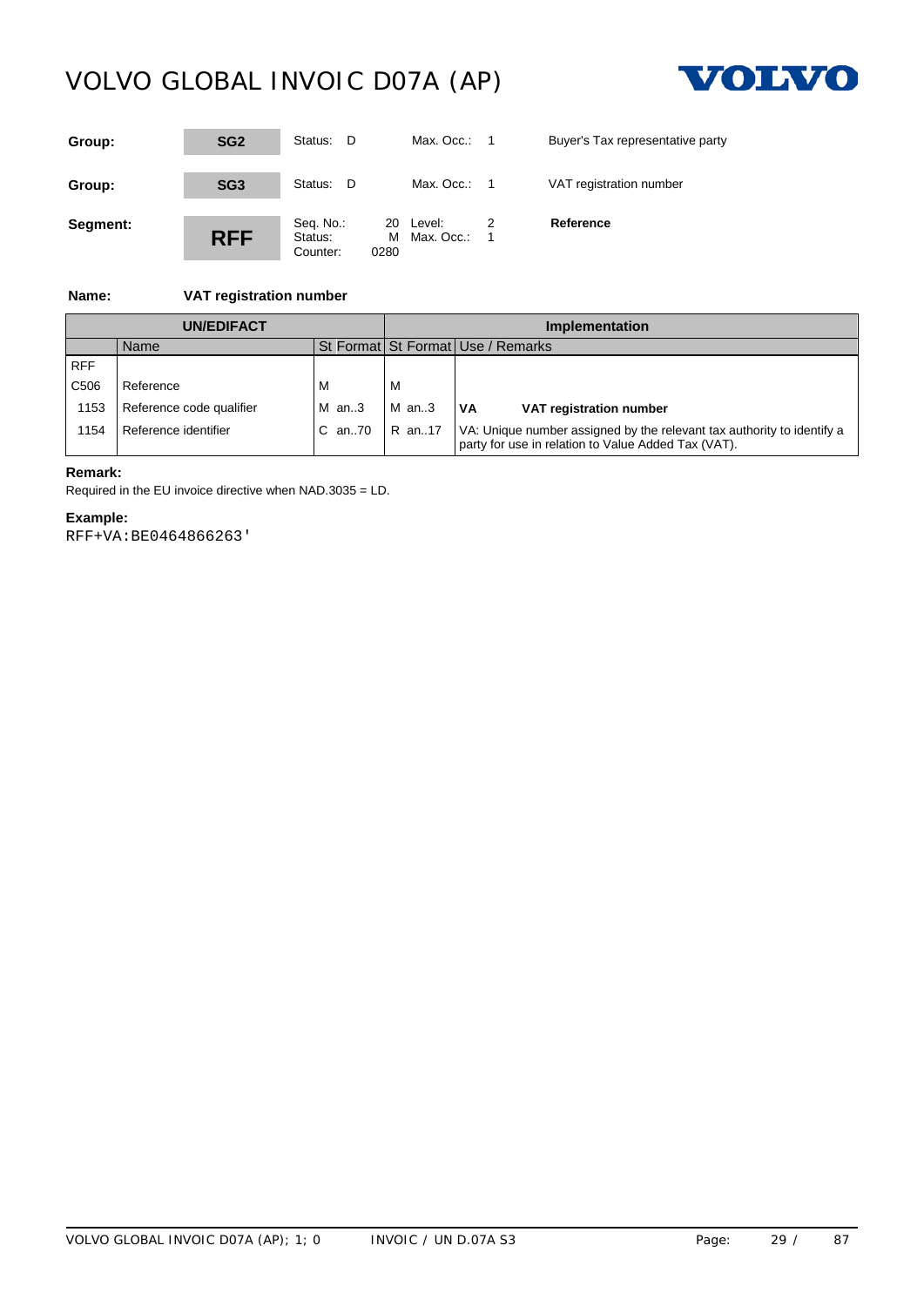| | | | | |
|---|---|---|---|---|
| **Group:** | **SG2** | Status: D | Max. Occ.: 1 | Buyer's Tax representative party |
| **Group:** | **SG3** | Status: D | Max. Occ.: 1 | VAT registration number |
| **Segment:** | **RFF** | Seq. No.: 20<br>Status: M<br>Counter: 0280 | Level: 2<br>Max. Occ.: 1 | **Reference** |

**Name:** **VAT registration number**

| UN/EDIFACT | | | Implementation | | |
|---|---|---|---|---|---|
| | Name | St Format | St Format | Use / Remarks | |
| RFF | | | | | |
| C506 | Reference | M | M | | |
| 1153 | Reference code qualifier | M an..3 | M an..3 | **VA** | **VAT registration number** |
| 1154 | Reference identifier | C an..70 | R an..17 | VA: Unique number assigned by the relevant tax authority to identify a party for use in relation to Value Added Tax (VAT). | |

**Remark:**

Required in the EU invoice directive when NAD.3035 = LD.

**Example:**

```
RFF+VA:BE0464866263'
```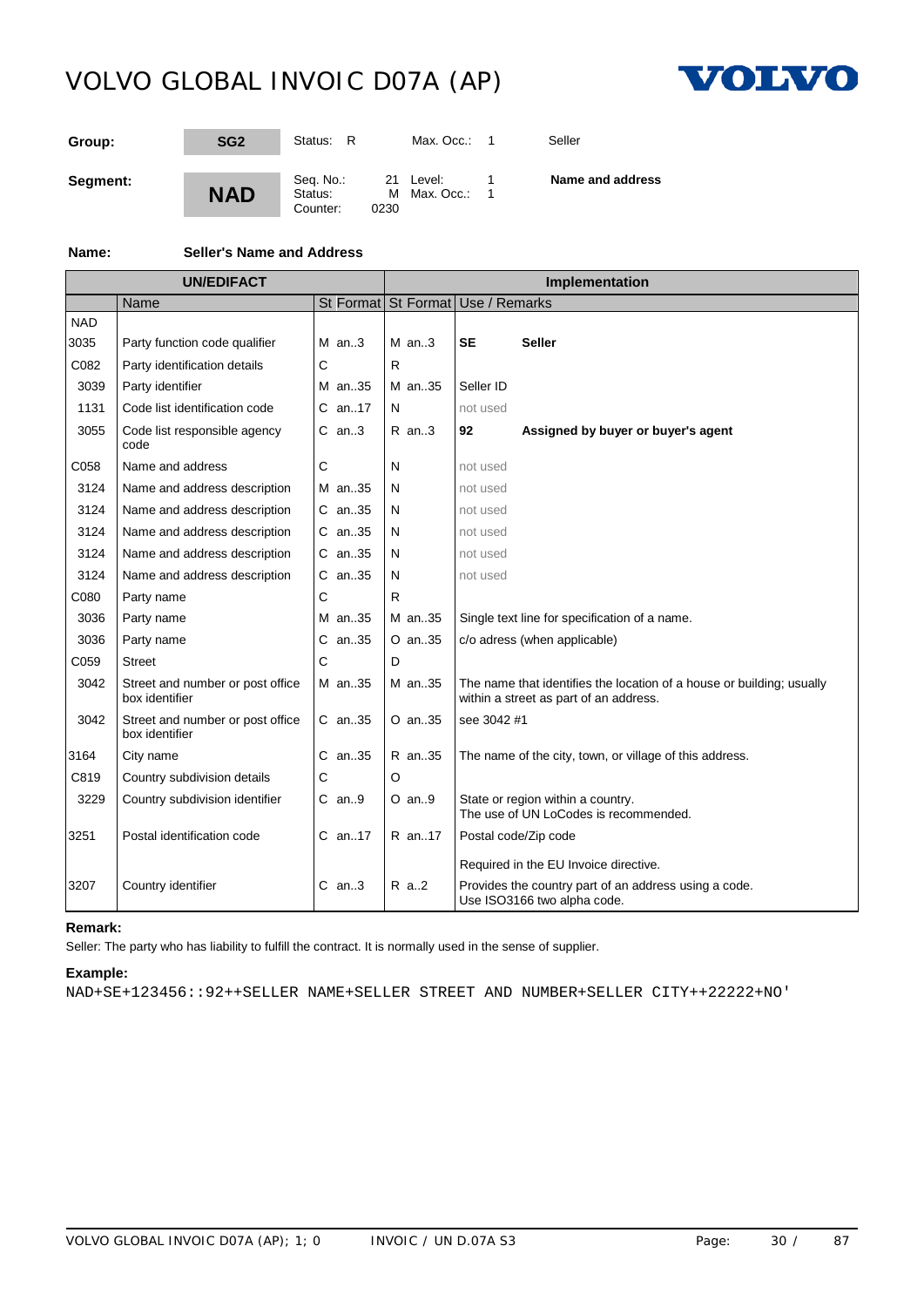# VOLVO GLOBAL INVOIC D07A (AP)

| | | | | |
|---|---|---|---|---|
| **Group:** | **SG2** | Status: R | Max. Occ.: 1 | Seller |
| **Segment:** | **NAD** | Seq. No.: 21<br>Status: M<br>Counter: 0230 | Level: 1<br>Max. Occ.: 1 | **Name and address** |

**Name:** **Seller's Name and Address**

| UN/EDIFACT | | | | Implementation | | |
|---|---|---|---|---|---|---|
| | Name | St | Format | St | Format | Use / Remarks |
| NAD | | | | | | |
| 3035 | Party function code qualifier | M | an..3 | M | an..3 | **SE** **Seller** |
| C082 | Party identification details | C | | R | | |
| 3039 | Party identifier | M | an..35 | M | an..35 | Seller ID |
| 1131 | Code list identification code | C | an..17 | N | | not used |
| 3055 | Code list responsible agency code | C | an..3 | R | an..3 | **92** **Assigned by buyer or buyer's agent** |
| C058 | Name and address | C | | N | | not used |
| 3124 | Name and address description | M | an..35 | N | | not used |
| 3124 | Name and address description | C | an..35 | N | | not used |
| 3124 | Name and address description | C | an..35 | N | | not used |
| 3124 | Name and address description | C | an..35 | N | | not used |
| 3124 | Name and address description | C | an..35 | N | | not used |
| C080 | Party name | C | | R | | |
| 3036 | Party name | M | an..35 | M | an..35 | Single text line for specification of a name. |
| 3036 | Party name | C | an..35 | O | an..35 | c/o adress (when applicable) |
| C059 | Street | C | | D | | |
| 3042 | Street and number or post office box identifier | M | an..35 | M | an..35 | The name that identifies the location of a house or building; usually within a street as part of an address. |
| 3042 | Street and number or post office box identifier | C | an..35 | O | an..35 | see 3042 #1 |
| 3164 | City name | C | an..35 | R | an..35 | The name of the city, town, or village of this address. |
| C819 | Country subdivision details | C | | O | | |
| 3229 | Country subdivision identifier | C | an..9 | O | an..9 | State or region within a country. The use of UN LoCodes is recommended. |
| 3251 | Postal identification code | C | an..17 | R | an..17 | Postal code/Zip code<br><br>Required in the EU Invoice directive. |
| 3207 | Country identifier | C | an..3 | R | a..2 | Provides the country part of an address using a code. Use ISO3166 two alpha code. |

**Remark:**

Seller: The party who has liability to fulfill the contract. It is normally used in the sense of supplier.

**Example:**

```
NAD+SE+123456::92++SELLER NAME+SELLER STREET AND NUMBER+SELLER CITY++22222+NO'
```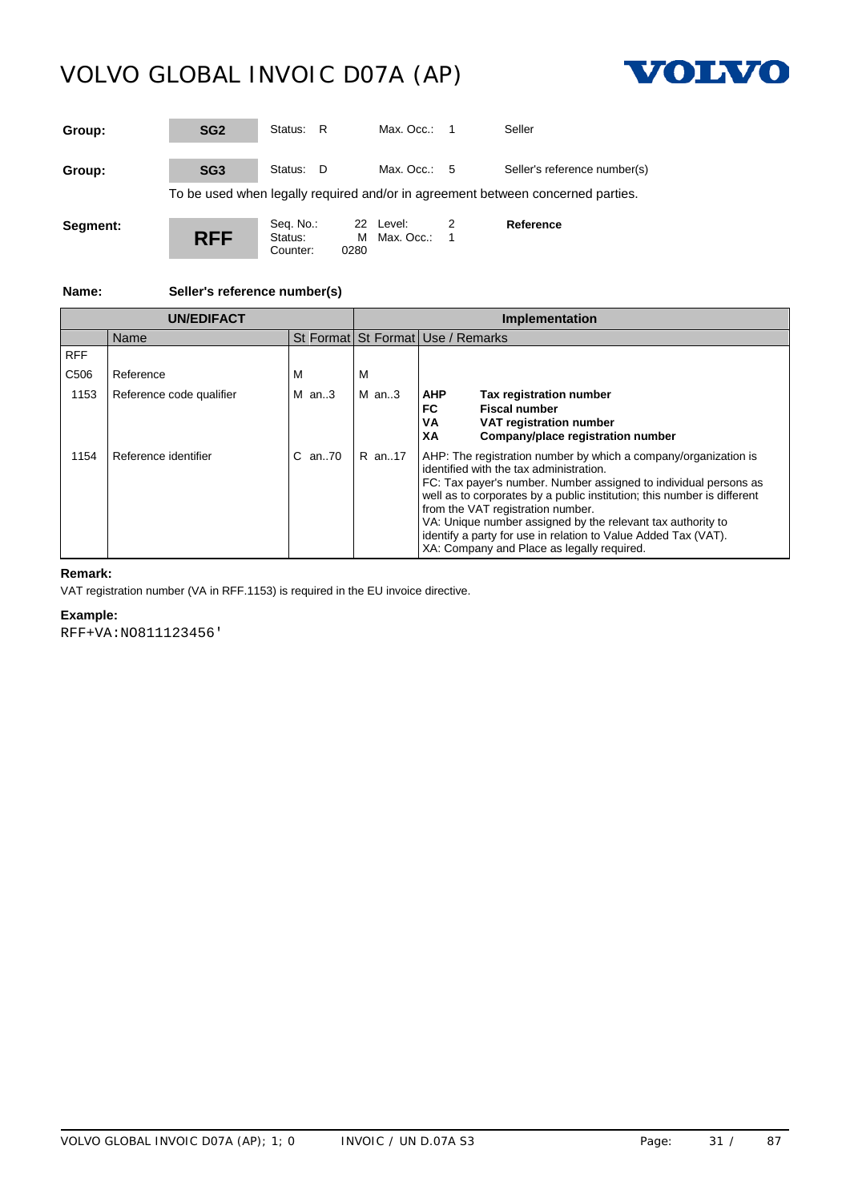| Group: | SG2 | Status: R | Max. Occ.: 1 | Seller |
|---|---|---|---|---|
| Group: | SG3 | Status: D | Max. Occ.: 5 | Seller's reference number(s) |

To be used when legally required and/or in agreement between concerned parties.

| Segment: | RFF | Seq. No.: 22<br>Status: M<br>Counter: 0280 | Level: 2<br>Max. Occ.: 1 | **Reference** |
|---|---|---|---|---|

**Name:** **Seller's reference number(s)**

| UN/EDIFACT | | | Implementation | |
|---|---|---|---|---|
| | Name | St Format | St Format | Use / Remarks |
| RFF | | | | |
| C506 | Reference | M | M | |
| 1153 | Reference code qualifier | M an..3 | M an..3 | **AHP** **Tax registration number**<br>**FC** **Fiscal number**<br>**VA** **VAT registration number**<br>**XA** **Company/place registration number** |
| 1154 | Reference identifier | C an..70 | R an..17 | AHP: The registration number by which a company/organization is identified with the tax administration.<br>FC: Tax payer's number. Number assigned to individual persons as well as to corporates by a public institution; this number is different from the VAT registration number.<br>VA: Unique number assigned by the relevant tax authority to identify a party for use in relation to Value Added Tax (VAT).<br>XA: Company and Place as legally required. |

**Remark:**

VAT registration number (VA in RFF.1153) is required in the EU invoice directive.

**Example:**

```
RFF+VA:NO811123456'
```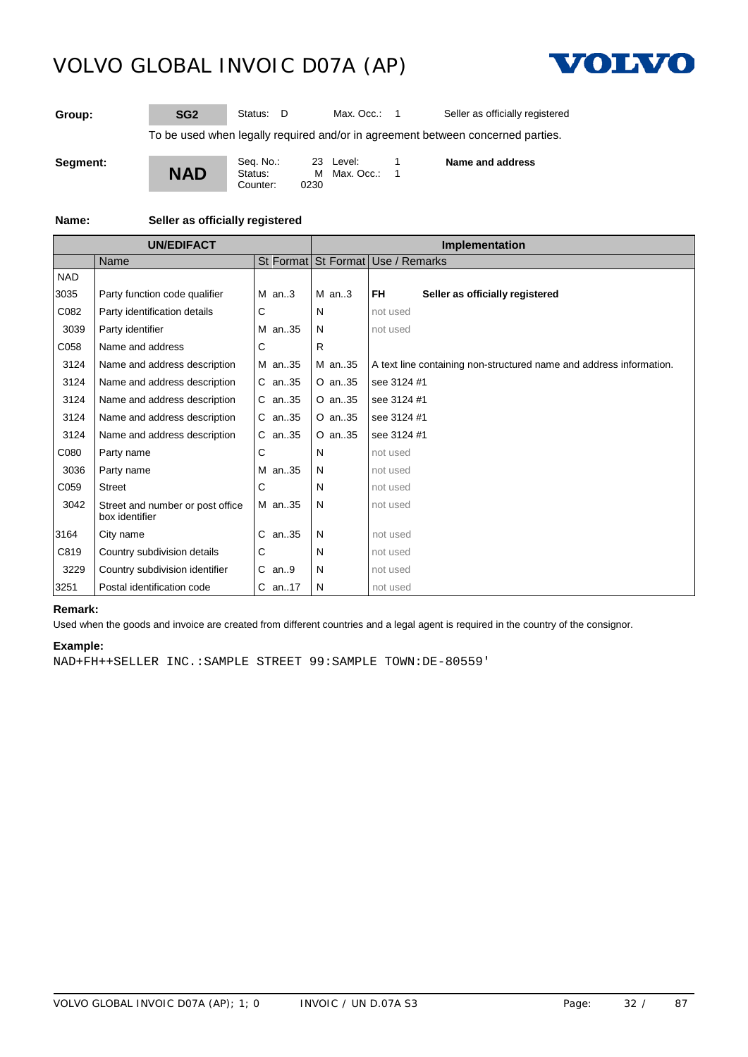| Group: | SG2 | Status: D | Max. Occ.: 1 | Seller as officially registered |
|---|---|---|---|---|

To be used when legally required and/or in agreement between concerned parties.

| Segment: | NAD | Seq. No.: 23<br>Status: M<br>Counter: 0230 | Level: 1<br>Max. Occ.: 1 | Name and address |
|---|---|---|---|---|

**Name:** **Seller as officially registered**

| UN/EDIFACT | | | | Implementation | | | |
|---|---|---|---|---|---|---|---|
| | Name | St | Format | St | Format | Use / Remarks | |
| NAD | | | | | | | |
| 3035 | Party function code qualifier | M | an..3 | M | an..3 | **FH** | **Seller as officially registered** |
| C082 | Party identification details | C | | N | | not used | |
| 3039 | Party identifier | M | an..35 | N | | not used | |
| C058 | Name and address | C | | R | | | |
| 3124 | Name and address description | M | an..35 | M | an..35 | A text line containing non-structured name and address information. | |
| 3124 | Name and address description | C | an..35 | O | an..35 | see 3124 #1 | |
| 3124 | Name and address description | C | an..35 | O | an..35 | see 3124 #1 | |
| 3124 | Name and address description | C | an..35 | O | an..35 | see 3124 #1 | |
| 3124 | Name and address description | C | an..35 | O | an..35 | see 3124 #1 | |
| C080 | Party name | C | | N | | not used | |
| 3036 | Party name | M | an..35 | N | | not used | |
| C059 | Street | C | | N | | not used | |
| 3042 | Street and number or post office box identifier | M | an..35 | N | | not used | |
| 3164 | City name | C | an..35 | N | | not used | |
| C819 | Country subdivision details | C | | N | | not used | |
| 3229 | Country subdivision identifier | C | an..9 | N | | not used | |
| 3251 | Postal identification code | C | an..17 | N | | not used | |

**Remark:**

Used when the goods and invoice are created from different countries and a legal agent is required in the country of the consignor.

**Example:**

```
NAD+FH++SELLER INC.:SAMPLE STREET 99:SAMPLE TOWN:DE-80559'
```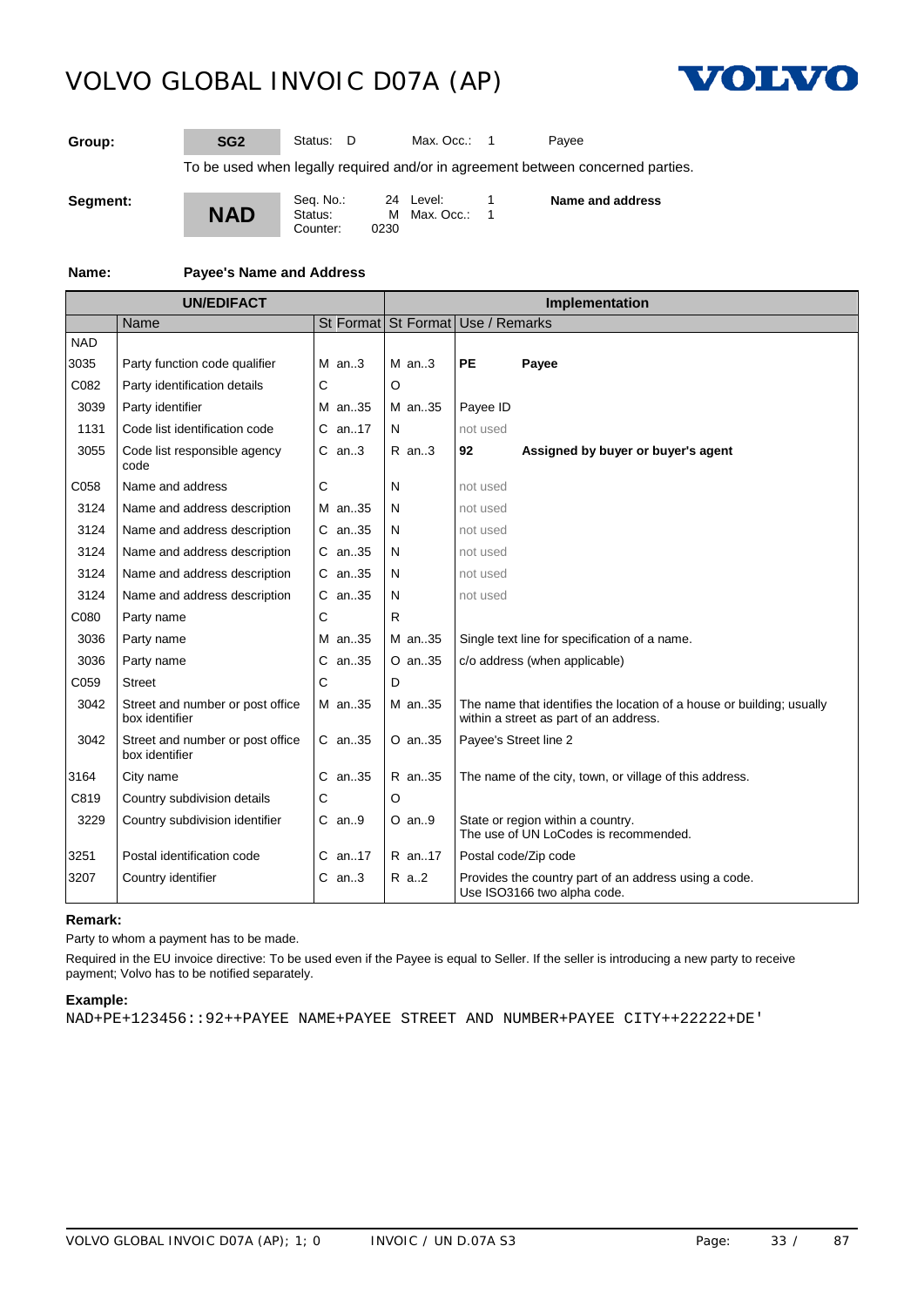**Group:** SG2 Status: D Max. Occ.: 1 Payee

To be used when legally required and/or in agreement between concerned parties.

**Segment:** NAD Seq. No.: 24 Level: 1 **Name and address**
Status: M Max. Occ.: 1
Counter: 0230

**Name:** **Payee's Name and Address**

| UN/EDIFACT | | | | Implementation | |
|---|---|---|---|---|---|
| | Name | St | Format | St Format | Use / Remarks |
| NAD | | | | | |
| 3035 | Party function code qualifier | M | an..3 | M an..3 | **PE** **Payee** |
| C082 | Party identification details | C | | O | |
| 3039 | Party identifier | M | an..35 | M an..35 | Payee ID |
| 1131 | Code list identification code | C | an..17 | N | not used |
| 3055 | Code list responsible agency code | C | an..3 | R an..3 | **92** **Assigned by buyer or buyer's agent** |
| C058 | Name and address | C | | N | not used |
| 3124 | Name and address description | M | an..35 | N | not used |
| 3124 | Name and address description | C | an..35 | N | not used |
| 3124 | Name and address description | C | an..35 | N | not used |
| 3124 | Name and address description | C | an..35 | N | not used |
| 3124 | Name and address description | C | an..35 | N | not used |
| C080 | Party name | C | | R | |
| 3036 | Party name | M | an..35 | M an..35 | Single text line for specification of a name. |
| 3036 | Party name | C | an..35 | O an..35 | c/o address (when applicable) |
| C059 | Street | C | | D | |
| 3042 | Street and number or post office box identifier | M | an..35 | M an..35 | The name that identifies the location of a house or building; usually within a street as part of an address. |
| 3042 | Street and number or post office box identifier | C | an..35 | O an..35 | Payee's Street line 2 |
| 3164 | City name | C | an..35 | R an..35 | The name of the city, town, or village of this address. |
| C819 | Country subdivision details | C | | O | |
| 3229 | Country subdivision identifier | C | an..9 | O an..9 | State or region within a country. The use of UN LoCodes is recommended. |
| 3251 | Postal identification code | C | an..17 | R an..17 | Postal code/Zip code |
| 3207 | Country identifier | C | an..3 | R a..2 | Provides the country part of an address using a code. Use ISO3166 two alpha code. |

**Remark:**

Party to whom a payment has to be made.

Required in the EU invoice directive: To be used even if the Payee is equal to Seller. If the seller is introducing a new party to receive payment; Volvo has to be notified separately.

**Example:**

```
NAD+PE+123456::92++PAYEE NAME+PAYEE STREET AND NUMBER+PAYEE CITY++22222+DE'
```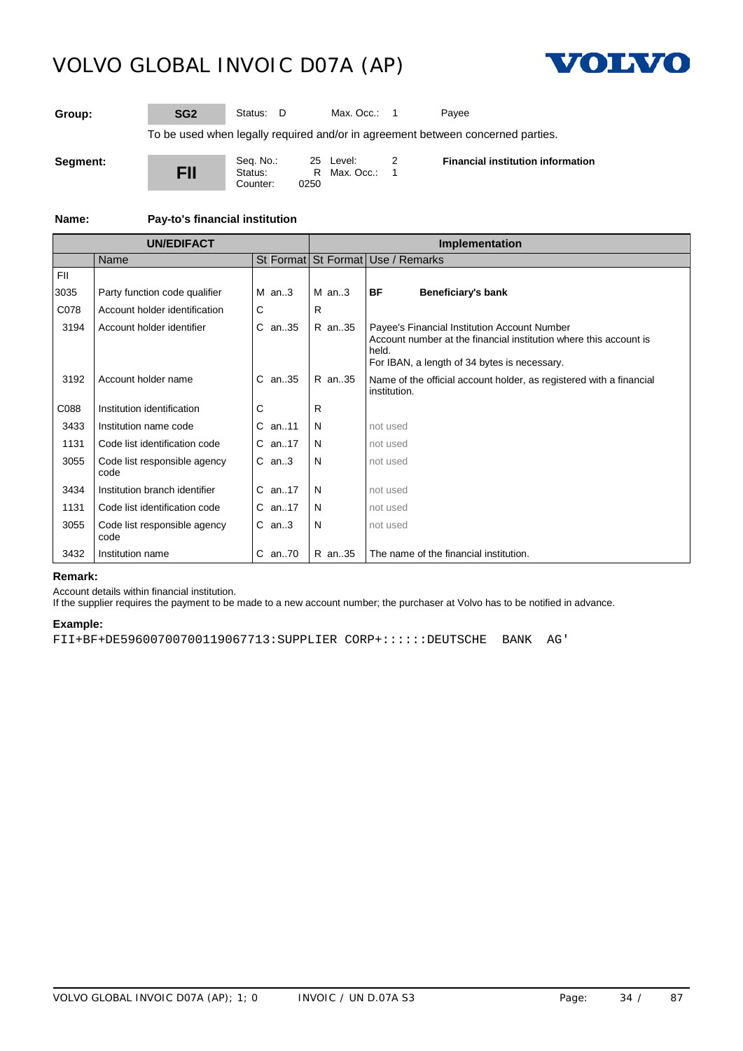# VOLVO GLOBAL INVOIC D07A (AP)

| | | | | |
|---|---|---|---|---|
| **Group:** | **SG2** | Status: D | Max. Occ.: 1 | Payee |

To be used when legally required and/or in agreement between concerned parties.

| | | | | |
|---|---|---|---|---|
| **Segment:** | **FII** | Seq. No.: 25<br>Status: R<br>Counter: 0250 | Level: 2<br>Max. Occ.: 1 | **Financial institution information** |

**Name:** **Pay-to's financial institution**

| UN/EDIFACT | | | | Implementation | | |
|---|---|---|---|---|---|---|
| | Name | St | Format | St Format | Use / Remarks | |
| FII | | | | | | |
| 3035 | Party function code qualifier | M | an..3 | M an..3 | **BF** | **Beneficiary's bank** |
| C078 | Account holder identification | C | | R | | |
| 3194 | Account holder identifier | C | an..35 | R an..35 | Payee's Financial Institution Account Number<br>Account number at the financial institution where this account is held.<br>For IBAN, a length of 34 bytes is necessary. | |
| 3192 | Account holder name | C | an..35 | R an..35 | Name of the official account holder, as registered with a financial institution. | |
| C088 | Institution identification | C | | R | | |
| 3433 | Institution name code | C | an..11 | N | not used | |
| 1131 | Code list identification code | C | an..17 | N | not used | |
| 3055 | Code list responsible agency code | C | an..3 | N | not used | |
| 3434 | Institution branch identifier | C | an..17 | N | not used | |
| 1131 | Code list identification code | C | an..17 | N | not used | |
| 3055 | Code list responsible agency code | C | an..3 | N | not used | |
| 3432 | Institution name | C | an..70 | R an..35 | The name of the financial institution. | |

**Remark:**

Account details within financial institution.
If the supplier requires the payment to be made to a new account number; the purchaser at Volvo has to be notified in advance.

**Example:**

```
FII+BF+DE59600700700119067713:SUPPLIER CORP+::::::DEUTSCHE  BANK  AG'
```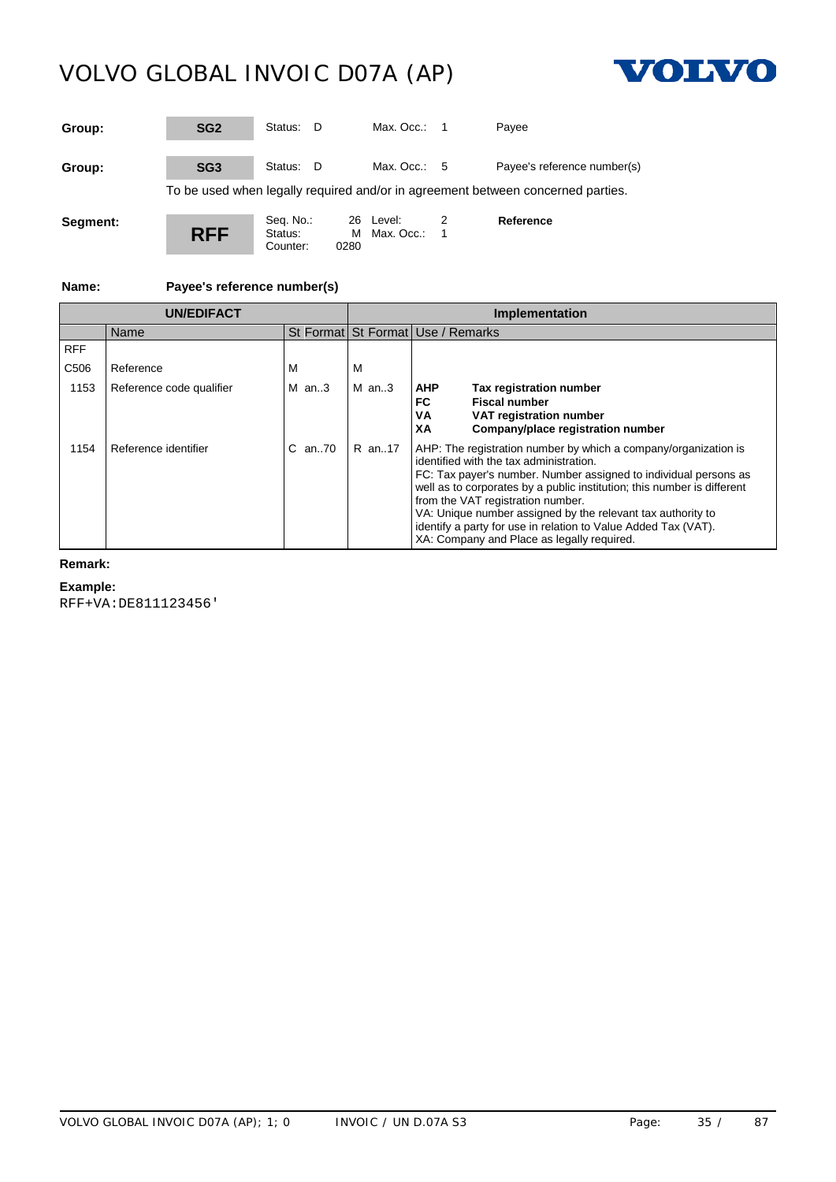| Group: | SG2 | Status: D | Max. Occ.: 1 | Payee |
|---|---|---|---|---|
| **Group:** | **SG3** | Status: D | Max. Occ.: 5 | Payee's reference number(s) |

To be used when legally required and/or in agreement between concerned parties.

| Segment: | RFF | Seq. No.: 26<br>Status: M<br>Counter: 0280 | Level: 2<br>Max. Occ.: 1 | **Reference** |
|---|---|---|---|---|

**Name:** **Payee's reference number(s)**

| UN/EDIFACT | | | | Implementation | | |
|---|---|---|---|---|---|---|
| | Name | St | Format | St | Format | Use / Remarks |
| RFF | | | | | | |
| C506 | Reference | M | | M | | |
| 1153 | Reference code qualifier | M | an..3 | M | an..3 | **AHP** **Tax registration number**<br>**FC** **Fiscal number**<br>**VA** **VAT registration number**<br>**XA** **Company/place registration number** |
| 1154 | Reference identifier | C | an..70 | R | an..17 | AHP: The registration number by which a company/organization is identified with the tax administration.<br>FC: Tax payer's number. Number assigned to individual persons as well as to corporates by a public institution; this number is different from the VAT registration number.<br>VA: Unique number assigned by the relevant tax authority to identify a party for use in relation to Value Added Tax (VAT).<br>XA: Company and Place as legally required. |

**Remark:**

**Example:**

```
RFF+VA:DE811123456'
```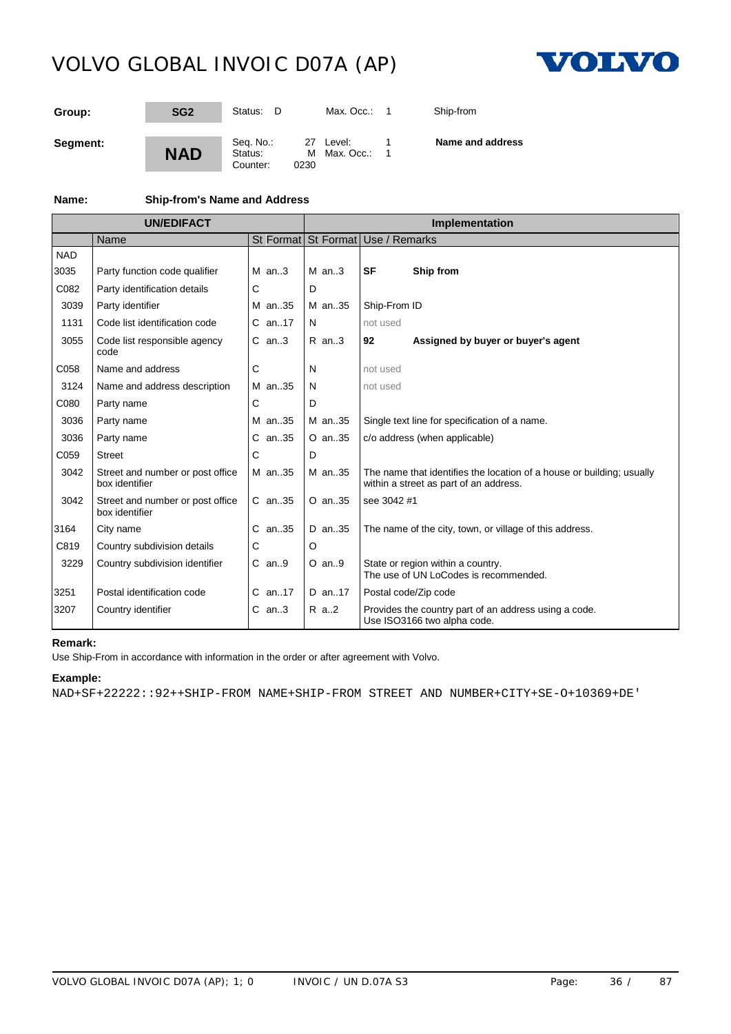# VOLVO GLOBAL INVOIC D07A (AP)

| Group: | SG2 | Status: D | Max. Occ.: 1 | Ship-from |
|---|---|---|---|---|
| **Segment:** | **NAD** | Seq. No.: 27<br>Status: M<br>Counter: 0230 | Level: 1<br>Max. Occ.: 1 | **Name and address** |

**Name:** **Ship-from's Name and Address**

| UN/EDIFACT | | | | Implementation | | |
|---|---|---|---|---|---|---|
| | Name | St | Format | St | Format | Use / Remarks |
| NAD | | | | | | |
| 3035 | Party function code qualifier | M | an..3 | M | an..3 | **SF** **Ship from** |
| C082 | Party identification details | C | | D | | |
| 3039 | Party identifier | M | an..35 | M | an..35 | Ship-From ID |
| 1131 | Code list identification code | C | an..17 | N | | not used |
| 3055 | Code list responsible agency code | C | an..3 | R | an..3 | **92** **Assigned by buyer or buyer's agent** |
| C058 | Name and address | C | | N | | not used |
| 3124 | Name and address description | M | an..35 | N | | not used |
| C080 | Party name | C | | D | | |
| 3036 | Party name | M | an..35 | M | an..35 | Single text line for specification of a name. |
| 3036 | Party name | C | an..35 | O | an..35 | c/o address (when applicable) |
| C059 | Street | C | | D | | |
| 3042 | Street and number or post office box identifier | M | an..35 | M | an..35 | The name that identifies the location of a house or building; usually within a street as part of an address. |
| 3042 | Street and number or post office box identifier | C | an..35 | O | an..35 | see 3042 #1 |
| 3164 | City name | C | an..35 | D | an..35 | The name of the city, town, or village of this address. |
| C819 | Country subdivision details | C | | O | | |
| 3229 | Country subdivision identifier | C | an..9 | O | an..9 | State or region within a country. The use of UN LoCodes is recommended. |
| 3251 | Postal identification code | C | an..17 | D | an..17 | Postal code/Zip code |
| 3207 | Country identifier | C | an..3 | R | a..2 | Provides the country part of an address using a code. Use ISO3166 two alpha code. |

**Remark:**

Use Ship-From in accordance with information in the order or after agreement with Volvo.

**Example:**

```
NAD+SF+22222::92++SHIP-FROM NAME+SHIP-FROM STREET AND NUMBER+CITY+SE-O+10369+DE'
```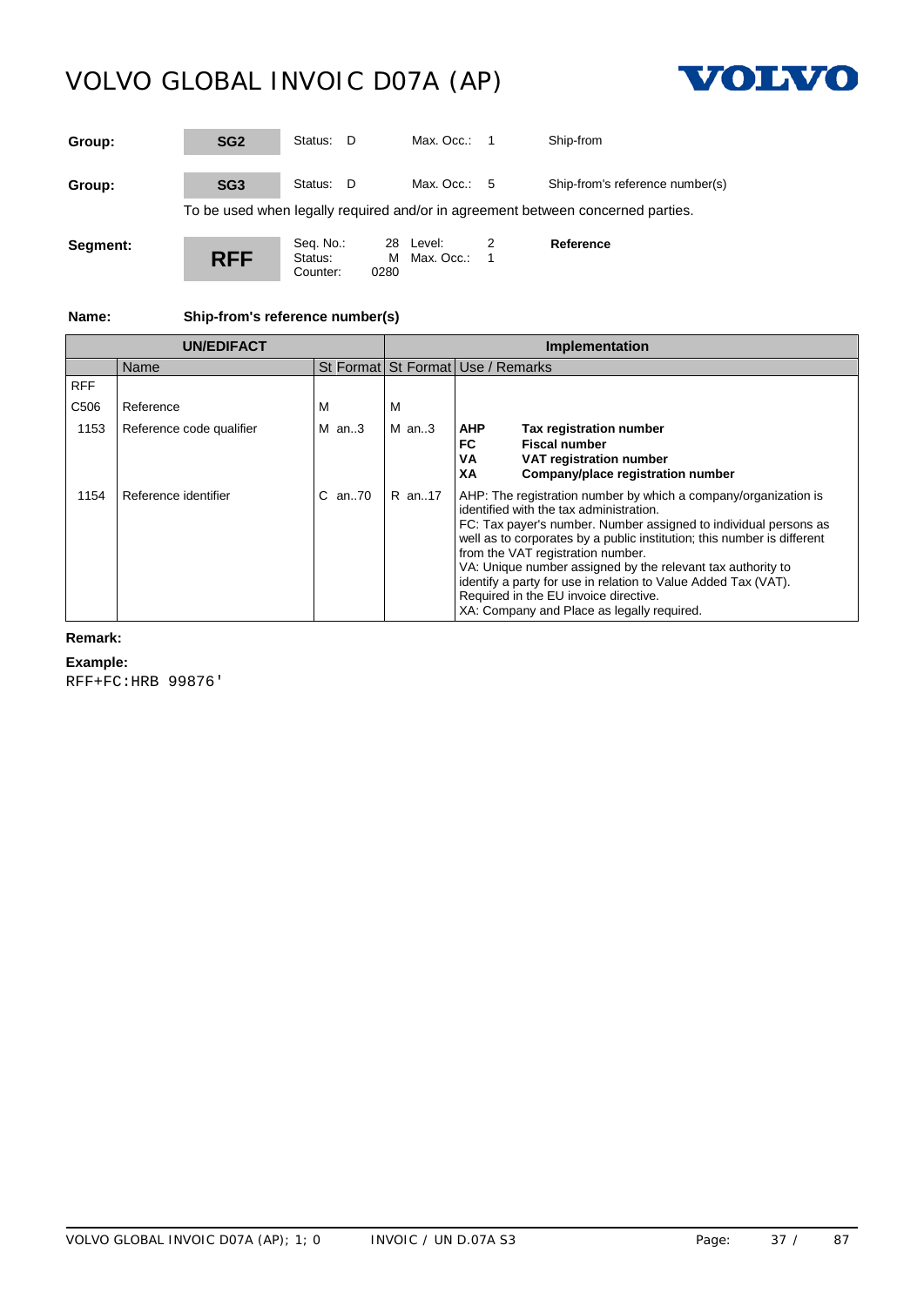| | | | |
|---|---|---|---|
| **Group:** | **SG2** | Status: D | Max. Occ.: 1 | Ship-from |
| **Group:** | **SG3** | Status: D | Max. Occ.: 5 | Ship-from's reference number(s) |

To be used when legally required and/or in agreement between concerned parties.

| | | | | |
|---|---|---|---|---|
| **Segment:** | **RFF** | Seq. No.: 28<br>Status: M<br>Counter: 0280 | Level: 2<br>Max. Occ.: 1 | **Reference** |

**Name:** **Ship-from's reference number(s)**

| UN/EDIFACT | | | Implementation | | |
|---|---|---|---|---|---|
| | Name | St Format | St Format | Use / Remarks | |
| RFF | | | | | |
| C506 | Reference | M | M | | |
| 1153 | Reference code qualifier | M an..3 | M an..3 | **AHP**<br>**FC**<br>**VA**<br>**XA** | **Tax registration number**<br>**Fiscal number**<br>**VAT registration number**<br>**Company/place registration number** |
| 1154 | Reference identifier | C an..70 | R an..17 | AHP: The registration number by which a company/organization is identified with the tax administration.<br>FC: Tax payer's number. Number assigned to individual persons as well as to corporates by a public institution; this number is different from the VAT registration number.<br>VA: Unique number assigned by the relevant tax authority to identify a party for use in relation to Value Added Tax (VAT). Required in the EU invoice directive.<br>XA: Company and Place as legally required. | |

**Remark:**

**Example:**

```
RFF+FC:HRB 99876'
```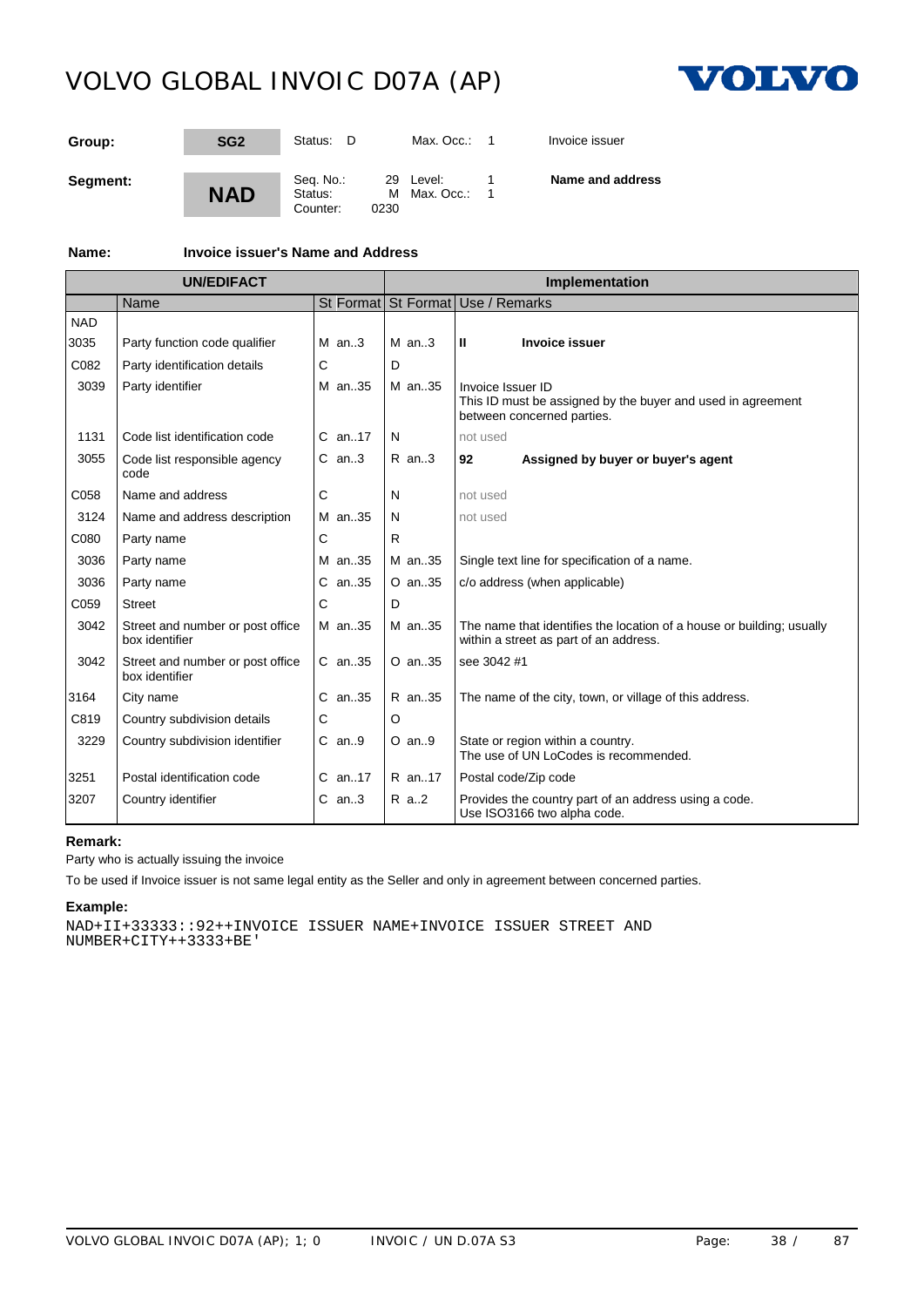| Group: | SG2 | Status: D | Max. Occ.: 1 | Invoice issuer |
|---|---|---|---|---|
| **Segment:** | **NAD** | Seq. No.: 29<br>Status: M<br>Counter: 0230 | Level: 1<br>Max. Occ.: 1 | **Name and address** |

**Name:** **Invoice issuer's Name and Address**

| UN/EDIFACT | | | | Implementation | | |
|---|---|---|---|---|---|---|
| | Name | St | Format | St | Format | Use / Remarks |
| NAD | | | | | | |
| 3035 | Party function code qualifier | M | an..3 | M | an..3 | **II** **Invoice issuer** |
| C082 | Party identification details | C | | D | | |
| 3039 | Party identifier | M | an..35 | M | an..35 | Invoice Issuer ID<br>This ID must be assigned by the buyer and used in agreement between concerned parties. |
| 1131 | Code list identification code | C | an..17 | N | | not used |
| 3055 | Code list responsible agency code | C | an..3 | R | an..3 | **92** **Assigned by buyer or buyer's agent** |
| C058 | Name and address | C | | N | | not used |
| 3124 | Name and address description | M | an..35 | N | | not used |
| C080 | Party name | C | | R | | |
| 3036 | Party name | M | an..35 | M | an..35 | Single text line for specification of a name. |
| 3036 | Party name | C | an..35 | O | an..35 | c/o address (when applicable) |
| C059 | Street | C | | D | | |
| 3042 | Street and number or post office box identifier | M | an..35 | M | an..35 | The name that identifies the location of a house or building; usually within a street as part of an address. |
| 3042 | Street and number or post office box identifier | C | an..35 | O | an..35 | see 3042 #1 |
| 3164 | City name | C | an..35 | R | an..35 | The name of the city, town, or village of this address. |
| C819 | Country subdivision details | C | | O | | |
| 3229 | Country subdivision identifier | C | an..9 | O | an..9 | State or region within a country.<br>The use of UN LoCodes is recommended. |
| 3251 | Postal identification code | C | an..17 | R | an..17 | Postal code/Zip code |
| 3207 | Country identifier | C | an..3 | R | a..2 | Provides the country part of an address using a code.<br>Use ISO3166 two alpha code. |

**Remark:**

Party who is actually issuing the invoice

To be used if Invoice issuer is not same legal entity as the Seller and only in agreement between concerned parties.

**Example:**

```
NAD+II+33333::92++INVOICE ISSUER NAME+INVOICE ISSUER STREET AND
NUMBER+CITY++3333+BE'
```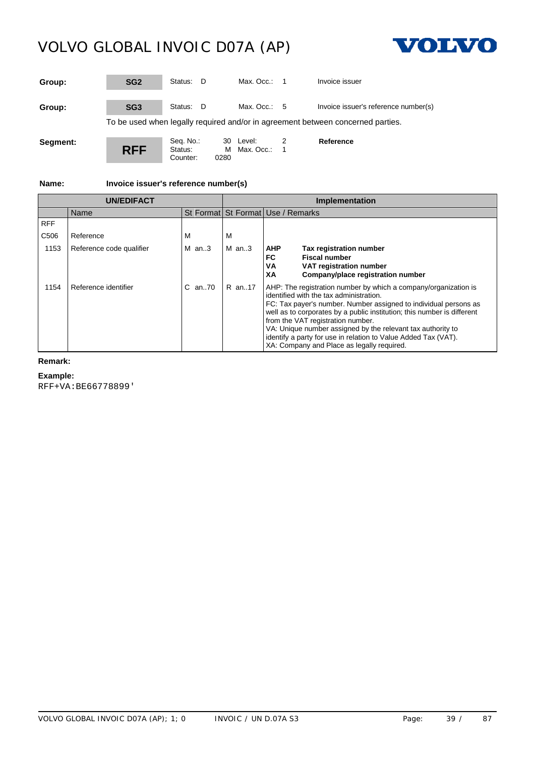| | | | | |
|---|---|---|---|---|
| **Group:** | **SG2** | Status: D | Max. Occ.: 1 | Invoice issuer |
| **Group:** | **SG3** | Status: D | Max. Occ.: 5 | Invoice issuer's reference number(s) |

To be used when legally required and/or in agreement between concerned parties.

| | | | | |
|---|---|---|---|---|
| **Segment:** | **RFF** | Seq. No.: 30<br>Status: M<br>Counter: 0280 | Level: 2<br>Max. Occ.: 1 | **Reference** |

**Name:** **Invoice issuer's reference number(s)**

| UN/EDIFACT | | | Implementation | |
|---|---|---|---|---|
| | Name | St Format | St Format | Use / Remarks |
| RFF | | | | |
| C506 | Reference | M | M | |
| 1153 | Reference code qualifier | M an..3 | M an..3 | **AHP** **Tax registration number**<br>**FC** **Fiscal number**<br>**VA** **VAT registration number**<br>**XA** **Company/place registration number** |
| 1154 | Reference identifier | C an..70 | R an..17 | AHP: The registration number by which a company/organization is identified with the tax administration.<br>FC: Tax payer's number. Number assigned to individual persons as well as to corporates by a public institution; this number is different from the VAT registration number.<br>VA: Unique number assigned by the relevant tax authority to identify a party for use in relation to Value Added Tax (VAT).<br>XA: Company and Place as legally required. |

**Remark:**

**Example:**

```
RFF+VA:BE66778899'
```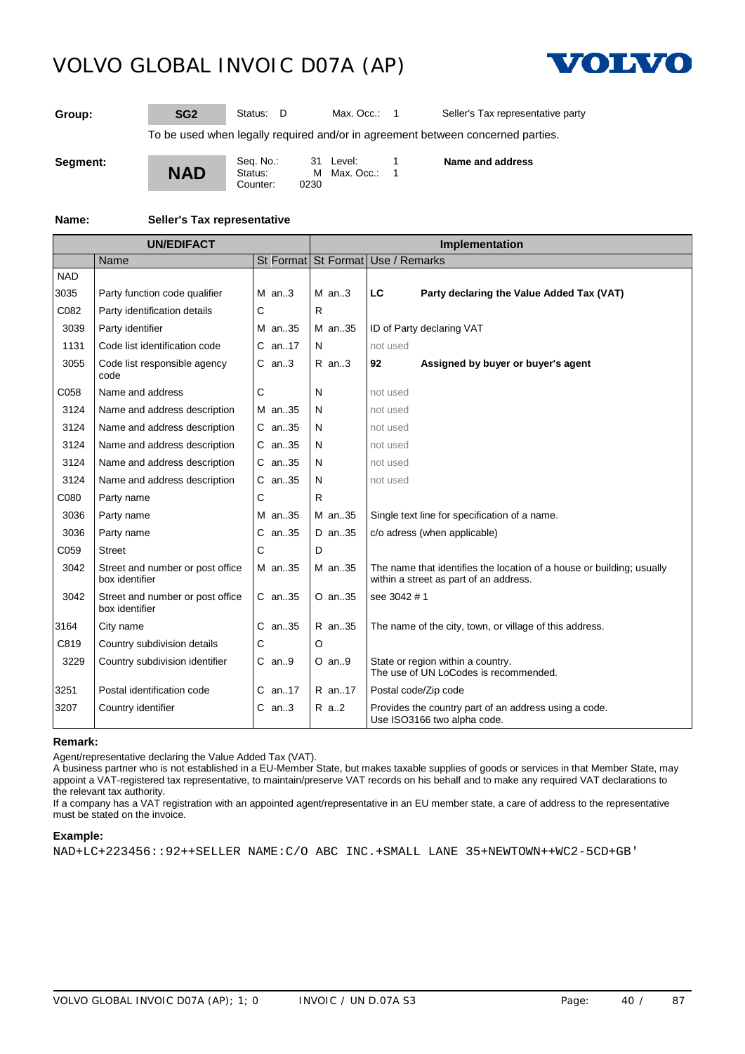# VOLVO GLOBAL INVOIC D07A (AP)

| | | | | |
|---|---|---|---|---|
| **Group:** | **SG2** | Status: D | Max. Occ.: 1 | Seller's Tax representative party |

To be used when legally required and/or in agreement between concerned parties.

| | | | | |
|---|---|---|---|---|
| **Segment:** | **NAD** | Seq. No.: 31<br>Status: M<br>Counter: 0230 | Level: 1<br>Max. Occ.: 1 | **Name and address** |

**Name:** **Seller's Tax representative**

| UN/EDIFACT | | | Implementation | |
|---|---|---|---|---|
| | Name | St Format | St Format | Use / Remarks |
| NAD | | | | |
| 3035 | Party function code qualifier | M an..3 | M an..3 | **LC** **Party declaring the Value Added Tax (VAT)** |
| C082 | Party identification details | C | R | |
| 3039 | Party identifier | M an..35 | M an..35 | ID of Party declaring VAT |
| 1131 | Code list identification code | C an..17 | N | not used |
| 3055 | Code list responsible agency code | C an..3 | R an..3 | **92** **Assigned by buyer or buyer's agent** |
| C058 | Name and address | C | N | not used |
| 3124 | Name and address description | M an..35 | N | not used |
| 3124 | Name and address description | C an..35 | N | not used |
| 3124 | Name and address description | C an..35 | N | not used |
| 3124 | Name and address description | C an..35 | N | not used |
| 3124 | Name and address description | C an..35 | N | not used |
| C080 | Party name | C | R | |
| 3036 | Party name | M an..35 | M an..35 | Single text line for specification of a name. |
| 3036 | Party name | C an..35 | D an..35 | c/o adress (when applicable) |
| C059 | Street | C | D | |
| 3042 | Street and number or post office box identifier | M an..35 | M an..35 | The name that identifies the location of a house or building; usually within a street as part of an address. |
| 3042 | Street and number or post office box identifier | C an..35 | O an..35 | see 3042 # 1 |
| 3164 | City name | C an..35 | R an..35 | The name of the city, town, or village of this address. |
| C819 | Country subdivision details | C | O | |
| 3229 | Country subdivision identifier | C an..9 | O an..9 | State or region within a country.<br>The use of UN LoCodes is recommended. |
| 3251 | Postal identification code | C an..17 | R an..17 | Postal code/Zip code |
| 3207 | Country identifier | C an..3 | R a..2 | Provides the country part of an address using a code.<br>Use ISO3166 two alpha code. |

**Remark:**

Agent/representative declaring the Value Added Tax (VAT).
A business partner who is not established in a EU-Member State, but makes taxable supplies of goods or services in that Member State, may appoint a VAT-registered tax representative, to maintain/preserve VAT records on his behalf and to make any required VAT declarations to the relevant tax authority.
If a company has a VAT registration with an appointed agent/representative in an EU member state, a care of address to the representative must be stated on the invoice.

**Example:**

```
NAD+LC+223456::92++SELLER NAME:C/O ABC INC.+SMALL LANE 35+NEWTOWN++WC2-5CD+GB'
```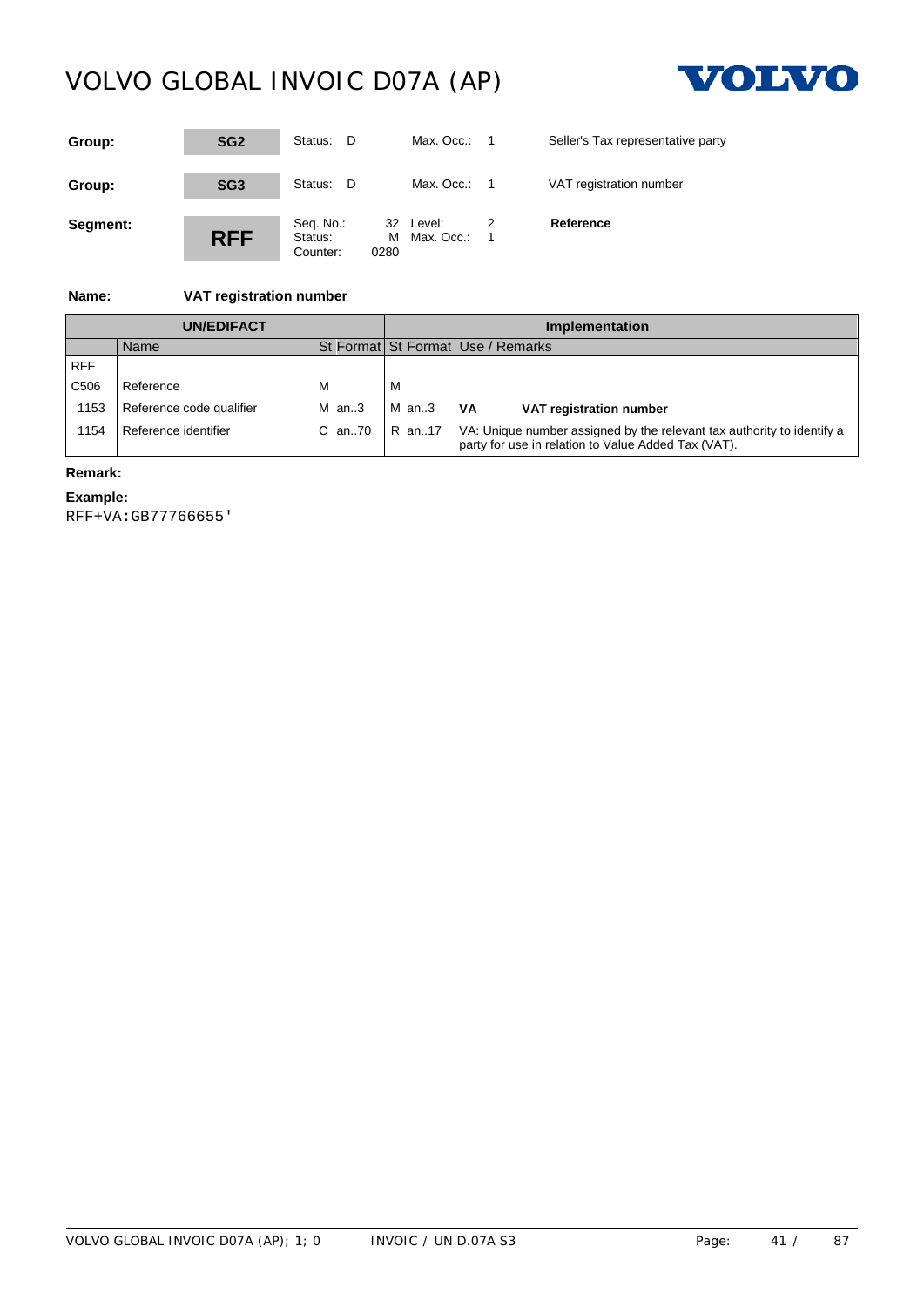| | | | | | |
|---|---|---|---|---|---|
| **Group:** | **SG2** | Status: D | Max. Occ.: 1 | | Seller's Tax representative party |
| **Group:** | **SG3** | Status: D | Max. Occ.: 1 | | VAT registration number |
| **Segment:** | **RFF** | Seq. No.: 32<br>Status: M<br>Counter: 0280 | Level: 2<br>Max. Occ.: 1 | | **Reference** |

**Name:** **VAT registration number**

| UN/EDIFACT | | | Implementation | | |
|---|---|---|---|---|---|
| | Name | St Format | St Format | Use / Remarks | |
| RFF | | | | | |
| C506 | Reference | M | M | | |
| 1153 | Reference code qualifier | M an..3 | M an..3 | **VA** | **VAT registration number** |
| 1154 | Reference identifier | C an..70 | R an..17 | VA: Unique number assigned by the relevant tax authority to identify a party for use in relation to Value Added Tax (VAT). | |

**Remark:**

**Example:**

```
RFF+VA:GB77766655'
```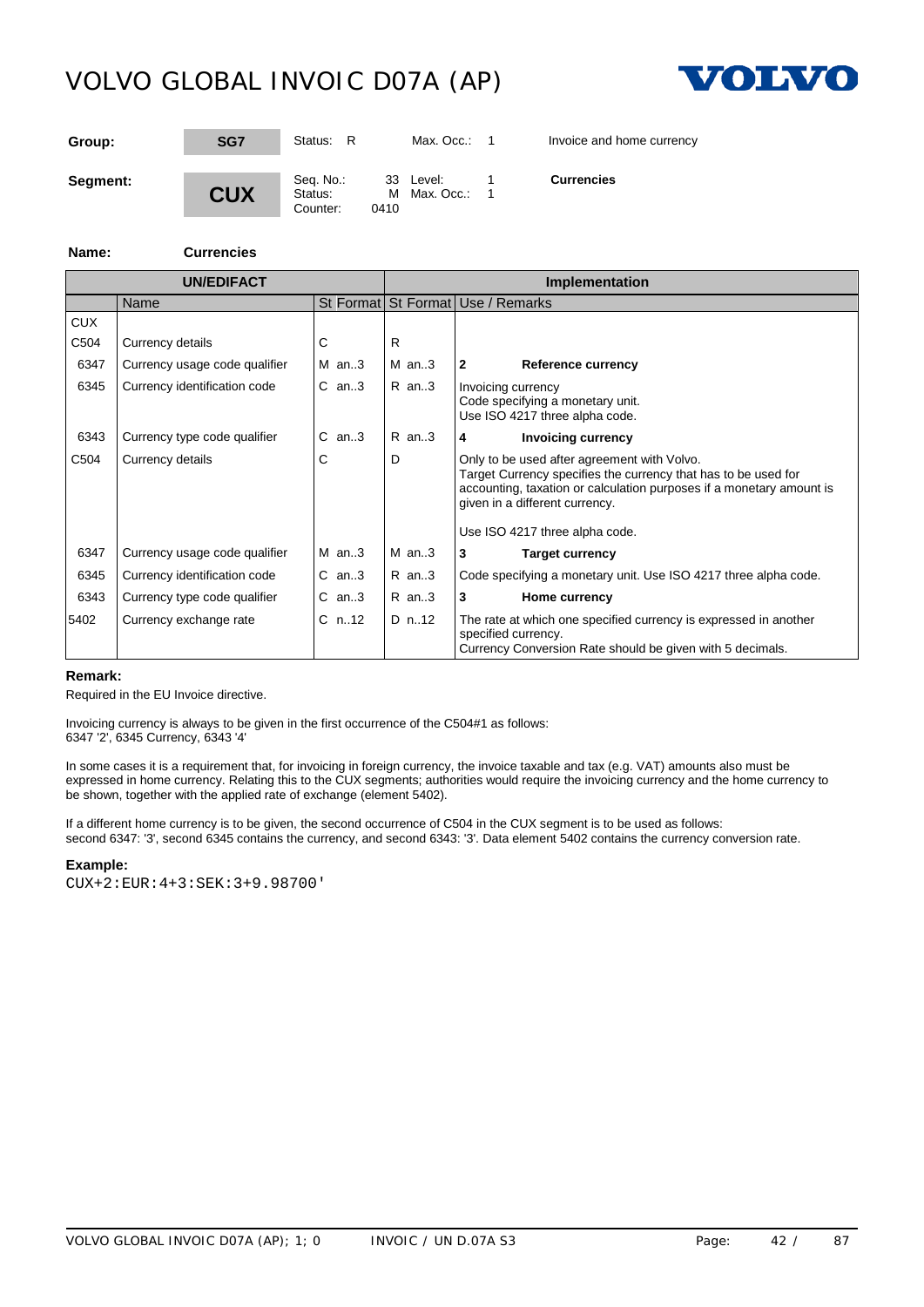| Group: | SG7 | Status: R | Max. Occ.: 1 | Invoice and home currency |
|---|---|---|---|---|
| **Segment:** | **CUX** | Seq. No.: 33<br>Status: M<br>Counter: 0410 | Level: 1<br>Max. Occ.: 1 | **Currencies** |

**Name:** **Currencies**

| UN/EDIFACT | | | | Implementation | | |
|---|---|---|---|---|---|---|
| | Name | St | Format | St | Format | Use / Remarks |
| CUX | | | | | | |
| C504 | Currency details | C | | R | | |
| 6347 | Currency usage code qualifier | M | an..3 | M | an..3 | **2 Reference currency** |
| 6345 | Currency identification code | C | an..3 | R | an..3 | Invoicing currency<br>Code specifying a monetary unit.<br>Use ISO 4217 three alpha code. |
| 6343 | Currency type code qualifier | C | an..3 | R | an..3 | **4 Invoicing currency** |
| C504 | Currency details | C | | D | | Only to be used after agreement with Volvo.<br>Target Currency specifies the currency that has to be used for accounting, taxation or calculation purposes if a monetary amount is given in a different currency.<br><br>Use ISO 4217 three alpha code. |
| 6347 | Currency usage code qualifier | M | an..3 | M | an..3 | **3 Target currency** |
| 6345 | Currency identification code | C | an..3 | R | an..3 | Code specifying a monetary unit. Use ISO 4217 three alpha code. |
| 6343 | Currency type code qualifier | C | an..3 | R | an..3 | **3 Home currency** |
| 5402 | Currency exchange rate | C | n..12 | D | n..12 | The rate at which one specified currency is expressed in another specified currency.<br>Currency Conversion Rate should be given with 5 decimals. |

**Remark:**

Required in the EU Invoice directive.

Invoicing currency is always to be given in the first occurrence of the C504#1 as follows:
6347 '2', 6345 Currency, 6343 '4'

In some cases it is a requirement that, for invoicing in foreign currency, the invoice taxable and tax (e.g. VAT) amounts also must be expressed in home currency. Relating this to the CUX segments; authorities would require the invoicing currency and the home currency to be shown, together with the applied rate of exchange (element 5402).

If a different home currency is to be given, the second occurrence of C504 in the CUX segment is to be used as follows:
second 6347: '3', second 6345 contains the currency, and second 6343: '3'. Data element 5402 contains the currency conversion rate.

**Example:**

```
CUX+2:EUR:4+3:SEK:3+9.98700'
```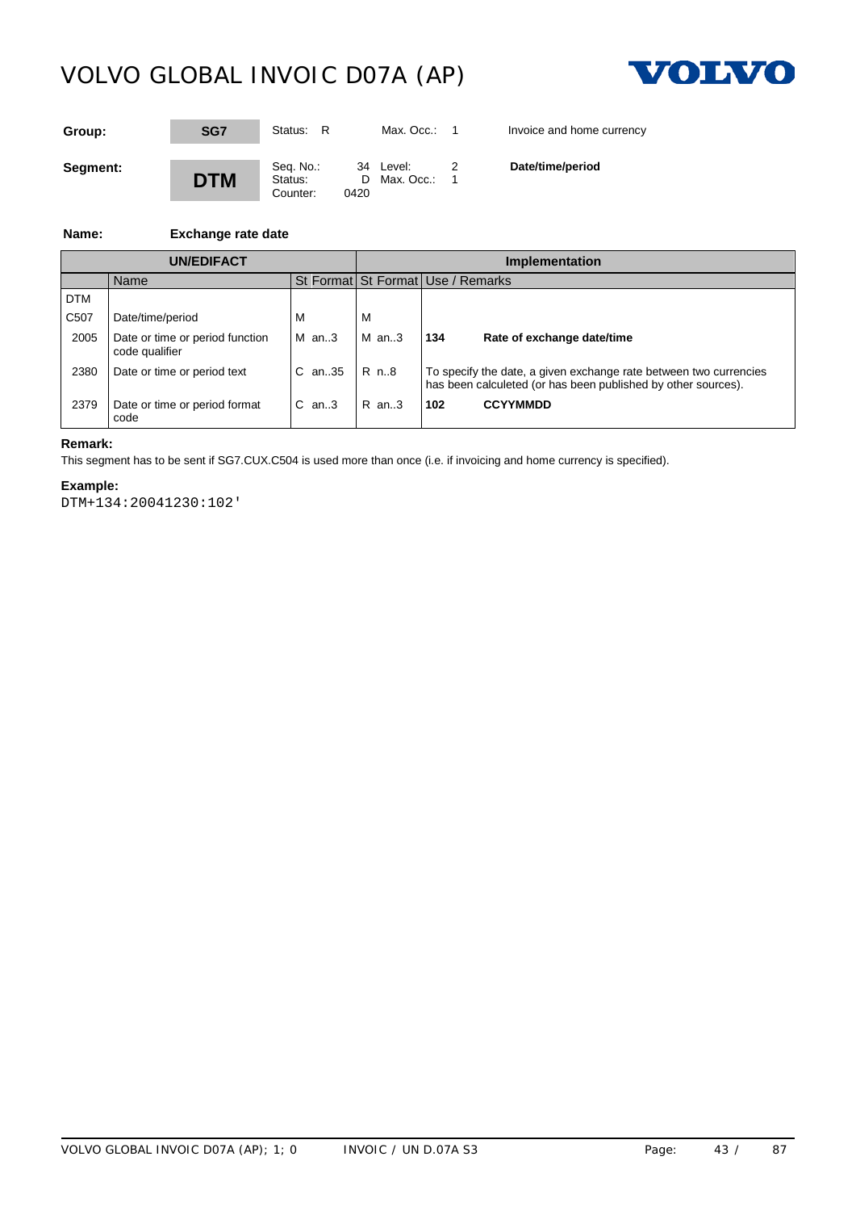| Group: | SG7 | Status: R | Max. Occ.: 1 | Invoice and home currency |
|---|---|---|---|---|
| **Segment:** | **DTM** | Seq. No.: 34<br>Status: D<br>Counter: 0420 | Level: 2<br>Max. Occ.: 1 | **Date/time/period** |

**Name:** **Exchange rate date**

| UN/EDIFACT | | | | Implementation | | |
|---|---|---|---|---|---|---|
| | Name | St | Format | St | Format | Use / Remarks |
| DTM | | | | | | |
| C507 | Date/time/period | M | | M | | |
| 2005 | Date or time or period function code qualifier | M | an..3 | M | an..3 | **134** **Rate of exchange date/time** |
| 2380 | Date or time or period text | C | an..35 | R | n..8 | To specify the date, a given exchange rate between two currencies has been calculeted (or has been published by other sources). |
| 2379 | Date or time or period format code | C | an..3 | R | an..3 | **102** **CCYYMMDD** |

**Remark:**

This segment has to be sent if SG7.CUX.C504 is used more than once (i.e. if invoicing and home currency is specified).

**Example:**

```
DTM+134:20041230:102'
```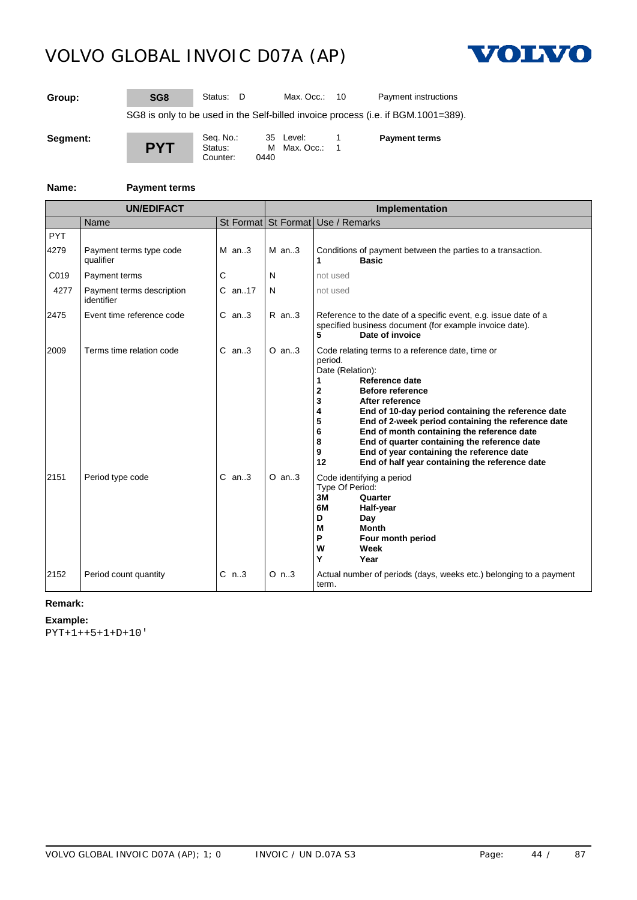| Group: | SG8 | Status: D | Max. Occ.: 10 | Payment instructions |
|---|---|---|---|---|

SG8 is only to be used in the Self-billed invoice process (i.e. if BGM.1001=389).

| Segment: | PYT | Seq. No.: 35 Status: M Counter: 0440 | Level: 1 Max. Occ.: 1 | **Payment terms** |
|---|---|---|---|---|

**Name:** **Payment terms**

| UN/EDIFACT | | | | Implementation | | |
|---|---|---|---|---|---|---|
| | Name | St | Format | St | Format | Use / Remarks |
| PYT | | | | | | |
| 4279 | Payment terms type code qualifier | M | an..3 | M | an..3 | Conditions of payment between the parties to a transaction.<br>**1** **Basic** |
| C019 | Payment terms | C | | N | | not used |
| 4277 | Payment terms description identifier | C | an..17 | N | | not used |
| 2475 | Event time reference code | C | an..3 | R | an..3 | Reference to the date of a specific event, e.g. issue date of a specified business document (for example invoice date).<br>**5** **Date of invoice** |
| 2009 | Terms time relation code | C | an..3 | O | an..3 | Code relating terms to a reference date, time or period.<br>Date (Relation):<br>**1** **Reference date**<br>**2** **Before reference**<br>**3** **After reference**<br>**4** **End of 10-day period containing the reference date**<br>**5** **End of 2-week period containing the reference date**<br>**6** **End of month containing the reference date**<br>**8** **End of quarter containing the reference date**<br>**9** **End of year containing the reference date**<br>**12** **End of half year containing the reference date** |
| 2151 | Period type code | C | an..3 | O | an..3 | Code identifying a period<br>Type Of Period:<br>**3M** **Quarter**<br>**6M** **Half-year**<br>**D** **Day**<br>**M** **Month**<br>**P** **Four month period**<br>**W** **Week**<br>**Y** **Year** |
| 2152 | Period count quantity | C | n..3 | O | n..3 | Actual number of periods (days, weeks etc.) belonging to a payment term. |

**Remark:**

**Example:**

```
PYT+1++5+1+D+10'
```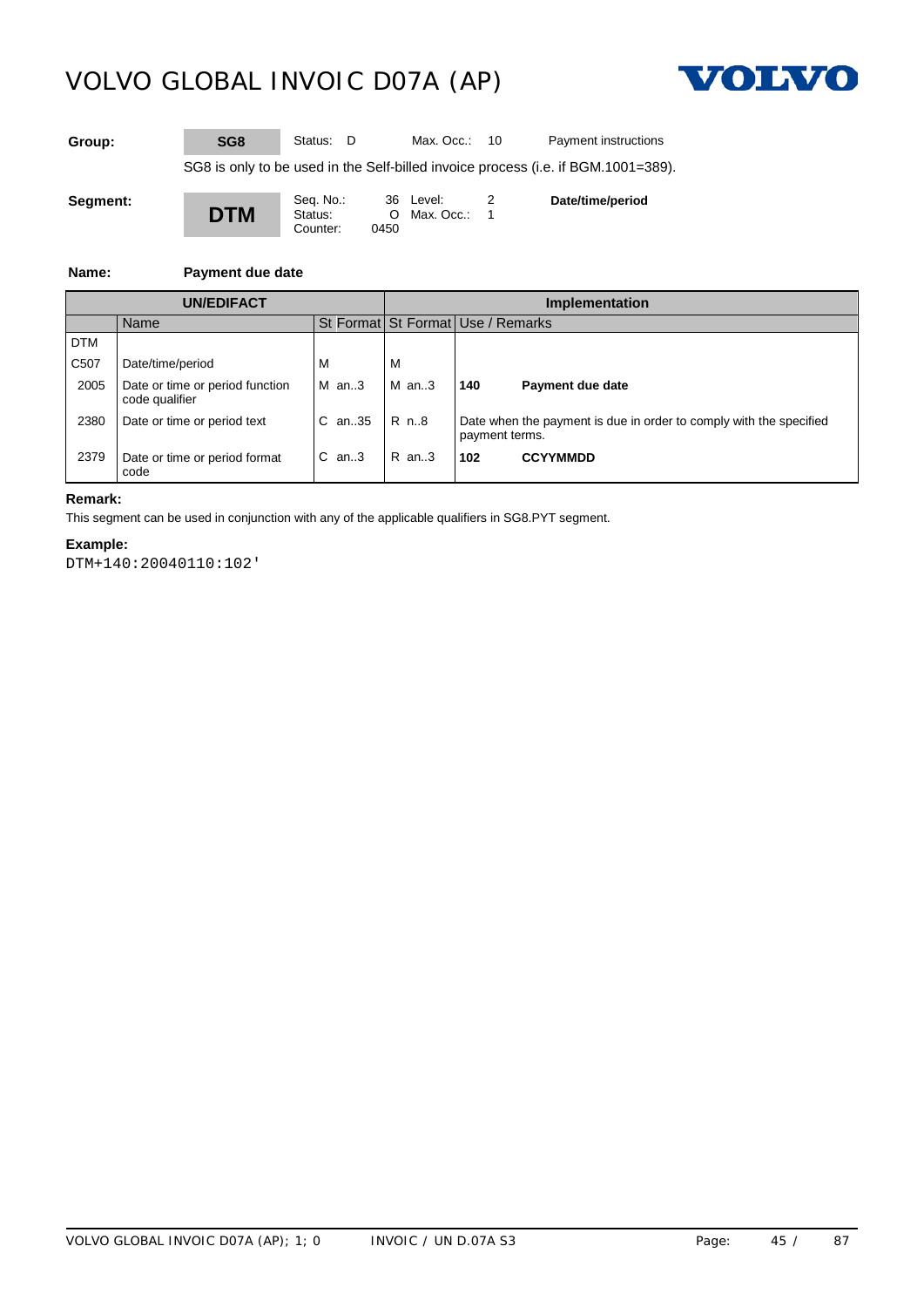# VOLVO GLOBAL INVOIC D07A (AP)

| | | | | |
|---|---|---|---|---|
| **Group:** | **SG8** | Status: D | Max. Occ.: 10 | Payment instructions |

SG8 is only to be used in the Self-billed invoice process (i.e. if BGM.1001=389).

| | | | | |
|---|---|---|---|---|
| **Segment:** | **DTM** | Seq. No.: 36<br>Status: O<br>Counter: 0450 | Level: 2<br>Max. Occ.: 1 | **Date/time/period** |

**Name:** **Payment due date**

| UN/EDIFACT | | | | Implementation | | |
|---|---|---|---|---|---|---|
| | Name | St | Format | St | Format | Use / Remarks |
| DTM | | | | | | |
| C507 | Date/time/period | M | | M | | |
| 2005 | Date or time or period function code qualifier | M | an..3 | M | an..3 | **140** **Payment due date** |
| 2380 | Date or time or period text | C | an..35 | R | n..8 | Date when the payment is due in order to comply with the specified payment terms. |
| 2379 | Date or time or period format code | C | an..3 | R | an..3 | **102** **CCYYMMDD** |

**Remark:**

This segment can be used in conjunction with any of the applicable qualifiers in SG8.PYT segment.

**Example:**

```
DTM+140:20040110:102'
```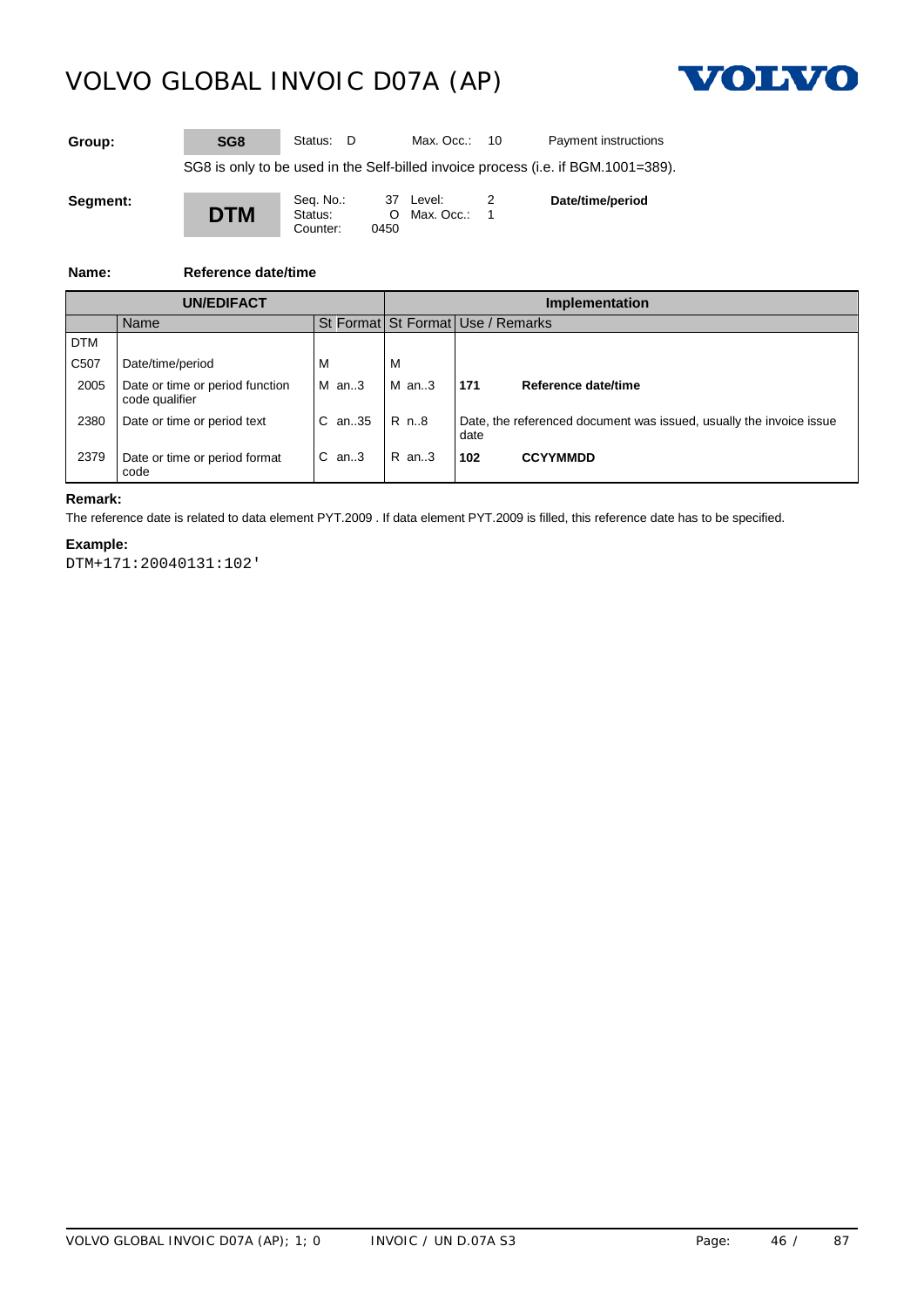**Group:** SG8 | Status: D | Max. Occ.: 10 | Payment instructions

SG8 is only to be used in the Self-billed invoice process (i.e. if BGM.1001=389).

**Segment:** **DTM** | Seq. No.: 37 | Level: 2 | Status: O | Max. Occ.: 1 | Counter: 0450 | **Date/time/period**

**Name:** **Reference date/time**

| UN/EDIFACT | | | | Implementation | | |
|---|---|---|---|---|---|---|
| | Name | St | Format | St | Format | Use / Remarks |
| DTM | | | | | | |
| C507 | Date/time/period | M | | M | | |
| 2005 | Date or time or period function code qualifier | M | an..3 | M | an..3 | **171** **Reference date/time** |
| 2380 | Date or time or period text | C | an..35 | R | n..8 | Date, the referenced document was issued, usually the invoice issue date |
| 2379 | Date or time or period format code | C | an..3 | R | an..3 | **102** **CCYYMMDD** |

**Remark:**

The reference date is related to data element PYT.2009 . If data element PYT.2009 is filled, this reference date has to be specified.

**Example:**

```
DTM+171:20040131:102'
```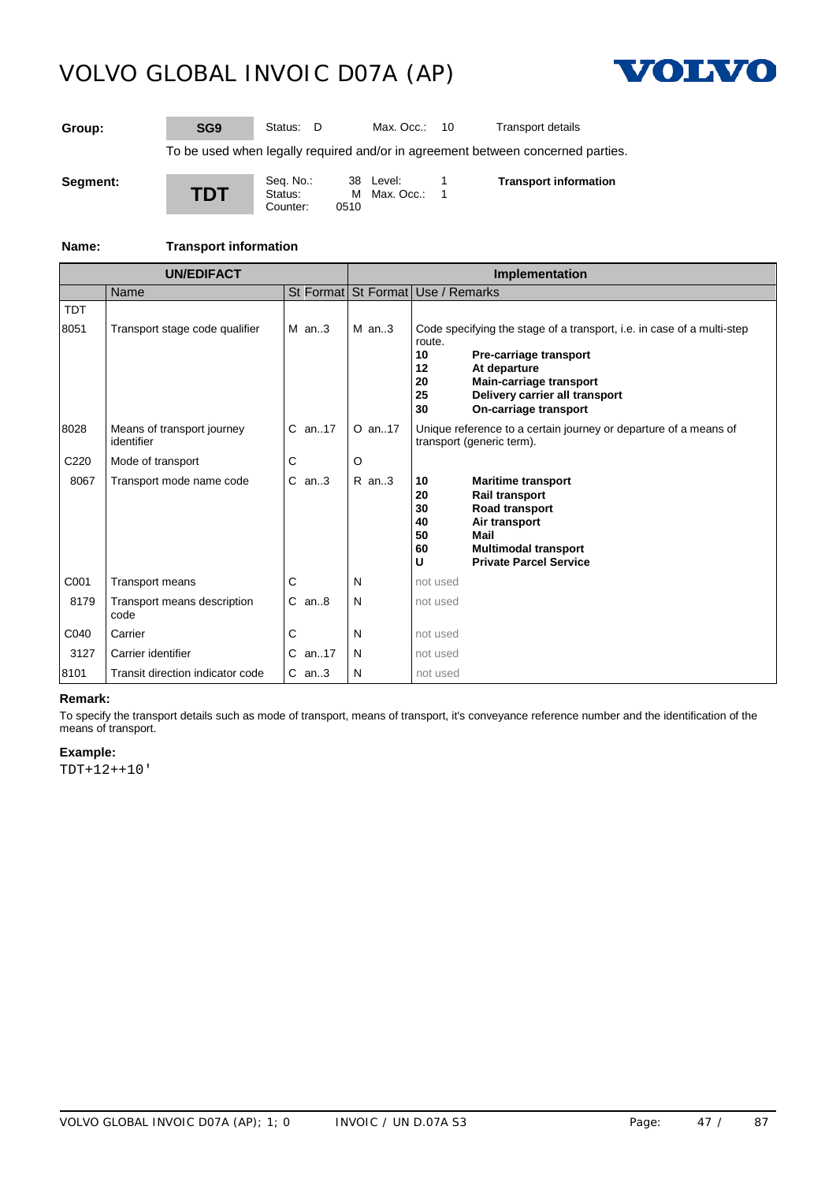| | | | | | | |
|---|---|---|---|---|---|---|
| **Group:** | **SG9** | Status: D | Max. Occ.: 10 | Transport details | | |
| | To be used when legally required and/or in agreement between concerned parties. | | | | | |
| **Segment:** | **TDT** | Seq. No.: 38<br>Status: M<br>Counter: 0510 | Level: 1<br>Max. Occ.: 1 | **Transport information** | | |

**Name:** **Transport information**

| UN/EDIFACT | | | | Implementation | | |
|---|---|---|---|---|---|---|
| | Name | St | Format | St | Format | Use / Remarks |
| TDT | | | | | | |
| 8051 | Transport stage code qualifier | M | an..3 | M | an..3 | Code specifying the stage of a transport, i.e. in case of a multi-step route.<br>**10** **Pre-carriage transport**<br>**12** **At departure**<br>**20** **Main-carriage transport**<br>**25** **Delivery carrier all transport**<br>**30** **On-carriage transport** |
| 8028 | Means of transport journey identifier | C | an..17 | O | an..17 | Unique reference to a certain journey or departure of a means of transport (generic term). |
| C220 | Mode of transport | C | | O | | |
| 8067 | Transport mode name code | C | an..3 | R | an..3 | **10** **Maritime transport**<br>**20** **Rail transport**<br>**30** **Road transport**<br>**40** **Air transport**<br>**50** **Mail**<br>**60** **Multimodal transport**<br>**U** **Private Parcel Service** |
| C001 | Transport means | C | | N | | not used |
| 8179 | Transport means description code | C | an..8 | N | | not used |
| C040 | Carrier | C | | N | | not used |
| 3127 | Carrier identifier | C | an..17 | N | | not used |
| 8101 | Transit direction indicator code | C | an..3 | N | | not used |

**Remark:**

To specify the transport details such as mode of transport, means of transport, it's conveyance reference number and the identification of the means of transport.

**Example:**

```
TDT+12++10'
```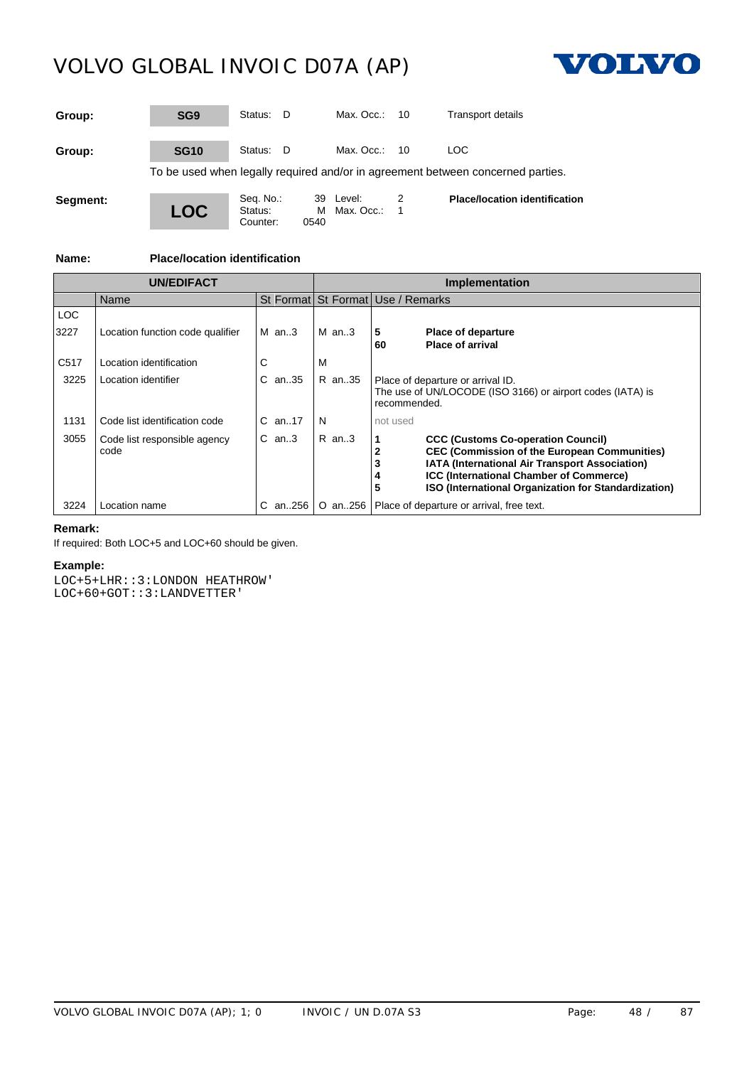| Group: | SG9 | Status: D | Max. Occ.: 10 | Transport details |
|---|---|---|---|---|
| **Group:** | **SG10** | Status: D | Max. Occ.: 10 | LOC |

To be used when legally required and/or in agreement between concerned parties.

| Segment: | LOC | Seq. No.: 39<br>Status: M<br>Counter: 0540 | Level: 2<br>Max. Occ.: 1 | **Place/location identification** |
|---|---|---|---|---|

**Name:** **Place/location identification**

| UN/EDIFACT | | | Implementation | |
|---|---|---|---|---|
| | Name | St Format | St Format | Use / Remarks |
| LOC | | | | |
| 3227 | Location function code qualifier | M an..3 | M an..3 | **5** **Place of departure**<br>**60** **Place of arrival** |
| C517 | Location identification | C | M | |
| 3225 | Location identifier | C an..35 | R an..35 | Place of departure or arrival ID.<br>The use of UN/LOCODE (ISO 3166) or airport codes (IATA) is recommended. |
| 1131 | Code list identification code | C an..17 | N | not used |
| 3055 | Code list responsible agency code | C an..3 | R an..3 | **1** **CCC (Customs Co-operation Council)**<br>**2** **CEC (Commission of the European Communities)**<br>**3** **IATA (International Air Transport Association)**<br>**4** **ICC (International Chamber of Commerce)**<br>**5** **ISO (International Organization for Standardization)** |
| 3224 | Location name | C an..256 | O an..256 | Place of departure or arrival, free text. |

**Remark:**

If required: Both LOC+5 and LOC+60 should be given.

**Example:**

```
LOC+5+LHR::3:LONDON HEATHROW'
LOC+60+GOT::3:LANDVETTER'
```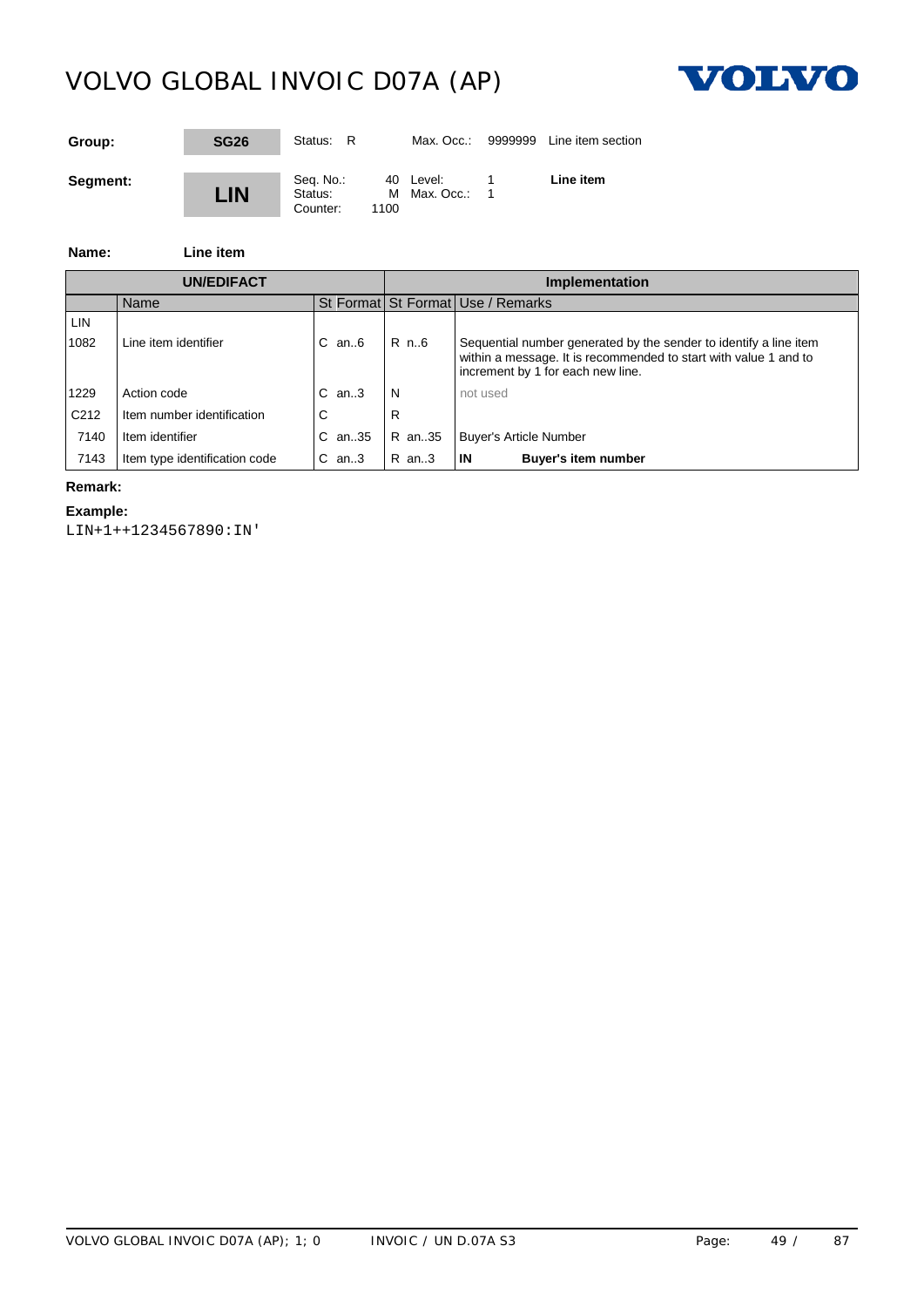| Group: | SG26 | Status: R | Max. Occ.: 9999999 | Line item section |
|---|---|---|---|---|
| **Segment:** | **LIN** | Seq. No.: 40<br>Status: M<br>Counter: 1100 | Level: 1<br>Max. Occ.: 1 | **Line item** |

**Name:** **Line item**

| UN/EDIFACT | | | | Implementation | | |
|---|---|---|---|---|---|---|
| | Name | St | Format | St | Format | Use / Remarks |
| LIN | | | | | | |
| 1082 | Line item identifier | C | an..6 | R | n..6 | Sequential number generated by the sender to identify a line item within a message. It is recommended to start with value 1 and to increment by 1 for each new line. |
| 1229 | Action code | C | an..3 | N | | not used |
| C212 | Item number identification | C | | R | | |
| 7140 | Item identifier | C | an..35 | R | an..35 | Buyer's Article Number |
| 7143 | Item type identification code | C | an..3 | R | an..3 | **IN** **Buyer's item number** |

**Remark:**

**Example:**

```
LIN+1++1234567890:IN'
```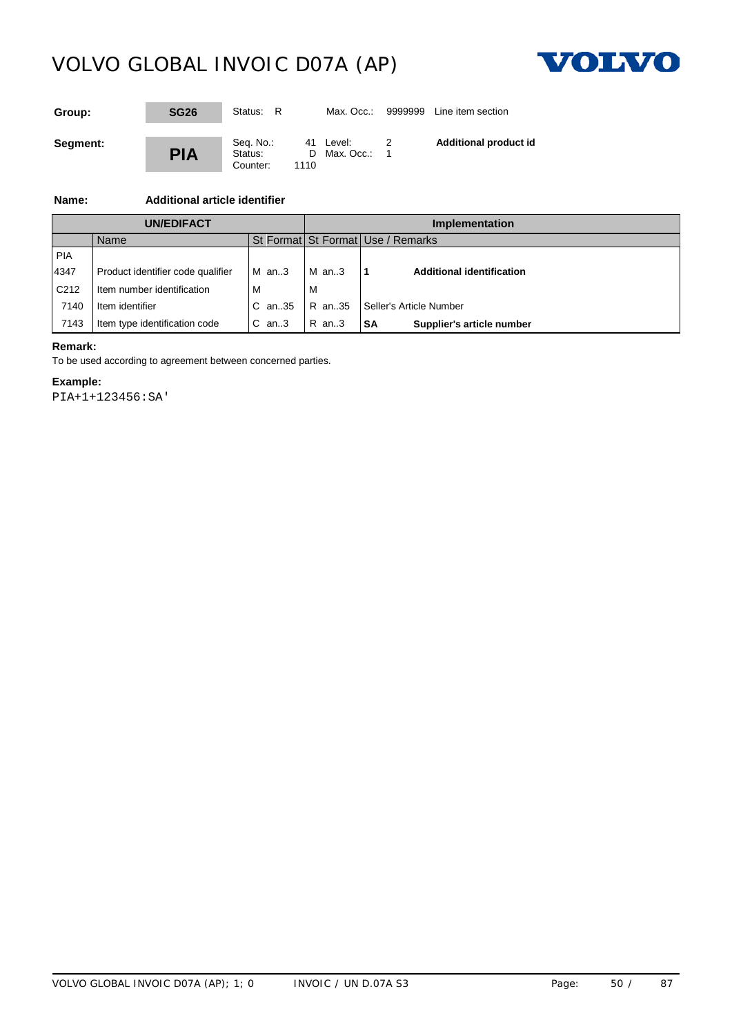| Group: | SG26 | Status: R | Max. Occ.: 9999999 | Line item section |
|---|---|---|---|---|
| **Segment:** | **PIA** | Seq. No.: 41<br>Status: D<br>Counter: 1110 | Level: 2<br>Max. Occ.: 1 | **Additional product id** |

**Name:** **Additional article identifier**

| UN/EDIFACT | | | | Implementation | | | |
|---|---|---|---|---|---|---|---|
| | Name | St | Format | St | Format | Use / Remarks | |
| PIA | | | | | | | |
| 4347 | Product identifier code qualifier | M | an..3 | M | an..3 | **1** | **Additional identification** |
| C212 | Item number identification | M | | M | | | |
| 7140 | Item identifier | C | an..35 | R | an..35 | Seller's Article Number | |
| 7143 | Item type identification code | C | an..3 | R | an..3 | **SA** | **Supplier's article number** |

**Remark:**

To be used according to agreement between concerned parties.

**Example:**

```
PIA+1+123456:SA'
```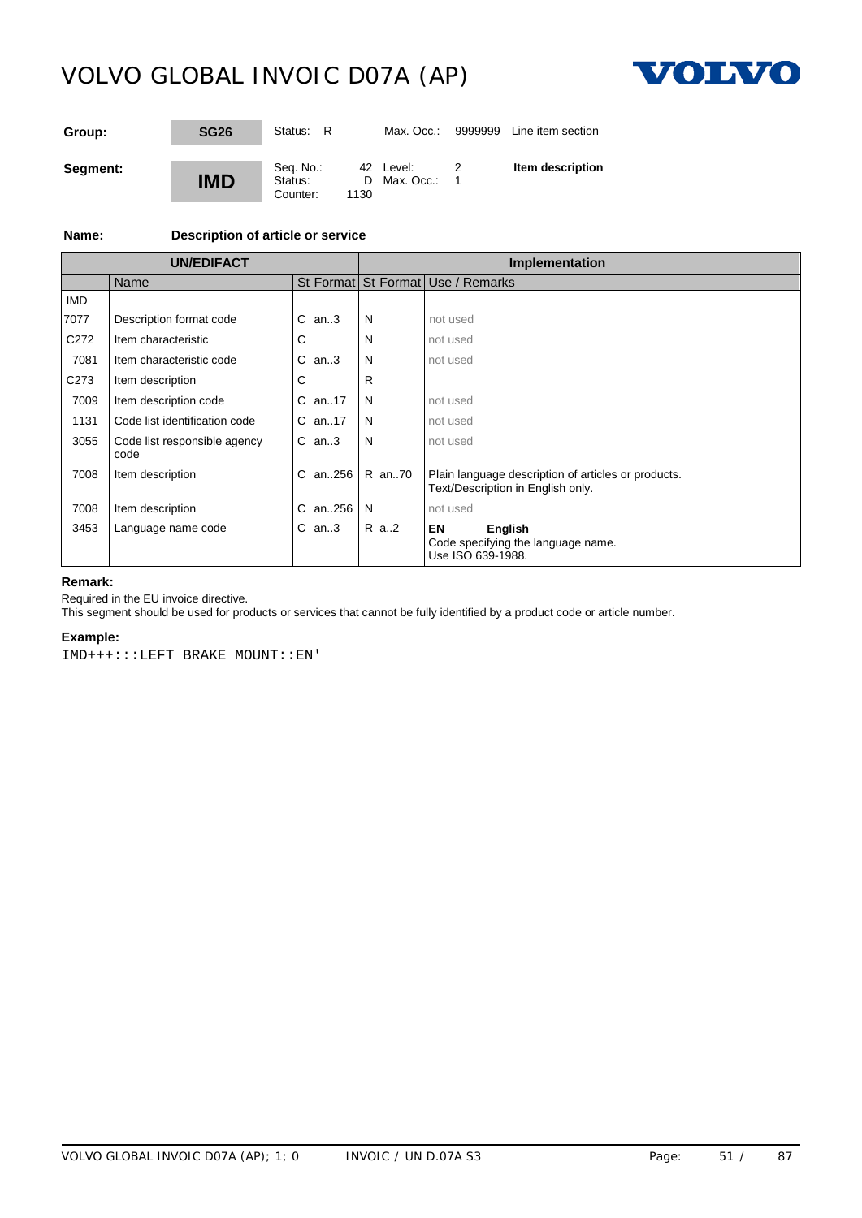# VOLVO GLOBAL INVOIC D07A (AP)

| | | | |
|---|---|---|---|
| **Group:** | **SG26** | Status: R &nbsp;&nbsp; Max. Occ.: 9999999 | Line item section |
| **Segment:** | **IMD** | Seq. No.: 42 &nbsp; Level: 2<br>Status: D &nbsp; Max. Occ.: 1<br>Counter: 1130 | **Item description** |

**Name:** **Description of article or service**

| **UN/EDIFACT** | | | | **Implementation** | | |
|---|---|---|---|---|---|---|
| | Name | St | Format | St | Format | Use / Remarks |
| IMD | | | | | | |
| 7077 | Description format code | C | an..3 | N | | not used |
| C272 | Item characteristic | C | | N | | not used |
| 7081 | Item characteristic code | C | an..3 | N | | not used |
| C273 | Item description | C | | R | | |
| 7009 | Item description code | C | an..17 | N | | not used |
| 1131 | Code list identification code | C | an..17 | N | | not used |
| 3055 | Code list responsible agency code | C | an..3 | N | | not used |
| 7008 | Item description | C | an..256 | R | an..70 | Plain language description of articles or products. Text/Description in English only. |
| 7008 | Item description | C | an..256 | N | | not used |
| 3453 | Language name code | C | an..3 | R | a..2 | **EN** **English** Code specifying the language name. Use ISO 639-1988. |

**Remark:**

Required in the EU invoice directive.
This segment should be used for products or services that cannot be fully identified by a product code or article number.

**Example:**

```
IMD+++:::LEFT BRAKE MOUNT::EN'
```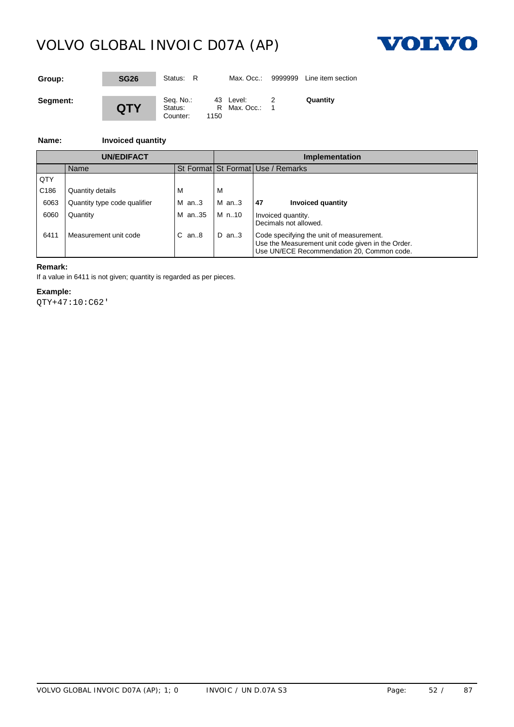# VOLVO GLOBAL INVOIC D07A (AP)

| | | | | | |
|---|---|---|---|---|---|
| **Group:** | **SG26** | Status: R | Max. Occ.: | 9999999 | Line item section |
| **Segment:** | **QTY** | Seq. No.: 43<br>Status: R<br>Counter: 1150 | Level: 2<br>Max. Occ.: 1 | | **Quantity** |

**Name:** **Invoiced quantity**

| UN/EDIFACT | | | | Implementation | | |
|---|---|---|---|---|---|---|
| | Name | St | Format | St | Format | Use / Remarks |
| QTY | | | | | | |
| C186 | Quantity details | M | | M | | |
| 6063 | Quantity type code qualifier | M | an..3 | M | an..3 | **47** **Invoiced quantity** |
| 6060 | Quantity | M | an..35 | M | n..10 | Invoiced quantity.<br>Decimals not allowed. |
| 6411 | Measurement unit code | C | an..8 | D | an..3 | Code specifying the unit of measurement.<br>Use the Measurement unit code given in the Order.<br>Use UN/ECE Recommendation 20, Common code. |

**Remark:**

If a value in 6411 is not given; quantity is regarded as per pieces.

**Example:**

```
QTY+47:10:C62'
```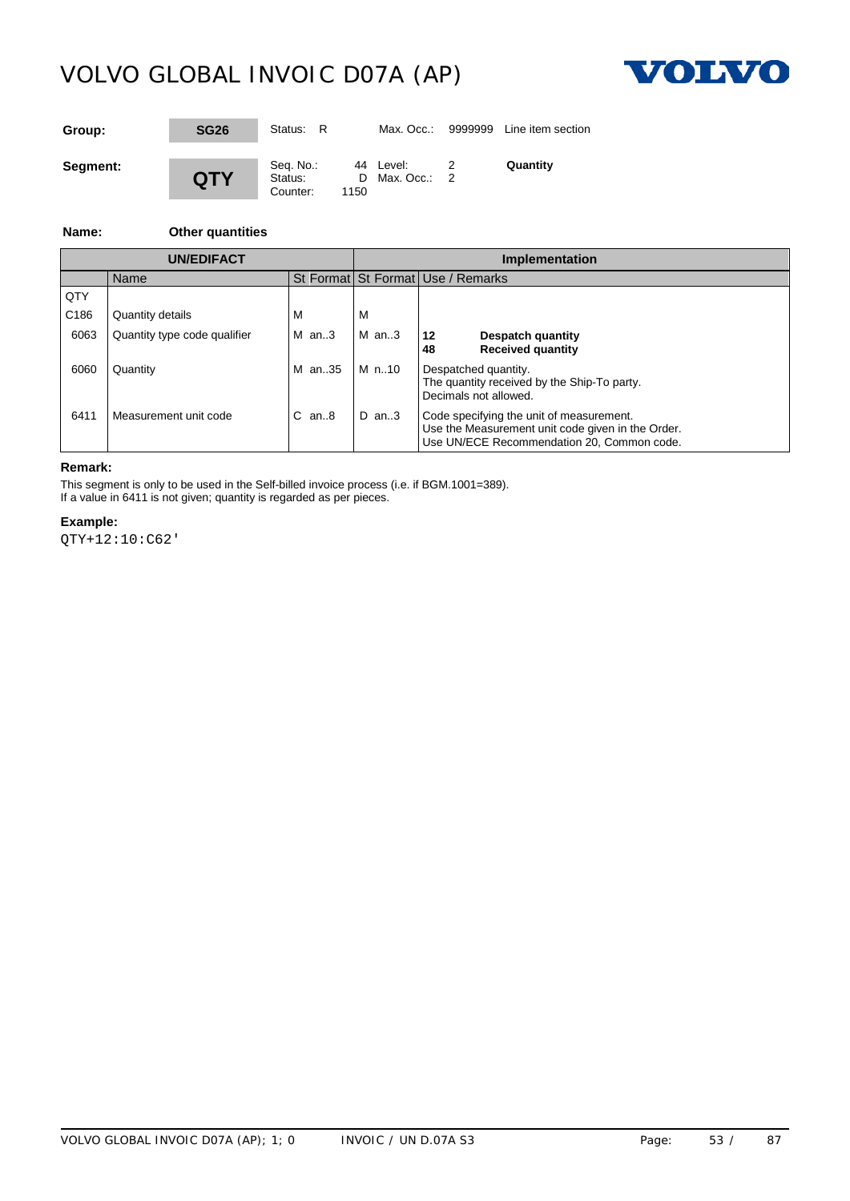# VOLVO GLOBAL INVOIC D07A (AP)

| | | | |
|---|---|---|---|
| **Group:** | **SG26** | Status: R &nbsp;&nbsp; Max. Occ.: 9999999 | Line item section |
| **Segment:** | **QTY** | Seq. No.: 44 &nbsp; Level: 2<br>Status: D &nbsp; Max. Occ.: 2<br>Counter: 1150 | **Quantity** |

**Name:** **Other quantities**

| UN/EDIFACT | | | | Implementation | | |
|---|---|---|---|---|---|---|
| | Name | St | Format | St | Format | Use / Remarks |
| QTY | | | | | | |
| C186 | Quantity details | M | | M | | |
| 6063 | Quantity type code qualifier | M | an..3 | M | an..3 | **12** **Despatch quantity**<br>**48** **Received quantity** |
| 6060 | Quantity | M | an..35 | M | n..10 | Despatched quantity.<br>The quantity received by the Ship-To party.<br>Decimals not allowed. |
| 6411 | Measurement unit code | C | an..8 | D | an..3 | Code specifying the unit of measurement.<br>Use the Measurement unit code given in the Order.<br>Use UN/ECE Recommendation 20, Common code. |

**Remark:**

This segment is only to be used in the Self-billed invoice process (i.e. if BGM.1001=389).
If a value in 6411 is not given; quantity is regarded as per pieces.

**Example:**

```
QTY+12:10:C62'
```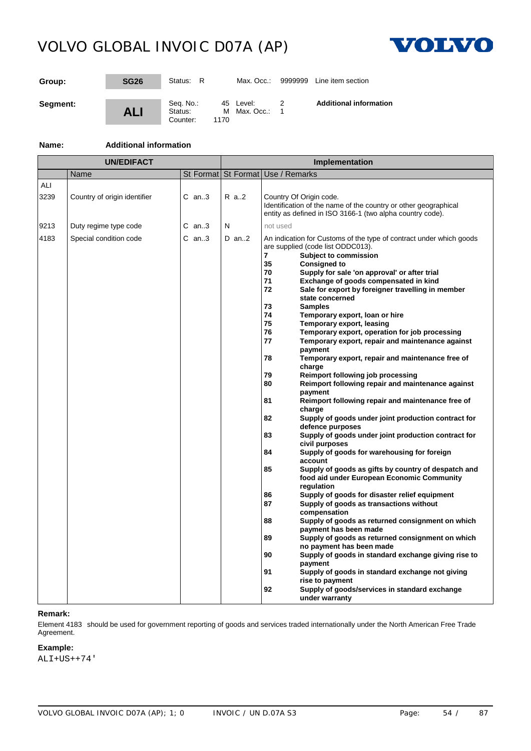# VOLVO GLOBAL INVOIC D07A (AP)

| | | | |
|---|---|---|---|
| **Group:** | **SG26** | Status: R | Max. Occ.: 9999999 Line item section |
| **Segment:** | **ALI** | Seq. No.: 45 Level: 2<br>Status: M Max. Occ.: 1<br>Counter: 1170 | **Additional information** |

**Name:** **Additional information**

| UN/EDIFACT | | | | Implementation | | |
|---|---|---|---|---|---|---|
| | Name | St | Format | St | Format | Use / Remarks |
| ALI | | | | | | |
| 3239 | Country of origin identifier | C | an..3 | R | a..2 | Country Of Origin code.<br>Identification of the name of the country or other geographical entity as defined in ISO 3166-1 (two alpha country code). |
| 9213 | Duty regime type code | C | an..3 | N | | not used |
| 4183 | Special condition code | C | an..3 | D | an..2 | An indication for Customs of the type of contract under which goods are supplied (code list ODDC013).<br>**7** **Subject to commission**<br>**35** **Consigned to**<br>**70** **Supply for sale 'on approval' or after trial**<br>**71** **Exchange of goods compensated in kind**<br>**72** **Sale for export by foreigner travelling in member state concerned**<br>**73** **Samples**<br>**74** **Temporary export, loan or hire**<br>**75** **Temporary export, leasing**<br>**76** **Temporary export, operation for job processing**<br>**77** **Temporary export, repair and maintenance against payment**<br>**78** **Temporary export, repair and maintenance free of charge**<br>**79** **Reimport following job processing**<br>**80** **Reimport following repair and maintenance against payment**<br>**81** **Reimport following repair and maintenance free of charge**<br>**82** **Supply of goods under joint production contract for defence purposes**<br>**83** **Supply of goods under joint production contract for civil purposes**<br>**84** **Supply of goods for warehousing for foreign account**<br>**85** **Supply of goods as gifts by country of despatch and food aid under European Economic Community regulation**<br>**86** **Supply of goods for disaster relief equipment**<br>**87** **Supply of goods as transactions without compensation**<br>**88** **Supply of goods as returned consignment on which payment has been made**<br>**89** **Supply of goods as returned consignment on which no payment has been made**<br>**90** **Supply of goods in standard exchange giving rise to payment**<br>**91** **Supply of goods in standard exchange not giving rise to payment**<br>**92** **Supply of goods/services in standard exchange under warranty** |

**Remark:**

Element 4183 should be used for government reporting of goods and services traded internationally under the North American Free Trade Agreement.

**Example:**

```
ALI+US++74'
```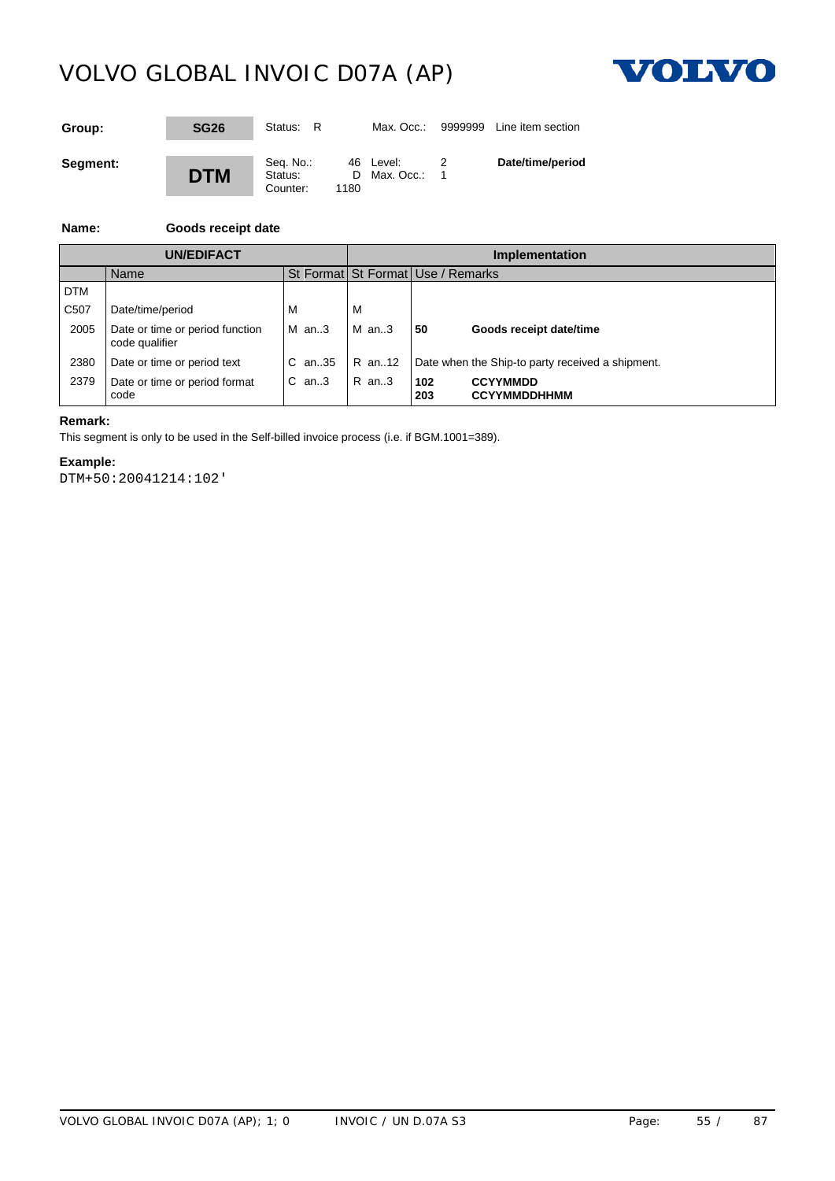| Group: | SG26 | Status: R | Max. Occ.: 9999999 | Line item section |
|---|---|---|---|---|
| **Segment:** | **DTM** | Seq. No.: 46<br>Status: D<br>Counter: 1180 | Level: 2<br>Max. Occ.: 1 | **Date/time/period** |

**Name:** **Goods receipt date**

| UN/EDIFACT | | | | Implementation | | |
|---|---|---|---|---|---|---|
| | Name | St | Format | St | Format | Use / Remarks |
| DTM | | | | | | |
| C507 | Date/time/period | M | | M | | |
| 2005 | Date or time or period function code qualifier | M | an..3 | M | an..3 | **50** **Goods receipt date/time** |
| 2380 | Date or time or period text | C | an..35 | R | an..12 | Date when the Ship-to party received a shipment. |
| 2379 | Date or time or period format code | C | an..3 | R | an..3 | **102** **CCYYMMDD**<br>**203** **CCYYMMDDHHMM** |

**Remark:**

This segment is only to be used in the Self-billed invoice process (i.e. if BGM.1001=389).

**Example:**

```
DTM+50:20041214:102'
```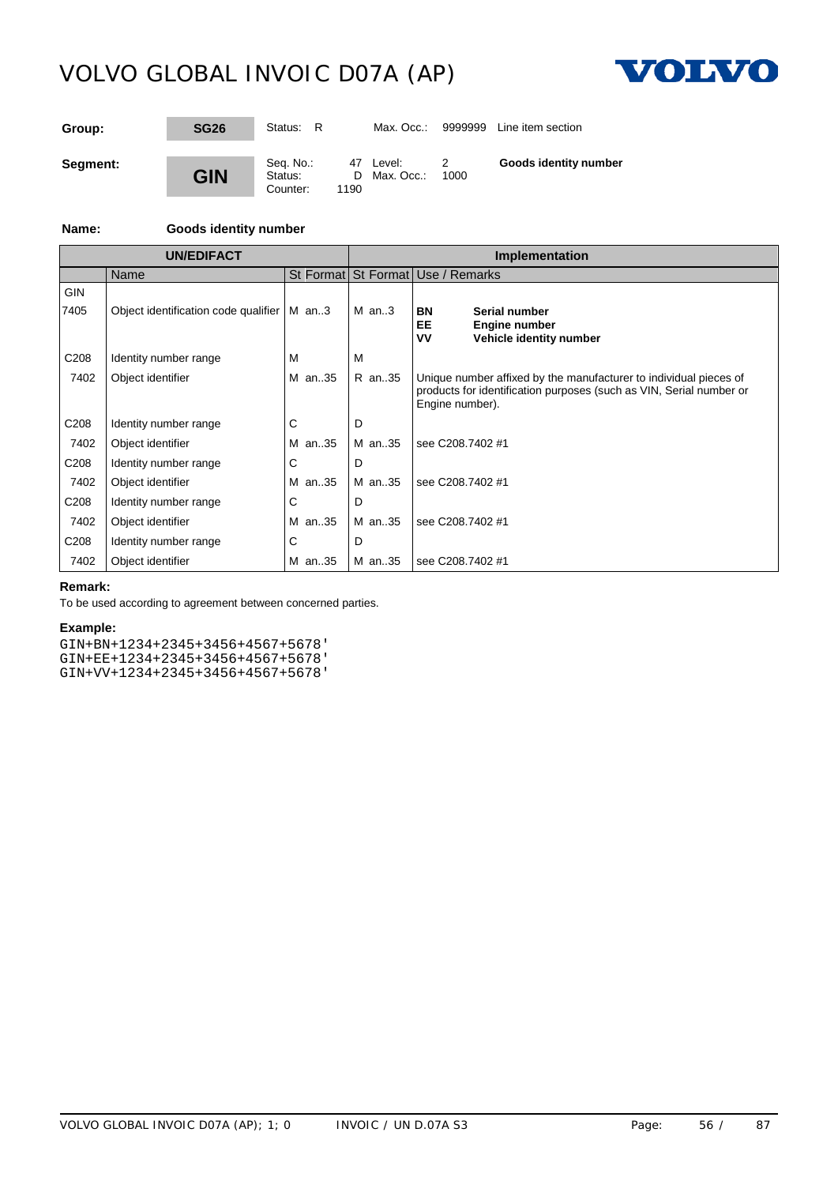| Group: | SG26 | Status: R | Max. Occ.: 9999999 | Line item section |
|---|---|---|---|---|
| **Segment:** | **GIN** | Seq. No.: 47<br>Status: D<br>Counter: 1190 | Level: 2<br>Max. Occ.: 1000 | **Goods identity number** |

**Name:** **Goods identity number**

| UN/EDIFACT | | | | Implementation | | |
|---|---|---|---|---|---|---|
| | Name | St | Format | St | Format | Use / Remarks |
| GIN | | | | | | |
| 7405 | Object identification code qualifier | M | an..3 | M | an..3 | **BN** **Serial number**<br>**EE** **Engine number**<br>**VV** **Vehicle identity number** |
| C208 | Identity number range | M | | M | | |
| 7402 | Object identifier | M | an..35 | R | an..35 | Unique number affixed by the manufacturer to individual pieces of products for identification purposes (such as VIN, Serial number or Engine number). |
| C208 | Identity number range | C | | D | | |
| 7402 | Object identifier | M | an..35 | M | an..35 | see C208.7402 #1 |
| C208 | Identity number range | C | | D | | |
| 7402 | Object identifier | M | an..35 | M | an..35 | see C208.7402 #1 |
| C208 | Identity number range | C | | D | | |
| 7402 | Object identifier | M | an..35 | M | an..35 | see C208.7402 #1 |
| C208 | Identity number range | C | | D | | |
| 7402 | Object identifier | M | an..35 | M | an..35 | see C208.7402 #1 |

**Remark:**

To be used according to agreement between concerned parties.

**Example:**

```
GIN+BN+1234+2345+3456+4567+5678'
GIN+EE+1234+2345+3456+4567+5678'
GIN+VV+1234+2345+3456+4567+5678'
```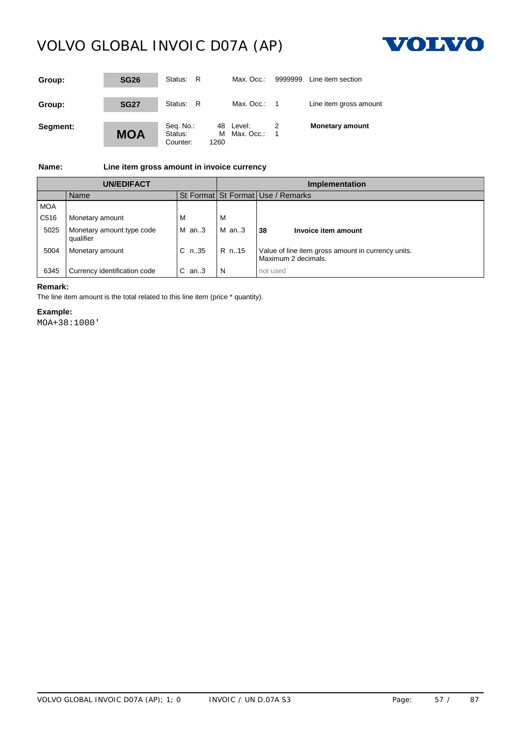| | | | | | |
|---|---|---|---|---|---|
| **Group:** | **SG26** | Status: R | Max. Occ.: 9999999 | Line item section | |
| **Group:** | **SG27** | Status: R | Max. Occ.: 1 | Line item gross amount | |
| **Segment:** | **MOA** | Seq. No.: 48<br>Status: M<br>Counter: 1260 | Level: 2<br>Max. Occ.: 1 | **Monetary amount** | |

**Name:** **Line item gross amount in invoice currency**

| UN/EDIFACT | | | | Implementation | | |
|---|---|---|---|---|---|---|
| | Name | St | Format | St | Format | Use / Remarks |
| MOA | | | | | | |
| C516 | Monetary amount | M | | M | | |
| 5025 | Monetary amount type code qualifier | M | an..3 | M | an..3 | **38** **Invoice item amount** |
| 5004 | Monetary amount | C | n..35 | R | n..15 | Value of line item gross amount in currency units. Maximum 2 decimals. |
| 6345 | Currency identification code | C | an..3 | N | | not used |

**Remark:**

The line item amount is the total related to this line item (price * quantity).

**Example:**

```
MOA+38:1000'
```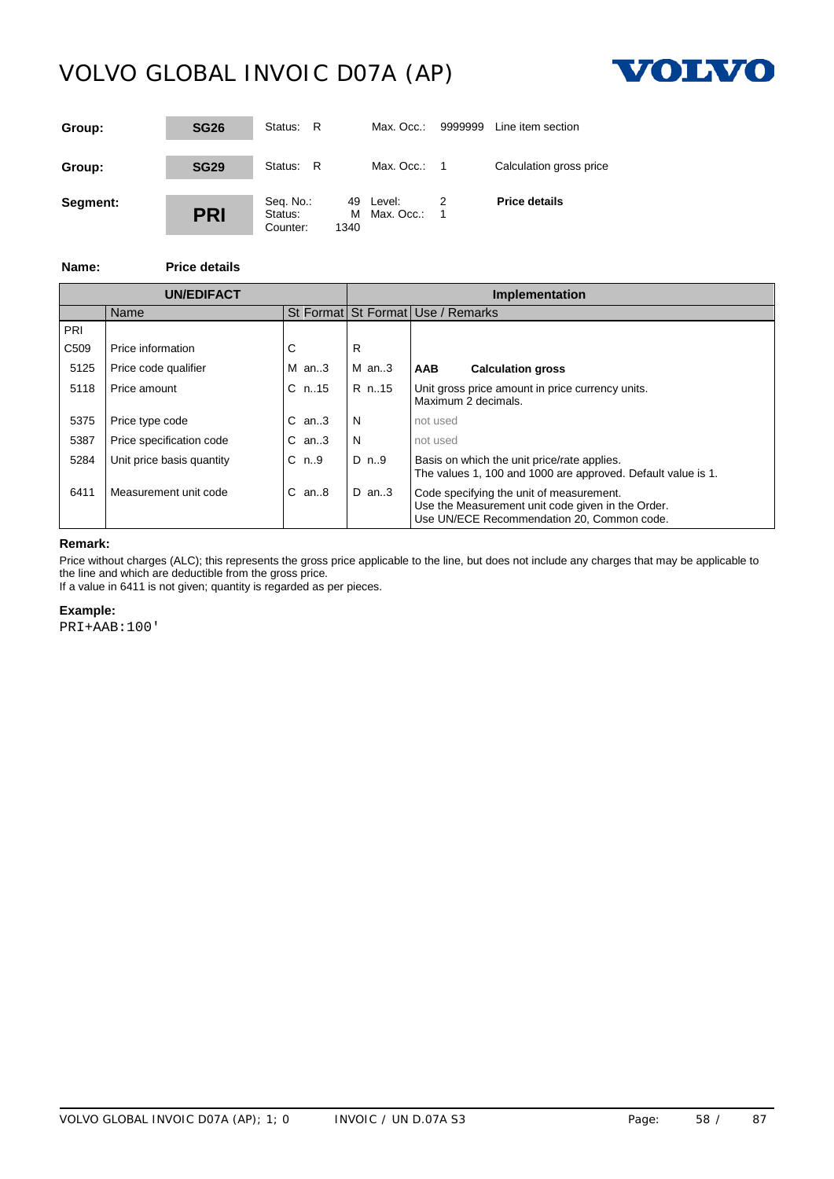| | | | | | | |
|---|---|---|---|---|---|---|
| **Group:** | **SG26** | Status: R | | Max. Occ.: | 9999999 | Line item section |
| **Group:** | **SG29** | Status: R | | Max. Occ.: | 1 | Calculation gross price |
| **Segment:** | **PRI** | Seq. No.:<br>Status:<br>Counter: | 49<br>M<br>1340 | Level:<br>Max. Occ.: | 2<br>1 | **Price details** |

**Name:** **Price details**

| UN/EDIFACT | | | | Implementation | | |
|---|---|---|---|---|---|---|
| | Name | St | Format | St | Format | Use / Remarks |
| PRI | | | | | | |
| C509 | Price information | C | | R | | |
| 5125 | Price code qualifier | M | an..3 | M | an..3 | **AAB** **Calculation gross** |
| 5118 | Price amount | C | n..15 | R | n..15 | Unit gross price amount in price currency units.<br>Maximum 2 decimals. |
| 5375 | Price type code | C | an..3 | N | | not used |
| 5387 | Price specification code | C | an..3 | N | | not used |
| 5284 | Unit price basis quantity | C | n..9 | D | n..9 | Basis on which the unit price/rate applies.<br>The values 1, 100 and 1000 are approved. Default value is 1. |
| 6411 | Measurement unit code | C | an..8 | D | an..3 | Code specifying the unit of measurement.<br>Use the Measurement unit code given in the Order.<br>Use UN/ECE Recommendation 20, Common code. |

**Remark:**

Price without charges (ALC); this represents the gross price applicable to the line, but does not include any charges that may be applicable to the line and which are deductible from the gross price.
If a value in 6411 is not given; quantity is regarded as per pieces.

**Example:**

```
PRI+AAB:100'
```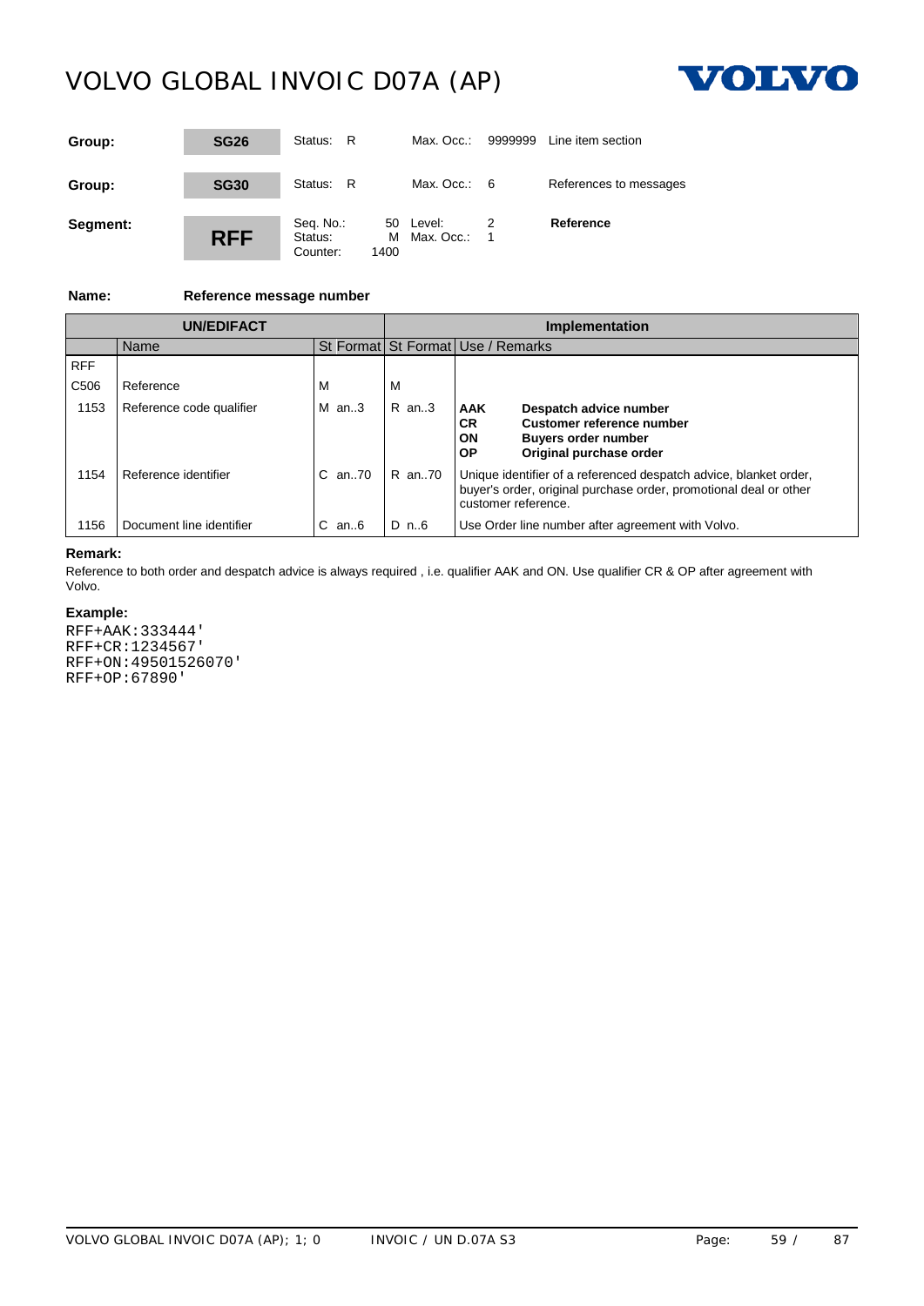| Group: | SG26 | Status: R | Max. Occ.: 9999999 | Line item section |
|---|---|---|---|---|
| Group: | SG30 | Status: R | Max. Occ.: 6 | References to messages |
| Segment: | RFF | Seq. No.: 50<br>Status: M<br>Counter: 1400 | Level: 2<br>Max. Occ.: 1 | **Reference** |

**Name:** **Reference message number**

| UN/EDIFACT | | | Implementation | |
|---|---|---|---|---|
| | Name | St Format | St Format | Use / Remarks |
| RFF | | | | |
| C506 | Reference | M | M | |
| 1153 | Reference code qualifier | M an..3 | R an..3 | **AAK** **Despatch advice number**<br>**CR** **Customer reference number**<br>**ON** **Buyers order number**<br>**OP** **Original purchase order** |
| 1154 | Reference identifier | C an..70 | R an..70 | Unique identifier of a referenced despatch advice, blanket order, buyer's order, original purchase order, promotional deal or other customer reference. |
| 1156 | Document line identifier | C an..6 | D n..6 | Use Order line number after agreement with Volvo. |

**Remark:**

Reference to both order and despatch advice is always required , i.e. qualifier AAK and ON. Use qualifier CR & OP after agreement with Volvo.

**Example:**

```
RFF+AAK:333444'
RFF+CR:1234567'
RFF+ON:49501526070'
RFF+OP:67890'
```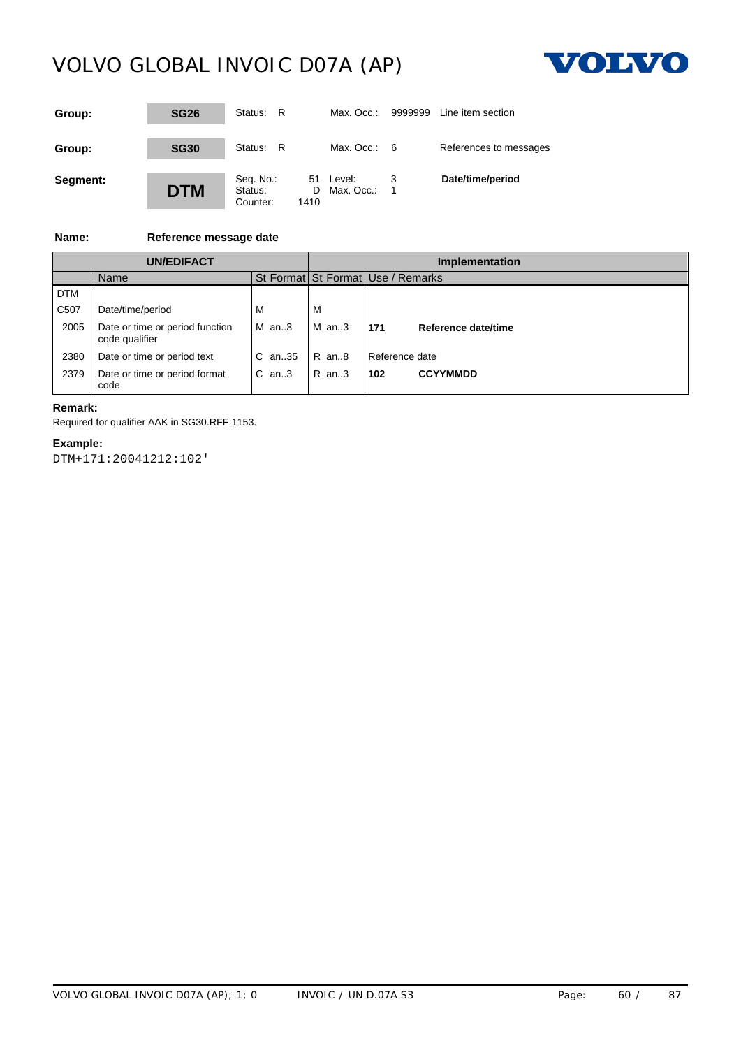| Group: | SG26 | Status: R | Max. Occ.: 9999999 | Line item section |
|---|---|---|---|---|
| Group: | SG30 | Status: R | Max. Occ.: 6 | References to messages |
| Segment: | DTM | Seq. No.: 51<br>Status: D<br>Counter: 1410 | Level: 3<br>Max. Occ.: 1 | **Date/time/period** |

**Name:** **Reference message date**

| UN/EDIFACT | | | Implementation | |
|---|---|---|---|---|
| | Name | St Format | St Format | Use / Remarks |
| DTM | | | | |
| C507 | Date/time/period | M | M | |
| 2005 | Date or time or period function code qualifier | M an..3 | M an..3 | **171** **Reference date/time** |
| 2380 | Date or time or period text | C an..35 | R an..8 | Reference date |
| 2379 | Date or time or period format code | C an..3 | R an..3 | **102** **CCYYMMDD** |

**Remark:**

Required for qualifier AAK in SG30.RFF.1153.

**Example:**

```
DTM+171:20041212:102'
```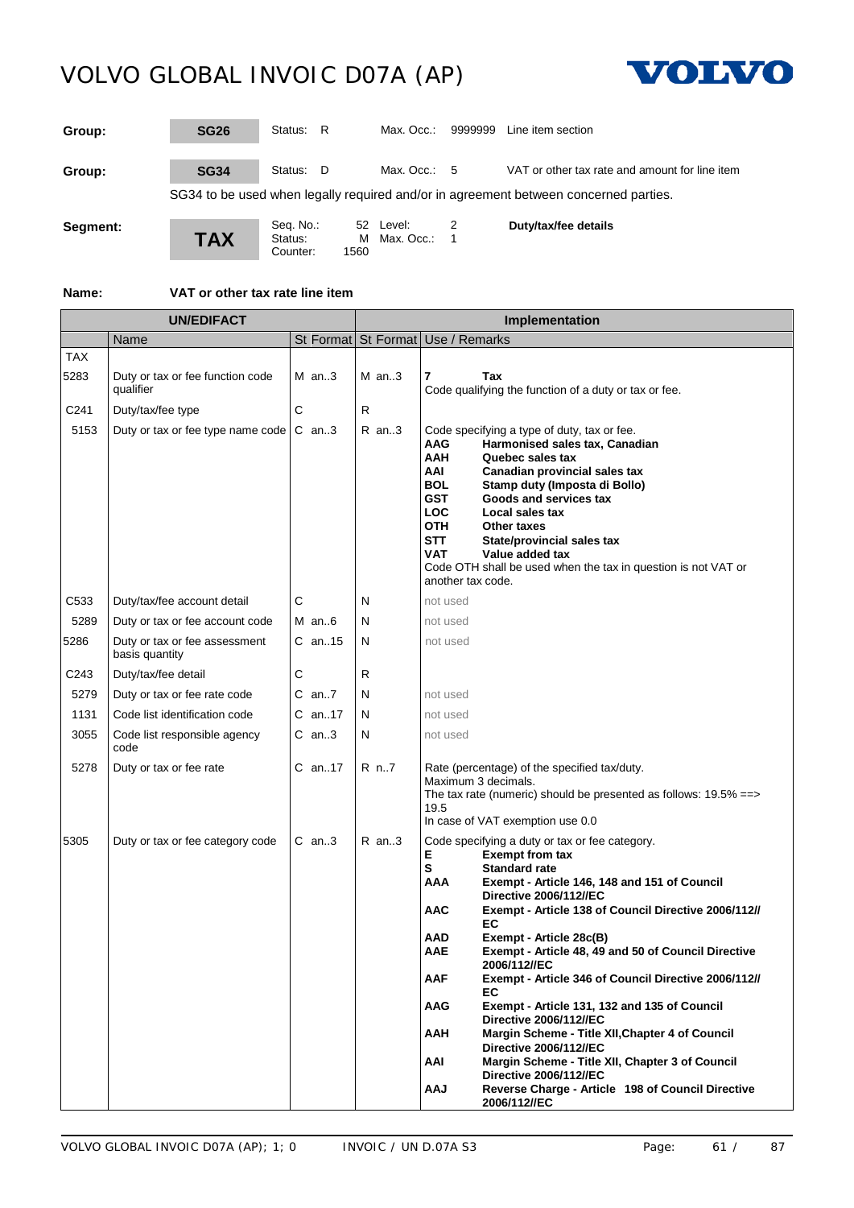| | | | | |
|---|---|---|---|---|
| **Group:** | **SG26** | Status: R | Max. Occ.: 9999999 | Line item section |
| **Group:** | **SG34** | Status: D | Max. Occ.: 5 | VAT or other tax rate and amount for line item |

SG34 to be used when legally required and/or in agreement between concerned parties.

| | | | | |
|---|---|---|---|---|
| **Segment:** | **TAX** | Seq. No.: 52<br>Status: M<br>Counter: 1560 | Level: 2<br>Max. Occ.: 1 | **Duty/tax/fee details** |

**Name:** **VAT or other tax rate line item**

| UN/EDIFACT | | | | Implementation | | |
|---|---|---|---|---|---|---|
| | Name | St | Format | St | Format | Use / Remarks |
| TAX | | | | | | |
| 5283 | Duty or tax or fee function code qualifier | M | an..3 | M | an..3 | **7** **Tax**<br>Code qualifying the function of a duty or tax or fee. |
| C241 | Duty/tax/fee type | C | | R | | |
| 5153 | Duty or tax or fee type name code | C | an..3 | R | an..3 | Code specifying a type of duty, tax or fee.<br>**AAG** **Harmonised sales tax, Canadian**<br>**AAH** **Quebec sales tax**<br>**AAI** **Canadian provincial sales tax**<br>**BOL** **Stamp duty (Imposta di Bollo)**<br>**GST** **Goods and services tax**<br>**LOC** **Local sales tax**<br>**OTH** **Other taxes**<br>**STT** **State/provincial sales tax**<br>**VAT** **Value added tax**<br>Code OTH shall be used when the tax in question is not VAT or another tax code. |
| C533 | Duty/tax/fee account detail | C | | N | | not used |
| 5289 | Duty or tax or fee account code | M | an..6 | N | | not used |
| 5286 | Duty or tax or fee assessment basis quantity | C | an..15 | N | | not used |
| C243 | Duty/tax/fee detail | C | | R | | |
| 5279 | Duty or tax or fee rate code | C | an..7 | N | | not used |
| 1131 | Code list identification code | C | an..17 | N | | not used |
| 3055 | Code list responsible agency code | C | an..3 | N | | not used |
| 5278 | Duty or tax or fee rate | C | an..17 | R | n..7 | Rate (percentage) of the specified tax/duty.<br>Maximum 3 decimals.<br>The tax rate (numeric) should be presented as follows: 19.5% ==> 19.5<br>In case of VAT exemption use 0.0 |
| 5305 | Duty or tax or fee category code | C | an..3 | R | an..3 | Code specifying a duty or tax or fee category.<br>**E** **Exempt from tax**<br>**S** **Standard rate**<br>**AAA** **Exempt - Article 146, 148 and 151 of Council Directive 2006/112//EC**<br>**AAC** **Exempt - Article 138 of Council Directive 2006/112//EC**<br>**AAD** **Exempt - Article 28c(B)**<br>**AAE** **Exempt - Article 48, 49 and 50 of Council Directive 2006/112//EC**<br>**AAF** **Exempt - Article 346 of Council Directive 2006/112//EC**<br>**AAG** **Exempt - Article 131, 132 and 135 of Council Directive 2006/112//EC**<br>**AAH** **Margin Scheme - Title XII,Chapter 4 of Council Directive 2006/112//EC**<br>**AAI** **Margin Scheme - Title XII, Chapter 3 of Council Directive 2006/112//EC**<br>**AAJ** **Reverse Charge - Article 198 of Council Directive 2006/112//EC** |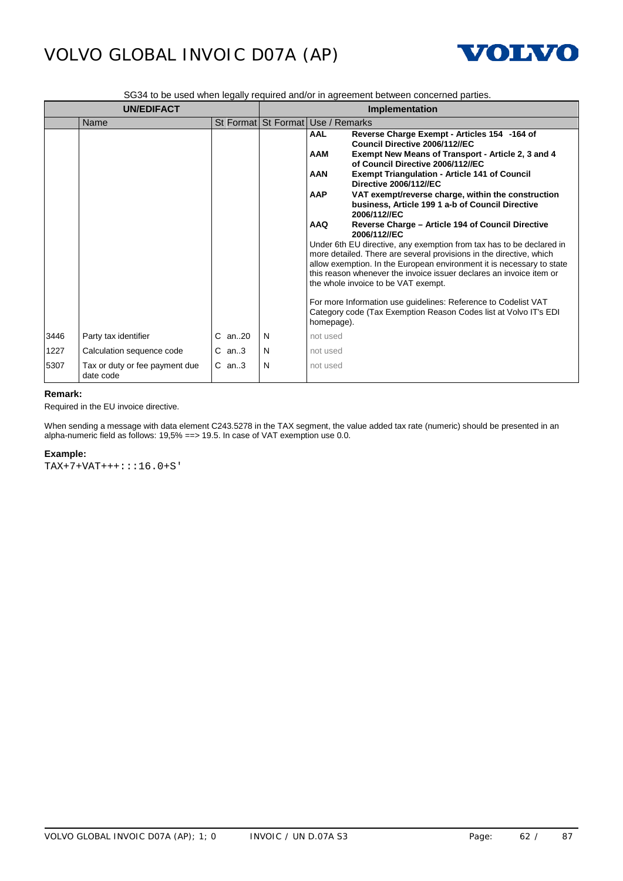SG34 to be used when legally required and/or in agreement between concerned parties.

| UN/EDIFACT | | | Implementation | |
|---|---|---|---|---|
| | Name | St Format | St Format | Use / Remarks |
| | | | | **AAL** **Reverse Charge Exempt - Articles 154 -164 of Council Directive 2006/112//EC**<br>**AAM** **Exempt New Means of Transport - Article 2, 3 and 4 of Council Directive 2006/112//EC**<br>**AAN** **Exempt Triangulation - Article 141 of Council Directive 2006/112//EC**<br>**AAP** **VAT exempt/reverse charge, within the construction business, Article 199 1 a-b of Council Directive 2006/112//EC**<br>**AAQ** **Reverse Charge – Article 194 of Council Directive 2006/112//EC**<br>Under 6th EU directive, any exemption from tax has to be declared in more detailed. There are several provisions in the directive, which allow exemption. In the European environment it is necessary to state this reason whenever the invoice issuer declares an invoice item or the whole invoice to be VAT exempt.<br><br>For more Information use guidelines: Reference to Codelist VAT Category code (Tax Exemption Reason Codes list at Volvo IT's EDI homepage). |
| 3446 | Party tax identifier | C an..20 | N | not used |
| 1227 | Calculation sequence code | C an..3 | N | not used |
| 5307 | Tax or duty or fee payment due date code | C an..3 | N | not used |

**Remark:**

Required in the EU invoice directive.

When sending a message with data element C243.5278 in the TAX segment, the value added tax rate (numeric) should be presented in an alpha-numeric field as follows: 19,5% ==> 19.5. In case of VAT exemption use 0.0.

**Example:**

```
TAX+7+VAT+++:::16.0+S'
```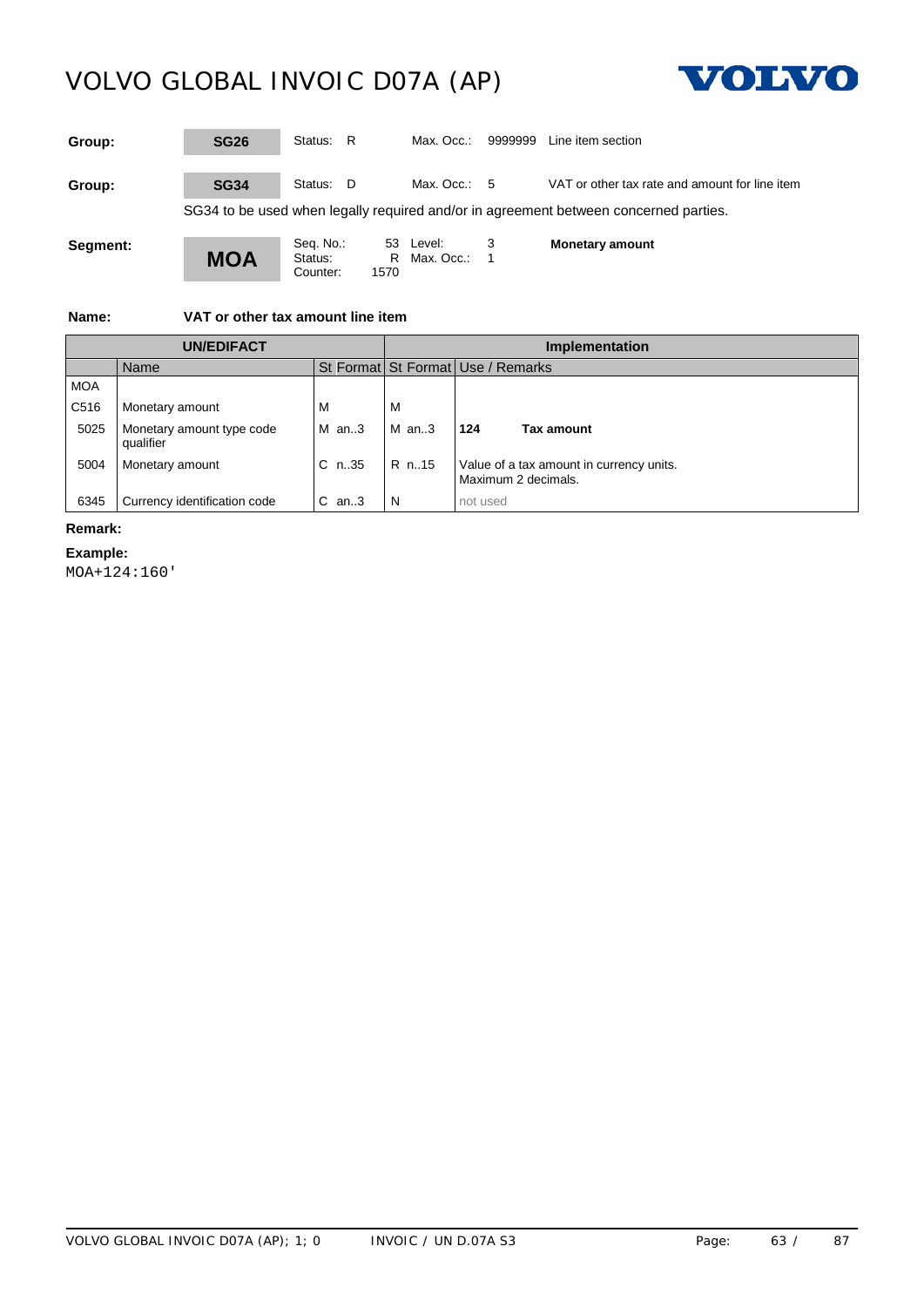| Group: | **SG26** | Status: R | Max. Occ.: 9999999 | Line item section |
|---|---|---|---|---|
| **Group:** | **SG34** | Status: D | Max. Occ.: 5 | VAT or other tax rate and amount for line item |

SG34 to be used when legally required and/or in agreement between concerned parties.

| Segment: | **MOA** | Seq. No.: 53<br>Status: R<br>Counter: 1570 | Level: 3<br>Max. Occ.: 1 | **Monetary amount** |
|---|---|---|---|---|

**Name:** **VAT or other tax amount line item**

| UN/EDIFACT | | | Implementation | | |
|---|---|---|---|---|---|
| | Name | St Format | St Format | Use / Remarks | |
| MOA | | | | | |
| C516 | Monetary amount | M | M | | |
| 5025 | Monetary amount type code qualifier | M an..3 | M an..3 | **124** | **Tax amount** |
| 5004 | Monetary amount | C n..35 | R n..15 | Value of a tax amount in currency units. Maximum 2 decimals. | |
| 6345 | Currency identification code | C an..3 | N | not used | |

**Remark:**

**Example:**

```
MOA+124:160'
```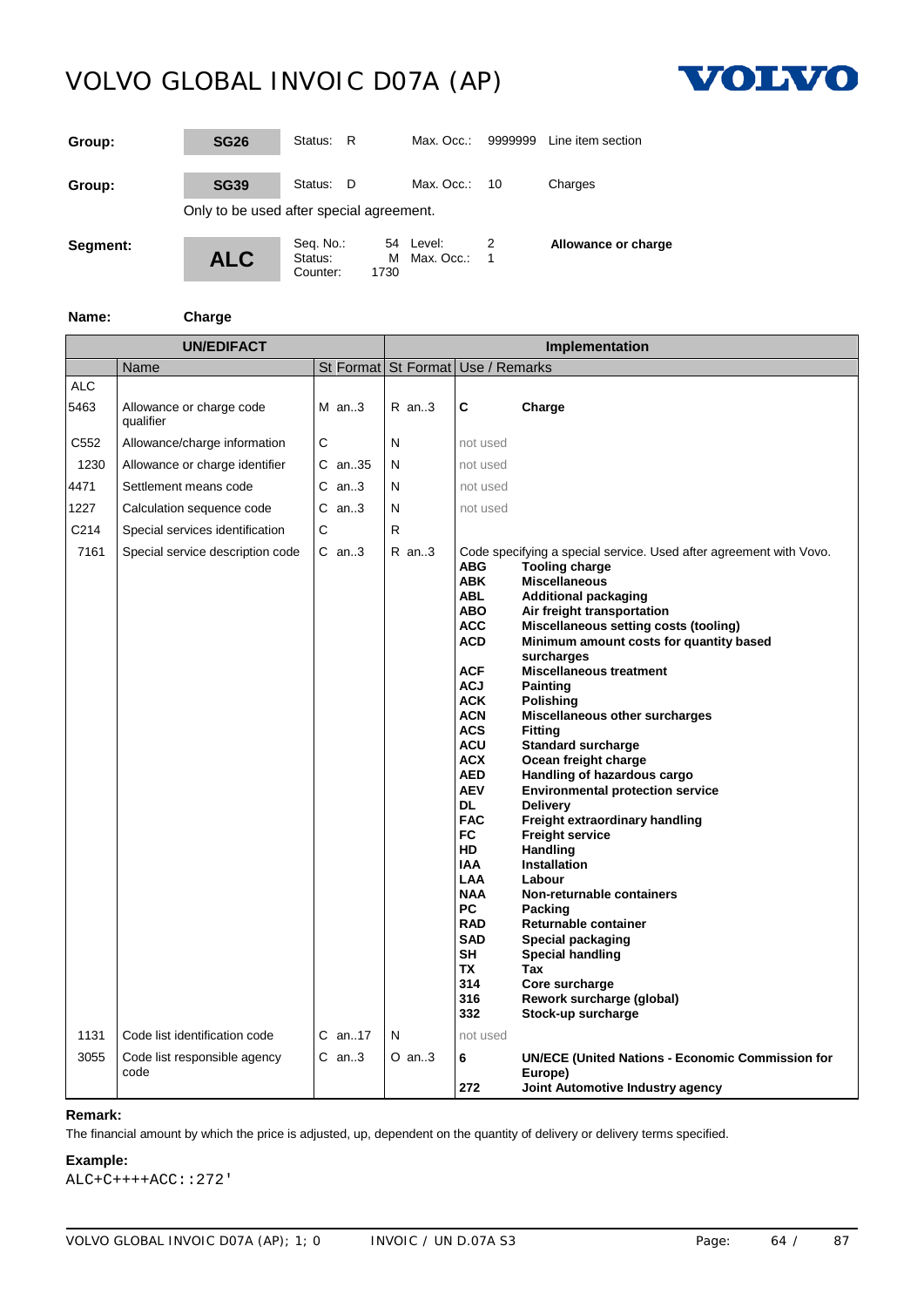# VOLVO GLOBAL INVOIC D07A (AP)

| | | | | | |
|---|---|---|---|---|---|
| **Group:** | **SG26** | Status: R | Max. Occ.: | 9999999 | Line item section |
| **Group:** | **SG39** | Status: D | Max. Occ.: | 10 | Charges |

Only to be used after special agreement.

| | | | | |
|---|---|---|---|---|
| **Segment:** | **ALC** | Seq. No.: 54<br>Status: M<br>Counter: 1730 | Level: 2<br>Max. Occ.: 1 | **Allowance or charge** |

**Name:** **Charge**

| UN/EDIFACT | | | | Implementation | | |
|---|---|---|---|---|---|---|
| | Name | St | Format | St | Format | Use / Remarks |
| ALC | | | | | | |
| 5463 | Allowance or charge code qualifier | M | an..3 | R | an..3 | **C** **Charge** |
| C552 | Allowance/charge information | C | | N | | not used |
| 1230 | Allowance or charge identifier | C | an..35 | N | | not used |
| 4471 | Settlement means code | C | an..3 | N | | not used |
| 1227 | Calculation sequence code | C | an..3 | N | | not used |
| C214 | Special services identification | C | | R | | |
| 7161 | Special service description code | C | an..3 | R | an..3 | Code specifying a special service. Used after agreement with Vovo.<br>**ABG** **Tooling charge**<br>**ABK** **Miscellaneous**<br>**ABL** **Additional packaging**<br>**ABO** **Air freight transportation**<br>**ACC** **Miscellaneous setting costs (tooling)**<br>**ACD** **Minimum amount costs for quantity based surcharges**<br>**ACF** **Miscellaneous treatment**<br>**ACJ** **Painting**<br>**ACK** **Polishing**<br>**ACN** **Miscellaneous other surcharges**<br>**ACS** **Fitting**<br>**ACU** **Standard surcharge**<br>**ACX** **Ocean freight charge**<br>**AED** **Handling of hazardous cargo**<br>**AEV** **Environmental protection service**<br>**DL** **Delivery**<br>**FAC** **Freight extraordinary handling**<br>**FC** **Freight service**<br>**HD** **Handling**<br>**IAA** **Installation**<br>**LAA** **Labour**<br>**NAA** **Non-returnable containers**<br>**PC** **Packing**<br>**RAD** **Returnable container**<br>**SAD** **Special packaging**<br>**SH** **Special handling**<br>**TX** **Tax**<br>**314** **Core surcharge**<br>**316** **Rework surcharge (global)**<br>**332** **Stock-up surcharge** |
| 1131 | Code list identification code | C | an..17 | N | | not used |
| 3055 | Code list responsible agency code | C | an..3 | O | an..3 | **6** **UN/ECE (United Nations - Economic Commission for Europe)**<br>**272** **Joint Automotive Industry agency** |

**Remark:**

The financial amount by which the price is adjusted, up, dependent on the quantity of delivery or delivery terms specified.

**Example:**

```
ALC+C++++ACC::272'
```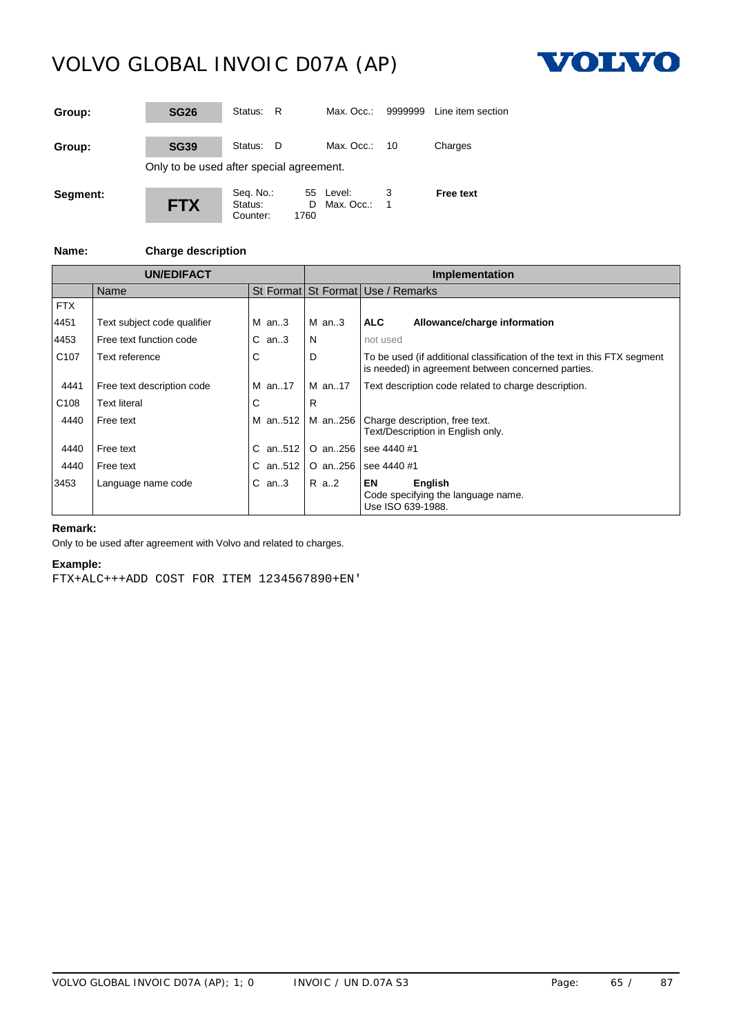| Group: | SG26 | Status: R | Max. Occ.: 9999999 | Line item section |
|---|---|---|---|---|
| Group: | SG39 | Status: D | Max. Occ.: 10 | Charges |

Only to be used after special agreement.

| Segment: | FTX | Seq. No.: 55<br>Status: D<br>Counter: 1760 | Level: 3<br>Max. Occ.: 1 | Free text |
|---|---|---|---|---|

**Name:** **Charge description**

| UN/EDIFACT | | | | Implementation | | |
|---|---|---|---|---|---|---|
| | Name | St | Format | St | Format | Use / Remarks |
| FTX | | | | | | |
| 4451 | Text subject code qualifier | M | an..3 | M | an..3 | **ALC** **Allowance/charge information** |
| 4453 | Free text function code | C | an..3 | N | | not used |
| C107 | Text reference | C | | D | | To be used (if additional classification of the text in this FTX segment is needed) in agreement between concerned parties. |
| 4441 | Free text description code | M | an..17 | M | an..17 | Text description code related to charge description. |
| C108 | Text literal | C | | R | | |
| 4440 | Free text | M | an..512 | M | an..256 | Charge description, free text.<br>Text/Description in English only. |
| 4440 | Free text | C | an..512 | O | an..256 | see 4440 #1 |
| 4440 | Free text | C | an..512 | O | an..256 | see 4440 #1 |
| 3453 | Language name code | C | an..3 | R | a..2 | **EN** **English**<br>Code specifying the language name.<br>Use ISO 639-1988. |

**Remark:**

Only to be used after agreement with Volvo and related to charges.

**Example:**

```
FTX+ALC+++ADD COST FOR ITEM 1234567890+EN'
```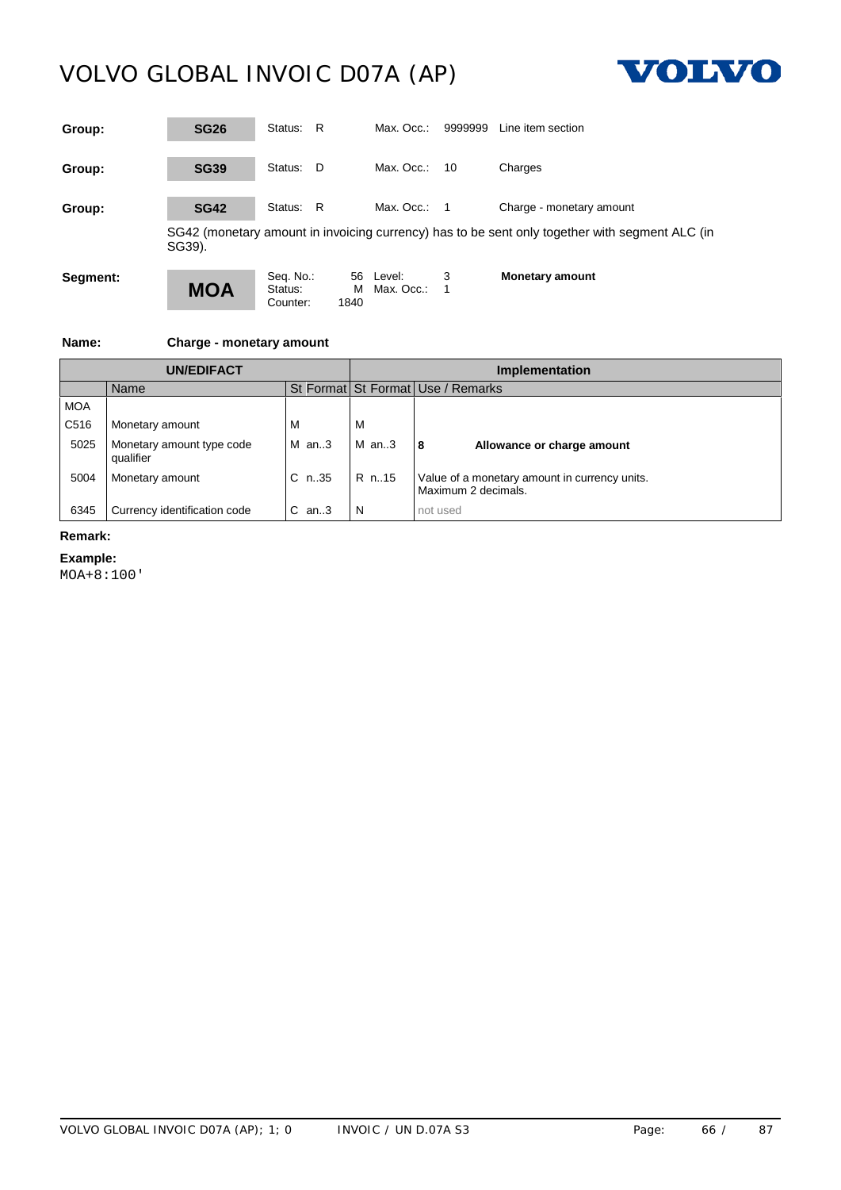| Group: | SG26 | Status: R | Max. Occ.: 9999999 | Line item section |
|---|---|---|---|---|
| Group: | SG39 | Status: D | Max. Occ.: 10 | Charges |
| Group: | SG42 | Status: R | Max. Occ.: 1 | Charge - monetary amount |

SG42 (monetary amount in invoicing currency) has to be sent only together with segment ALC (in SG39).

| Segment: | MOA | Seq. No.: 56<br>Status: M<br>Counter: 1840 | Level: 3<br>Max. Occ.: 1 | **Monetary amount** |
|---|---|---|---|---|

**Name:** **Charge - monetary amount**

| UN/EDIFACT | | | Implementation | |
|---|---|---|---|---|
| | Name | St Format | St Format | Use / Remarks |
| MOA | | | | |
| C516 | Monetary amount | M | M | |
| 5025 | Monetary amount type code qualifier | M an..3 | M an..3 | **8 Allowance or charge amount** |
| 5004 | Monetary amount | C n..35 | R n..15 | Value of a monetary amount in currency units. Maximum 2 decimals. |
| 6345 | Currency identification code | C an..3 | N | not used |

**Remark:**

**Example:**

```
MOA+8:100'
```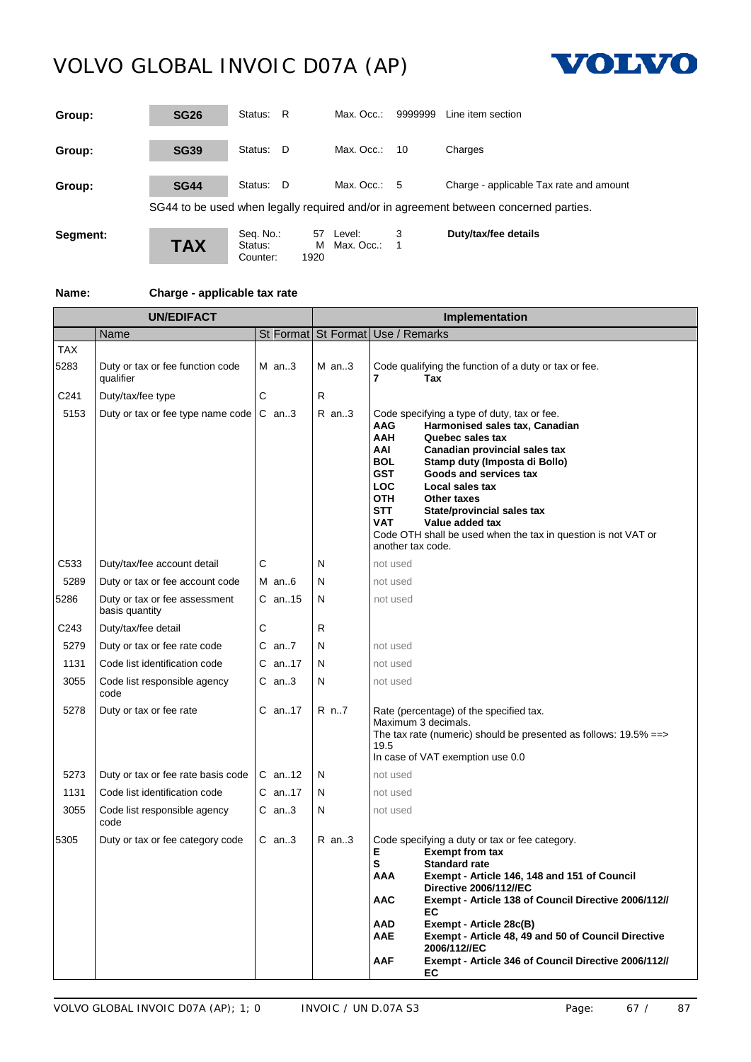| Group: | SG26 | Status: R | Max. Occ.: 9999999 | Line item section |
|---|---|---|---|---|
| Group: | SG39 | Status: D | Max. Occ.: 10 | Charges |
| Group: | SG44 | Status: D | Max. Occ.: 5 | Charge - applicable Tax rate and amount |

SG44 to be used when legally required and/or in agreement between concerned parties.

| Segment: | TAX | Seq. No.: 57<br>Status: M<br>Counter: 1920 | Level: 3<br>Max. Occ.: 1 | Duty/tax/fee details |
|---|---|---|---|---|

**Name:** **Charge - applicable tax rate**

| UN/EDIFACT | | | | Implementation | | |
|---|---|---|---|---|---|---|
| | Name | St | Format | St | Format | Use / Remarks |
| TAX | | | | | | |
| 5283 | Duty or tax or fee function code qualifier | M | an..3 | M | an..3 | Code qualifying the function of a duty or tax or fee.<br>**7** **Tax** |
| C241 | Duty/tax/fee type | C | | R | | |
| 5153 | Duty or tax or fee type name code | C | an..3 | R | an..3 | Code specifying a type of duty, tax or fee.<br>**AAG** **Harmonised sales tax, Canadian**<br>**AAH** **Quebec sales tax**<br>**AAI** **Canadian provincial sales tax**<br>**BOL** **Stamp duty (Imposta di Bollo)**<br>**GST** **Goods and services tax**<br>**LOC** **Local sales tax**<br>**OTH** **Other taxes**<br>**STT** **State/provincial sales tax**<br>**VAT** **Value added tax**<br>Code OTH shall be used when the tax in question is not VAT or another tax code. |
| C533 | Duty/tax/fee account detail | C | | N | | not used |
| 5289 | Duty or tax or fee account code | M | an..6 | N | | not used |
| 5286 | Duty or tax or fee assessment basis quantity | C | an..15 | N | | not used |
| C243 | Duty/tax/fee detail | C | | R | | |
| 5279 | Duty or tax or fee rate code | C | an..7 | N | | not used |
| 1131 | Code list identification code | C | an..17 | N | | not used |
| 3055 | Code list responsible agency code | C | an..3 | N | | not used |
| 5278 | Duty or tax or fee rate | C | an..17 | R | n..7 | Rate (percentage) of the specified tax.<br>Maximum 3 decimals.<br>The tax rate (numeric) should be presented as follows: 19.5% ==> 19.5<br>In case of VAT exemption use 0.0 |
| 5273 | Duty or tax or fee rate basis code | C | an..12 | N | | not used |
| 1131 | Code list identification code | C | an..17 | N | | not used |
| 3055 | Code list responsible agency code | C | an..3 | N | | not used |
| 5305 | Duty or tax or fee category code | C | an..3 | R | an..3 | Code specifying a duty or tax or fee category.<br>**E** **Exempt from tax**<br>**S** **Standard rate**<br>**AAA** **Exempt - Article 146, 148 and 151 of Council Directive 2006/112//EC**<br>**AAC** **Exempt - Article 138 of Council Directive 2006/112//EC**<br>**AAD** **Exempt - Article 28c(B)**<br>**AAE** **Exempt - Article 48, 49 and 50 of Council Directive 2006/112//EC**<br>**AAF** **Exempt - Article 346 of Council Directive 2006/112//EC** |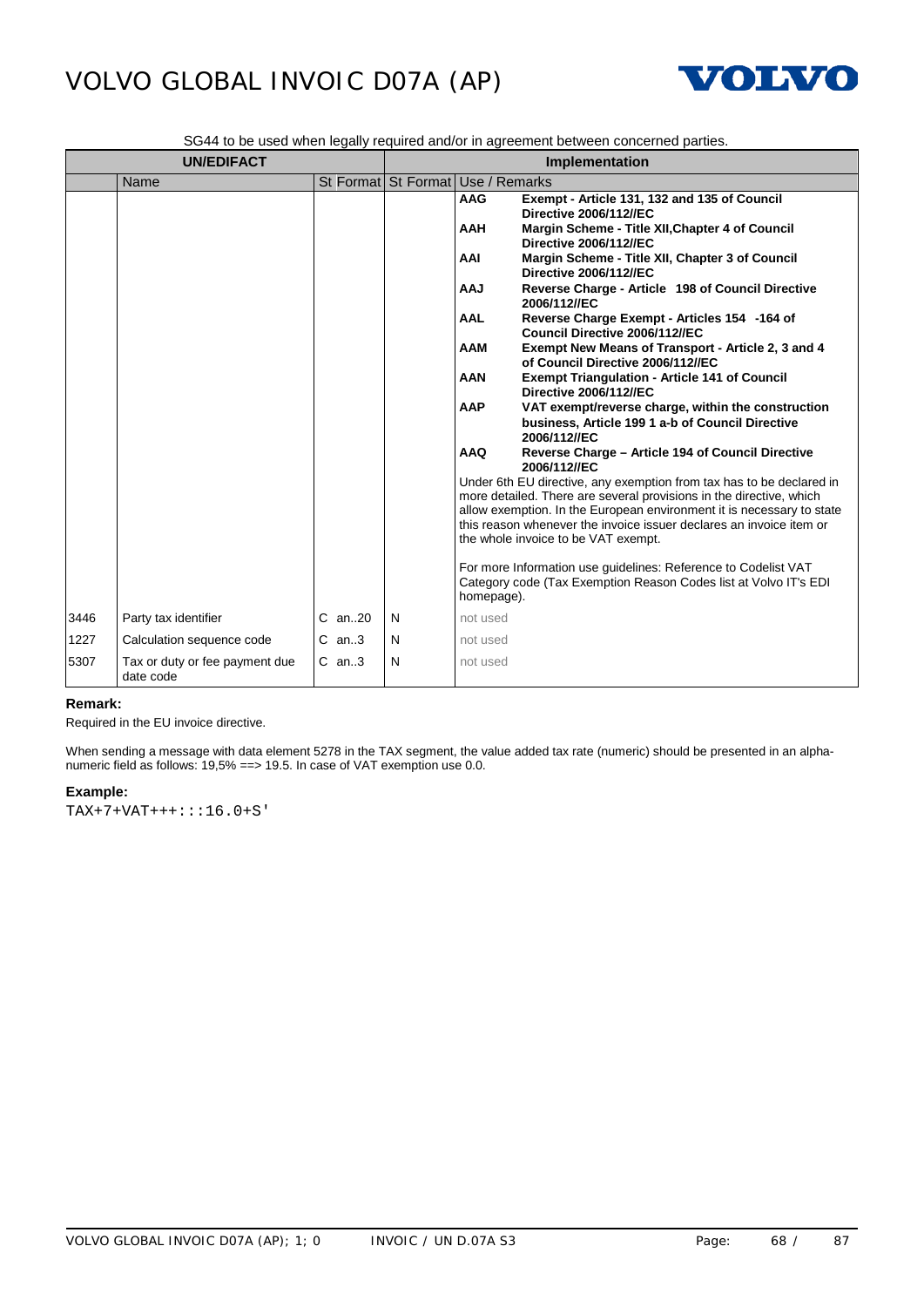SG44 to be used when legally required and/or in agreement between concerned parties.

| UN/EDIFACT | | | | Implementation | |
|---|---|---|---|---|---|
| | Name | St | Format | St Format | Use / Remarks |
| | | | | | **AAG** **Exempt - Article 131, 132 and 135 of Council Directive 2006/112//EC**<br>**AAH** **Margin Scheme - Title XII,Chapter 4 of Council Directive 2006/112//EC**<br>**AAI** **Margin Scheme - Title XII, Chapter 3 of Council Directive 2006/112//EC**<br>**AAJ** **Reverse Charge - Article 198 of Council Directive 2006/112//EC**<br>**AAL** **Reverse Charge Exempt - Articles 154 -164 of Council Directive 2006/112//EC**<br>**AAM** **Exempt New Means of Transport - Article 2, 3 and 4 of Council Directive 2006/112//EC**<br>**AAN** **Exempt Triangulation - Article 141 of Council Directive 2006/112//EC**<br>**AAP** **VAT exempt/reverse charge, within the construction business, Article 199 1 a-b of Council Directive 2006/112//EC**<br>**AAQ** **Reverse Charge – Article 194 of Council Directive 2006/112//EC**<br>Under 6th EU directive, any exemption from tax has to be declared in more detailed. There are several provisions in the directive, which allow exemption. In the European environment it is necessary to state this reason whenever the invoice issuer declares an invoice item or the whole invoice to be VAT exempt.<br><br>For more Information use guidelines: Reference to Codelist VAT Category code (Tax Exemption Reason Codes list at Volvo IT's EDI homepage). |
| 3446 | Party tax identifier | C | an..20 | N | not used |
| 1227 | Calculation sequence code | C | an..3 | N | not used |
| 5307 | Tax or duty or fee payment due date code | C | an..3 | N | not used |

**Remark:**

Required in the EU invoice directive.

When sending a message with data element 5278 in the TAX segment, the value added tax rate (numeric) should be presented in an alpha-numeric field as follows: 19,5% ==> 19.5. In case of VAT exemption use 0.0.

**Example:**

```
TAX+7+VAT+++:::16.0+S'
```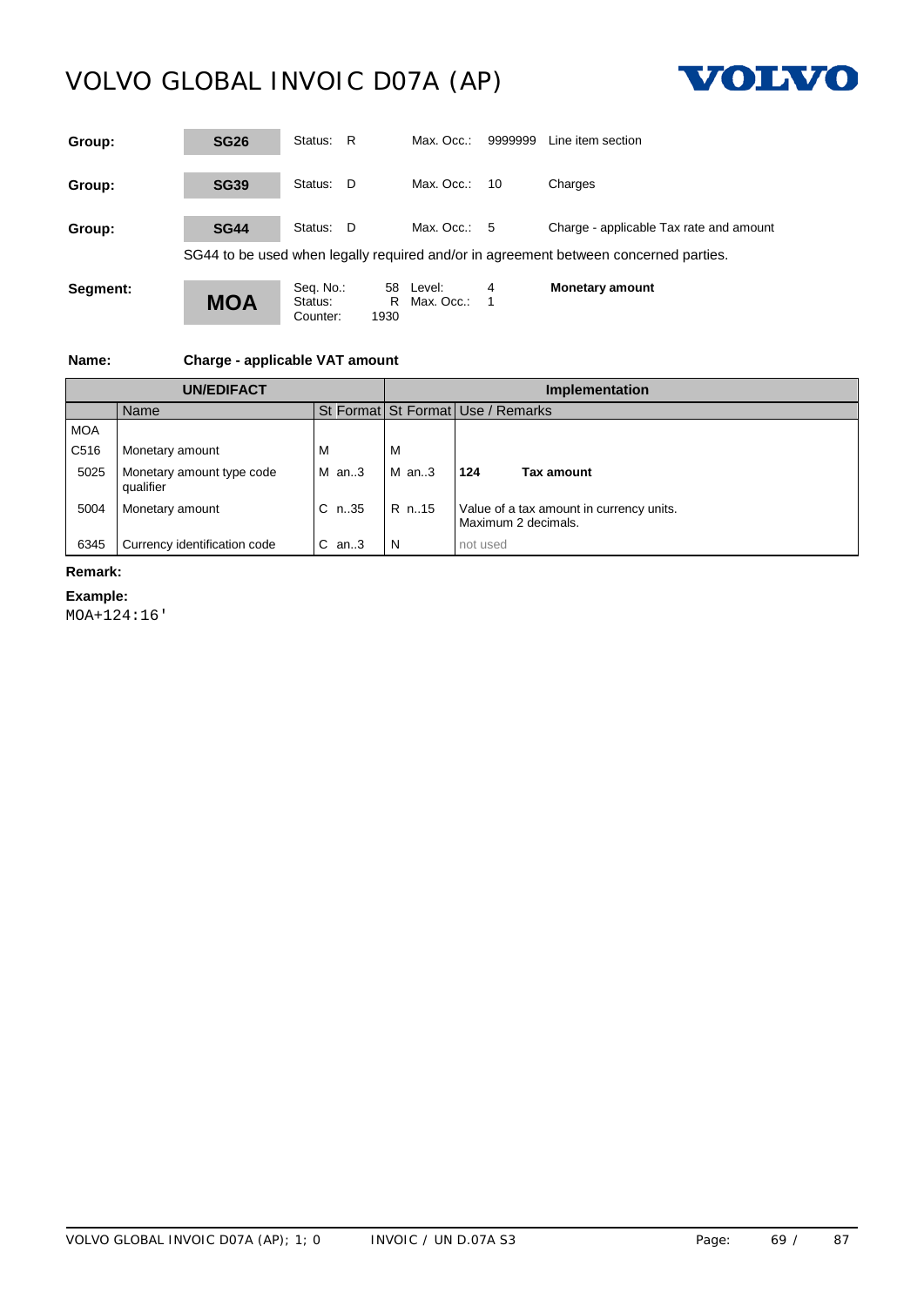| Group: | SG26 | Status: R | Max. Occ.: 9999999 | Line item section |
|---|---|---|---|---|
| Group: | SG39 | Status: D | Max. Occ.: 10 | Charges |
| Group: | SG44 | Status: D | Max. Occ.: 5 | Charge - applicable Tax rate and amount |

SG44 to be used when legally required and/or in agreement between concerned parties.

| Segment: | MOA | Seq. No.: 58<br>Status: R<br>Counter: 1930 | Level: 4<br>Max. Occ.: 1 | Monetary amount |
|---|---|---|---|---|

**Name:** **Charge - applicable VAT amount**

| UN/EDIFACT | | | | Implementation | | |
|---|---|---|---|---|---|---|
| | Name | St | Format | St | Format | Use / Remarks |
| MOA | | | | | | |
| C516 | Monetary amount | M | | M | | |
| 5025 | Monetary amount type code qualifier | M | an..3 | M | an..3 | **124** **Tax amount** |
| 5004 | Monetary amount | C | n..35 | R | n..15 | Value of a tax amount in currency units. Maximum 2 decimals. |
| 6345 | Currency identification code | C | an..3 | N | | not used |

**Remark:**

**Example:**

```
MOA+124:16'
```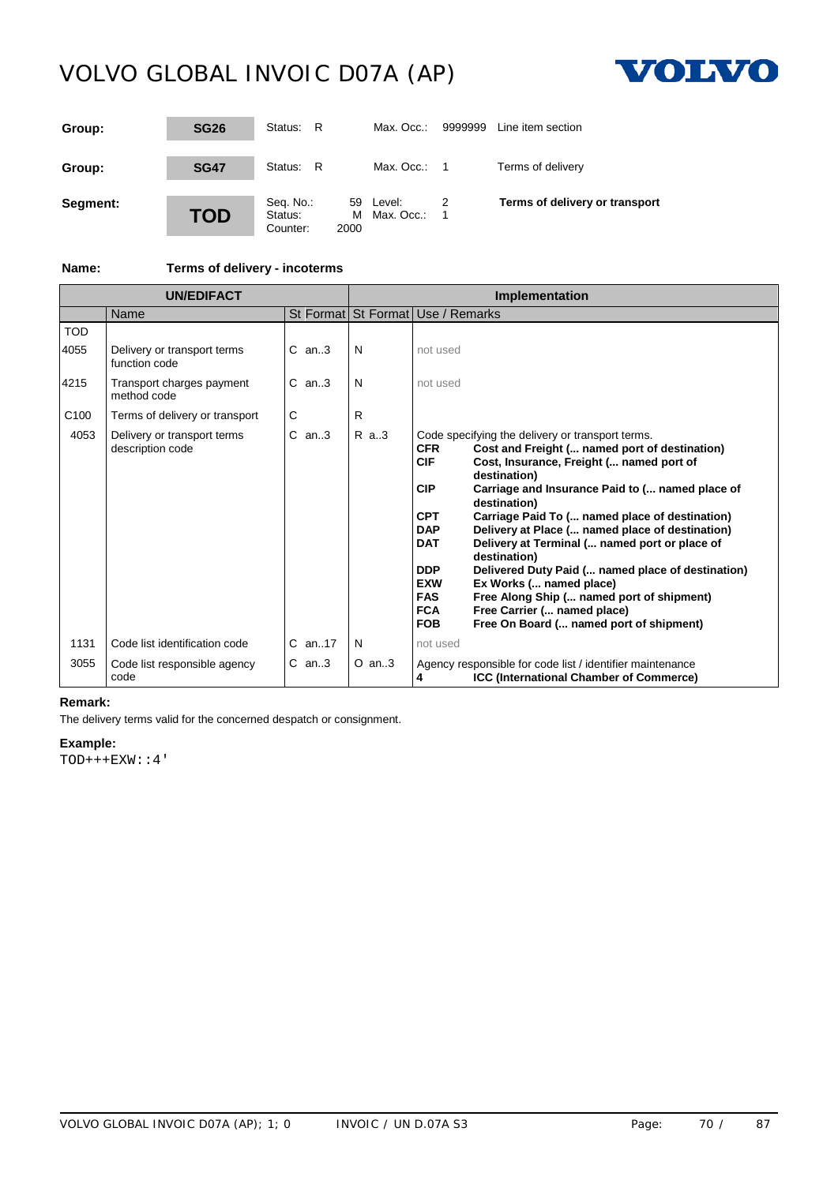| Group: | SG26 | Status: R | Max. Occ.: 9999999 | Line item section |
|---|---|---|---|---|
| Group: | SG47 | Status: R | Max. Occ.: 1 | Terms of delivery |
| Segment: | **TOD** | Seq. No.: 59<br>Status: M<br>Counter: 2000 | Level: 2<br>Max. Occ.: 1 | **Terms of delivery or transport** |

**Name:** **Terms of delivery - incoterms**

| UN/EDIFACT | | | | Implementation | | |
|---|---|---|---|---|---|---|
| | Name | St | Format | St | Format | Use / Remarks |
| TOD | | | | | | |
| 4055 | Delivery or transport terms function code | C | an..3 | N | | not used |
| 4215 | Transport charges payment method code | C | an..3 | N | | not used |
| C100 | Terms of delivery or transport | C | | R | | |
| 4053 | Delivery or transport terms description code | C | an..3 | R | a..3 | Code specifying the delivery or transport terms.<br>**CFR** **Cost and Freight (... named port of destination)**<br>**CIF** **Cost, Insurance, Freight (... named port of destination)**<br>**CIP** **Carriage and Insurance Paid to (... named place of destination)**<br>**CPT** **Carriage Paid To (... named place of destination)**<br>**DAP** **Delivery at Place (... named place of destination)**<br>**DAT** **Delivery at Terminal (... named port or place of destination)**<br>**DDP** **Delivered Duty Paid (... named place of destination)**<br>**EXW** **Ex Works (... named place)**<br>**FAS** **Free Along Ship (... named port of shipment)**<br>**FCA** **Free Carrier (... named place)**<br>**FOB** **Free On Board (... named port of shipment)** |
| 1131 | Code list identification code | C | an..17 | N | | not used |
| 3055 | Code list responsible agency code | C | an..3 | O | an..3 | Agency responsible for code list / identifier maintenance<br>**4** **ICC (International Chamber of Commerce)** |

**Remark:**

The delivery terms valid for the concerned despatch or consignment.

**Example:**

```
TOD+++EXW::4'
```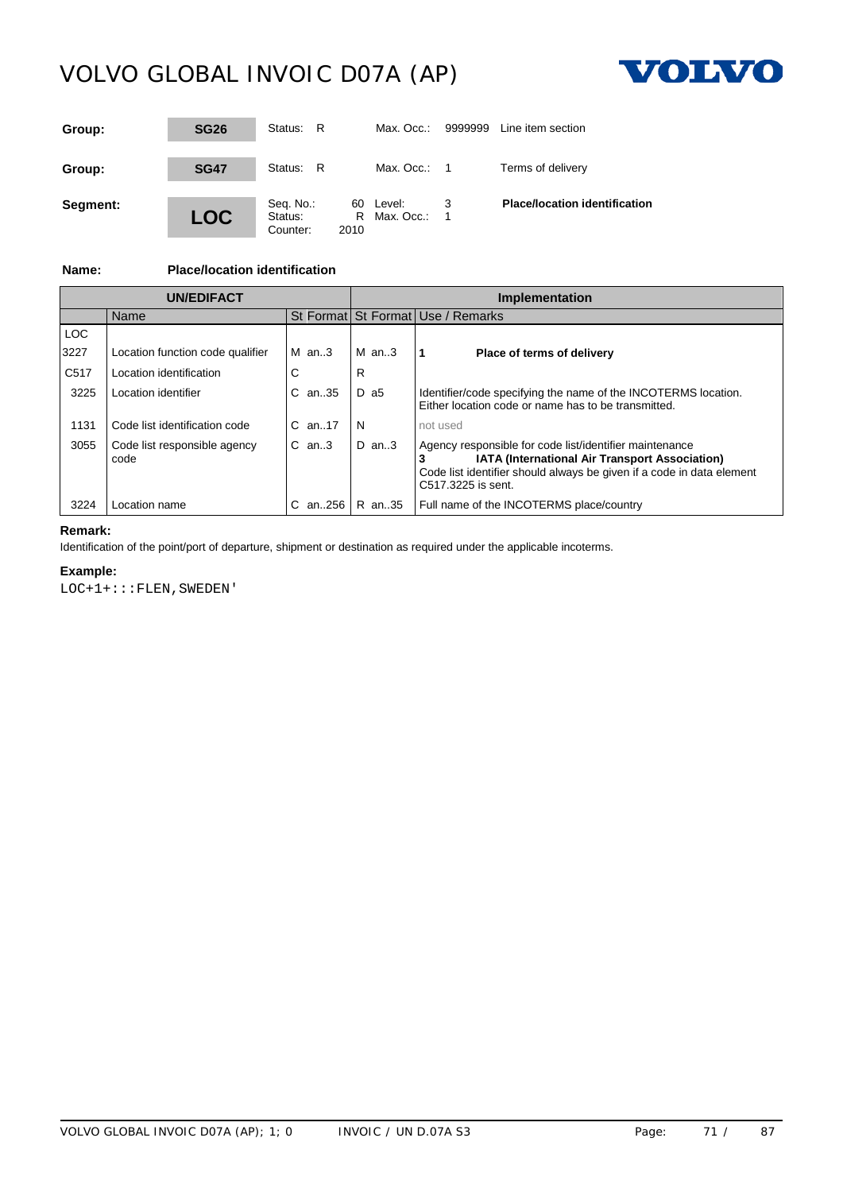| Group: | SG26 | Status: R | Max. Occ.: 9999999 | Line item section |
|---|---|---|---|---|
| Group: | SG47 | Status: R | Max. Occ.: 1 | Terms of delivery |
| Segment: | LOC | Seq. No.: 60<br>Status: R<br>Counter: 2010 | Level: 3<br>Max. Occ.: 1 | **Place/location identification** |

**Name:** **Place/location identification**

| UN/EDIFACT | | | | Implementation | | |
|---|---|---|---|---|---|---|
| | Name | St | Format | St | Format | Use / Remarks |
| LOC | | | | | | |
| 3227 | Location function code qualifier | M | an..3 | M | an..3 | **1 Place of terms of delivery** |
| C517 | Location identification | C | | R | | |
| 3225 | Location identifier | C | an..35 | D | a5 | Identifier/code specifying the name of the INCOTERMS location. Either location code or name has to be transmitted. |
| 1131 | Code list identification code | C | an..17 | N | | not used |
| 3055 | Code list responsible agency code | C | an..3 | D | an..3 | Agency responsible for code list/identifier maintenance<br>**3 IATA (International Air Transport Association)**<br>Code list identifier should always be given if a code in data element C517.3225 is sent. |
| 3224 | Location name | C | an..256 | R | an..35 | Full name of the INCOTERMS place/country |

**Remark:**

Identification of the point/port of departure, shipment or destination as required under the applicable incoterms.

**Example:**

```
LOC+1+:::FLEN,SWEDEN'
```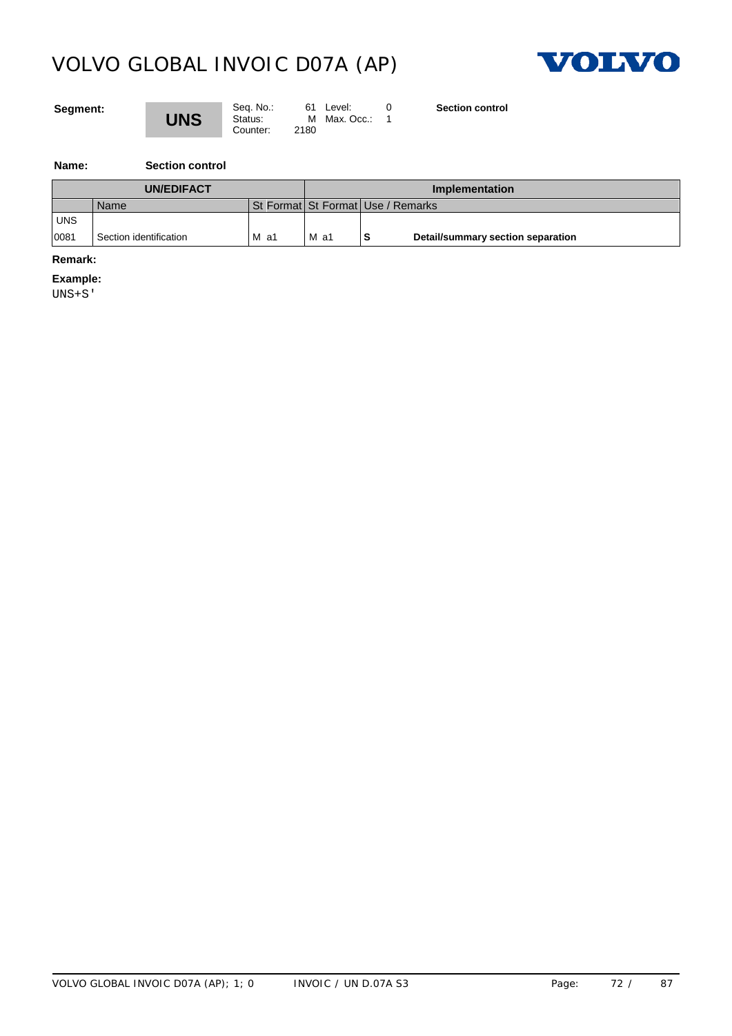**Segment:** **UNS**

| | | | | |
|---|---|---|---|---|
| Seq. No.: | 61 | Level: | 0 | **Section control** |
| Status: | M | Max. Occ.: | 1 | |
| Counter: | 2180 | | | |

**Name:** **Section control**

| UN/EDIFACT | | | Implementation | | |
|---|---|---|---|---|---|
| | Name | St Format | St Format | Use / Remarks | |
| UNS | | | | | |
| 0081 | Section identification | M a1 | M a1 | **S** | **Detail/summary section separation** |

**Remark:**

**Example:**

```
UNS+S'
```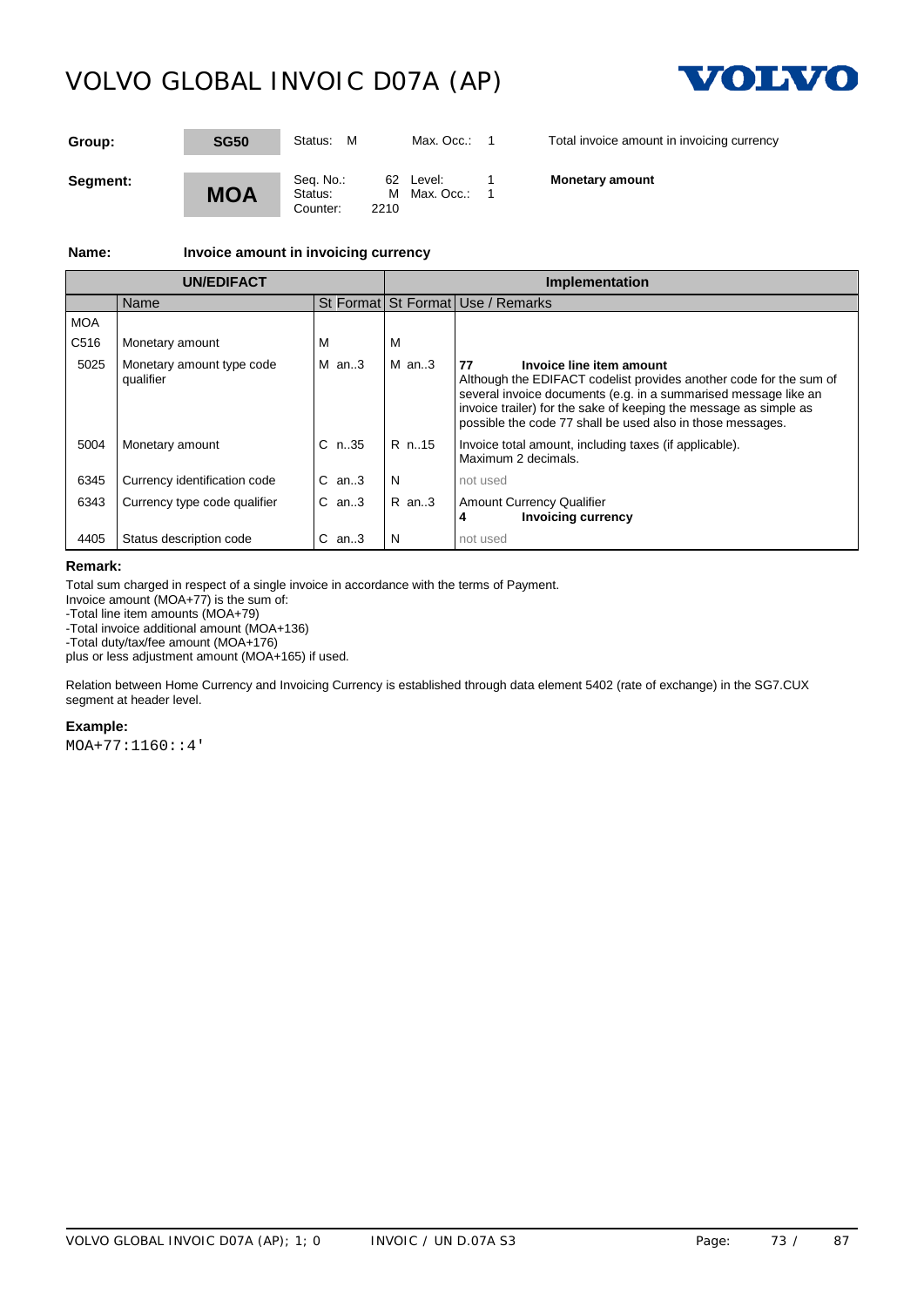| Group: | SG50 | Status: M | Max. Occ.: 1 | Total invoice amount in invoicing currency |
|---|---|---|---|---|
| **Segment:** | **MOA** | Seq. No.: 62<br>Status: M<br>Counter: 2210 | Level: 1<br>Max. Occ.: 1 | **Monetary amount** |

**Name:** **Invoice amount in invoicing currency**

| UN/EDIFACT | | | | Implementation | | |
|---|---|---|---|---|---|---|
| | Name | St | Format | St | Format | Use / Remarks |
| MOA | | | | | | |
| C516 | Monetary amount | M | | M | | |
| 5025 | Monetary amount type code qualifier | M | an..3 | M | an..3 | **77 Invoice line item amount**<br>Although the EDIFACT codelist provides another code for the sum of several invoice documents (e.g. in a summarised message like an invoice trailer) for the sake of keeping the message as simple as possible the code 77 shall be used also in those messages. |
| 5004 | Monetary amount | C | n..35 | R | n..15 | Invoice total amount, including taxes (if applicable).<br>Maximum 2 decimals. |
| 6345 | Currency identification code | C | an..3 | N | | not used |
| 6343 | Currency type code qualifier | C | an..3 | R | an..3 | Amount Currency Qualifier<br>**4 Invoicing currency** |
| 4405 | Status description code | C | an..3 | N | | not used |

**Remark:**

Total sum charged in respect of a single invoice in accordance with the terms of Payment.
Invoice amount (MOA+77) is the sum of:
-Total line item amounts (MOA+79)
-Total invoice additional amount (MOA+136)
-Total duty/tax/fee amount (MOA+176)
plus or less adjustment amount (MOA+165) if used.

Relation between Home Currency and Invoicing Currency is established through data element 5402 (rate of exchange) in the SG7.CUX segment at header level.

**Example:**

```
MOA+77:1160::4'
```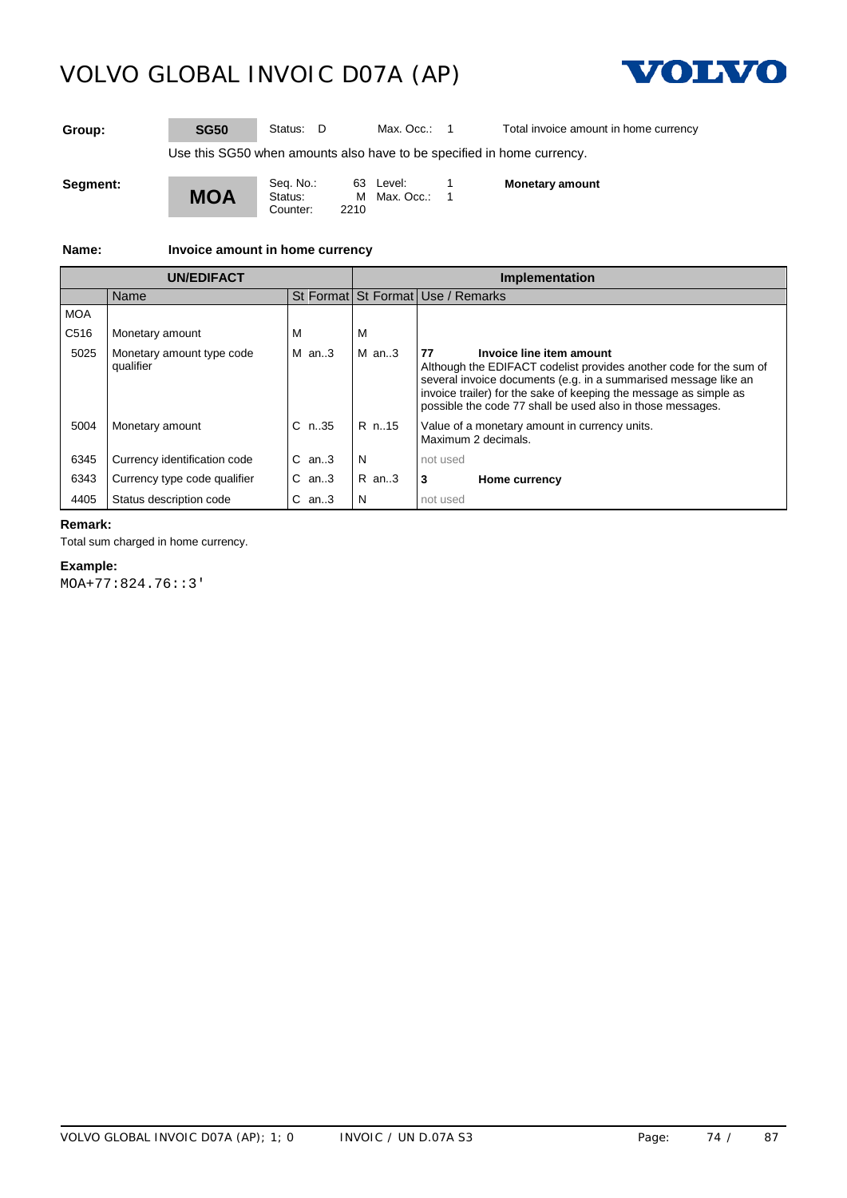| Group: | SG50 | Status: D | Max. Occ.: 1 | Total invoice amount in home currency |
|---|---|---|---|---|

Use this SG50 when amounts also have to be specified in home currency.

| Segment: | MOA | Seq. No.: 63<br>Status: M<br>Counter: 2210 | Level: 1<br>Max. Occ.: 1 | Monetary amount |
|---|---|---|---|---|

**Name:** **Invoice amount in home currency**

| UN/EDIFACT | | | | Implementation | | |
|---|---|---|---|---|---|---|
| | Name | St | Format | St | Format | Use / Remarks |
| MOA | | | | | | |
| C516 | Monetary amount | M | | M | | |
| 5025 | Monetary amount type code qualifier | M | an..3 | M | an..3 | **77 Invoice line item amount**<br>Although the EDIFACT codelist provides another code for the sum of several invoice documents (e.g. in a summarised message like an invoice trailer) for the sake of keeping the message as simple as possible the code 77 shall be used also in those messages. |
| 5004 | Monetary amount | C | n..35 | R | n..15 | Value of a monetary amount in currency units.<br>Maximum 2 decimals. |
| 6345 | Currency identification code | C | an..3 | N | | not used |
| 6343 | Currency type code qualifier | C | an..3 | R | an..3 | **3 Home currency** |
| 4405 | Status description code | C | an..3 | N | | not used |

**Remark:**

Total sum charged in home currency.

**Example:**

```
MOA+77:824.76::3'
```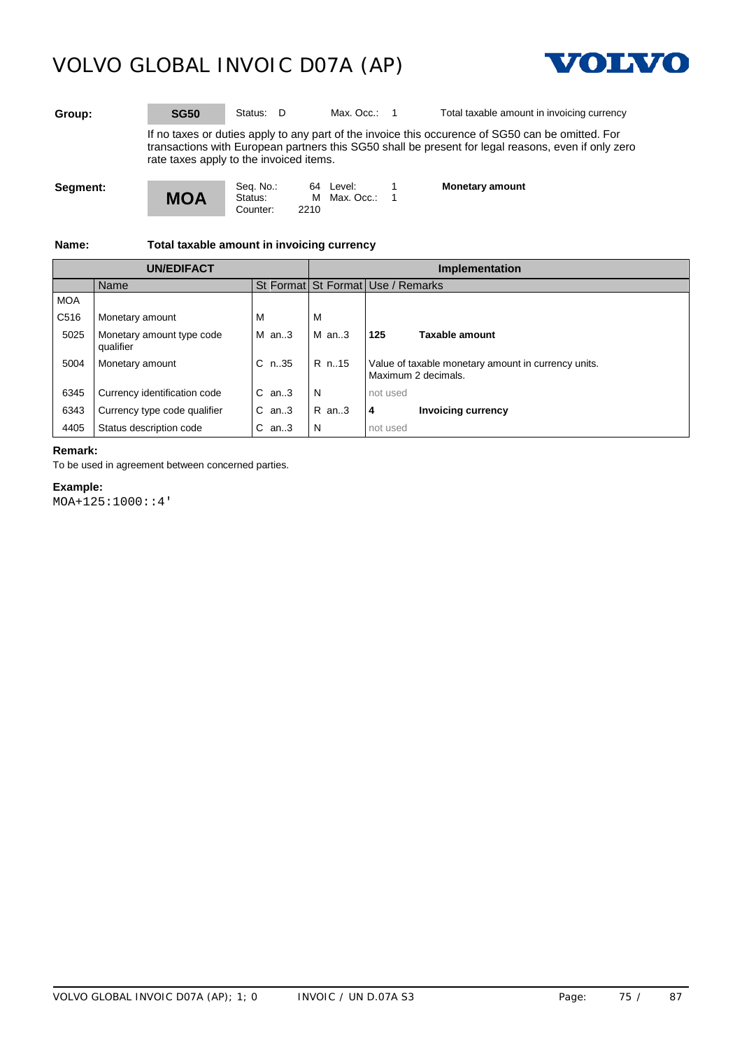**Group:** **SG50** Status: D Max. Occ.: 1 Total taxable amount in invoicing currency

If no taxes or duties apply to any part of the invoice this occurence of SG50 can be omitted. For transactions with European partners this SG50 shall be present for legal reasons, even if only zero rate taxes apply to the invoiced items.

**Segment:** **MOA** Seq. No.: 64 Level: 1 Status: M Max. Occ.: 1 Counter: 2210 **Monetary amount**

**Name:** **Total taxable amount in invoicing currency**

| UN/EDIFACT | | | Implementation | |
|---|---|---|---|---|
| | Name | St Format | St Format | Use / Remarks |
| MOA | | | | |
| C516 | Monetary amount | M | M | |
| 5025 | Monetary amount type code qualifier | M an..3 | M an..3 | **125** **Taxable amount** |
| 5004 | Monetary amount | C n..35 | R n..15 | Value of taxable monetary amount in currency units. Maximum 2 decimals. |
| 6345 | Currency identification code | C an..3 | N | not used |
| 6343 | Currency type code qualifier | C an..3 | R an..3 | **4** **Invoicing currency** |
| 4405 | Status description code | C an..3 | N | not used |

**Remark:**

To be used in agreement between concerned parties.

**Example:**

```
MOA+125:1000::4'
```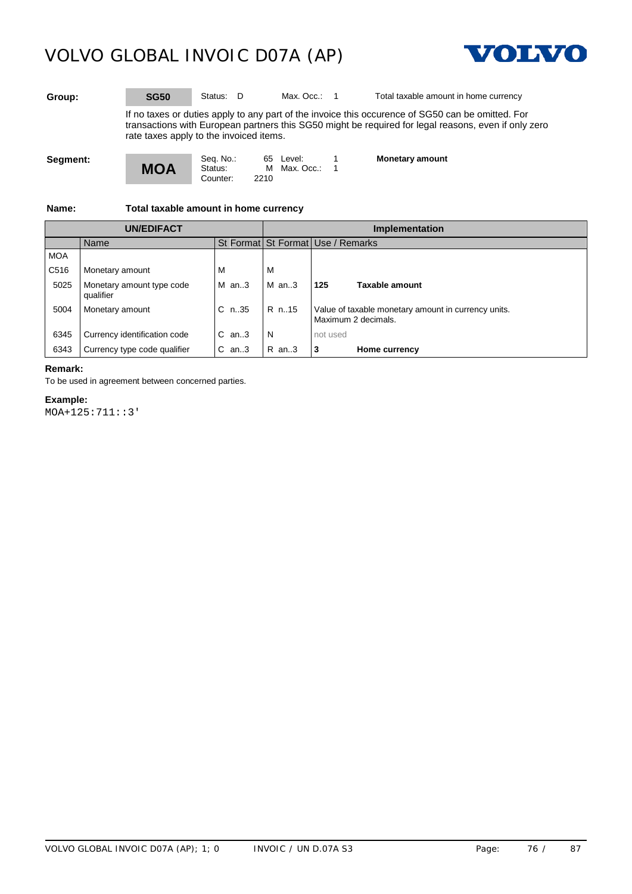**Group:** **SG50** Status: D Max. Occ.: 1 Total taxable amount in home currency

If no taxes or duties apply to any part of the invoice this occurence of SG50 can be omitted. For transactions with European partners this SG50 might be required for legal reasons, even if only zero rate taxes apply to the invoiced items.

**Segment:** **MOA** Seq. No.: 65 Level: 1 Status: M Max. Occ.: 1 Counter: 2210 **Monetary amount**

**Name:** **Total taxable amount in home currency**

| UN/EDIFACT | | | Implementation | | |
|---|---|---|---|---|---|
| | Name | St Format | St Format | Use / Remarks | |
| MOA | | | | | |
| C516 | Monetary amount | M | M | | |
| 5025 | Monetary amount type code qualifier | M an..3 | M an..3 | **125** | **Taxable amount** |
| 5004 | Monetary amount | C n..35 | R n..15 | Value of taxable monetary amount in currency units. Maximum 2 decimals. | |
| 6345 | Currency identification code | C an..3 | N | not used | |
| 6343 | Currency type code qualifier | C an..3 | R an..3 | **3** | **Home currency** |

**Remark:**

To be used in agreement between concerned parties.

**Example:**

```
MOA+125:711::3'
```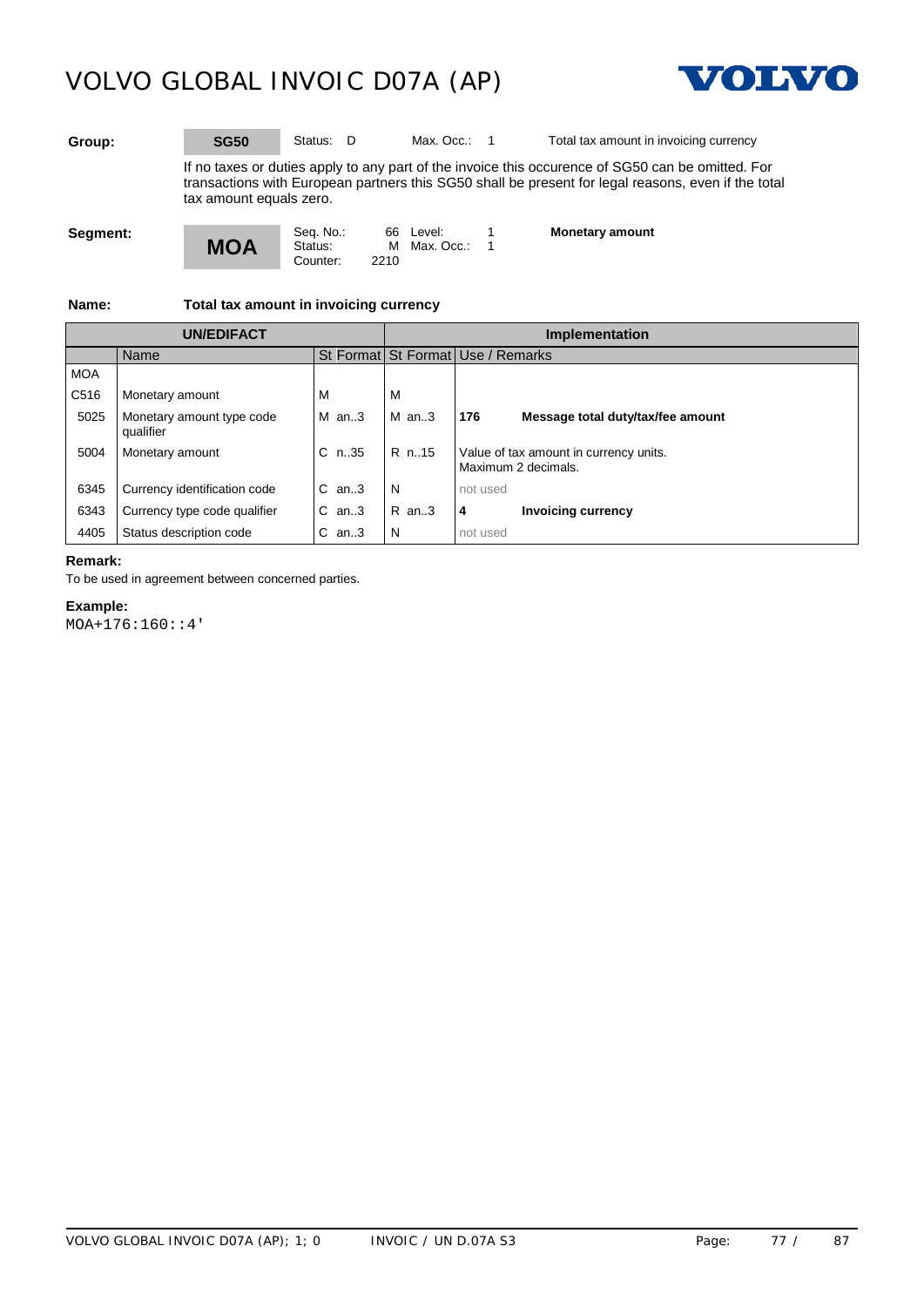**Group:** SG50 Status: D Max. Occ.: 1 Total tax amount in invoicing currency

If no taxes or duties apply to any part of the invoice this occurence of SG50 can be omitted. For transactions with European partners this SG50 shall be present for legal reasons, even if the total tax amount equals zero.

**Segment:** **MOA** Seq. No.: 66 Level: 1 Status: M Max. Occ.: 1 Counter: 2210 **Monetary amount**

**Name:** **Total tax amount in invoicing currency**

| UN/EDIFACT | | | Implementation | |
|---|---|---|---|---|
| | Name | St Format | St Format | Use / Remarks |
| MOA | | | | |
| C516 | Monetary amount | M | M | |
| 5025 | Monetary amount type code qualifier | M an..3 | M an..3 | **176** **Message total duty/tax/fee amount** |
| 5004 | Monetary amount | C n..35 | R n..15 | Value of tax amount in currency units. Maximum 2 decimals. |
| 6345 | Currency identification code | C an..3 | N | not used |
| 6343 | Currency type code qualifier | C an..3 | R an..3 | **4** **Invoicing currency** |
| 4405 | Status description code | C an..3 | N | not used |

**Remark:**

To be used in agreement between concerned parties.

**Example:**

```
MOA+176:160::4'
```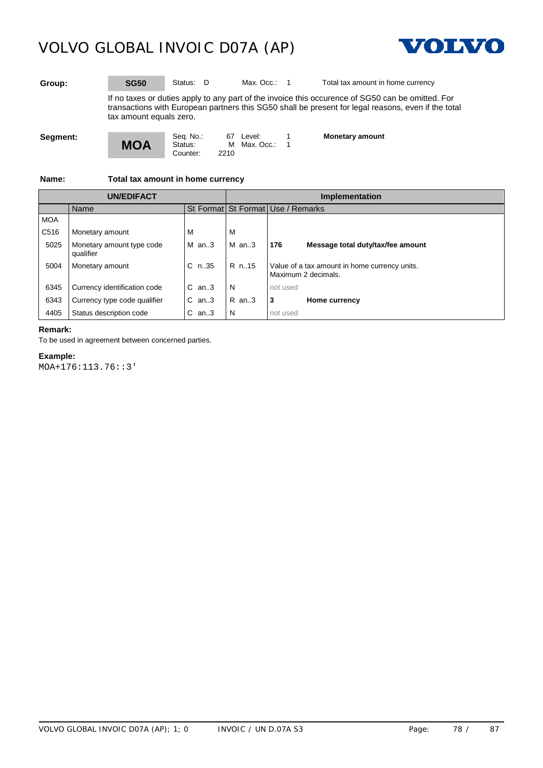**Group:** **SG50** Status: D Max. Occ.: 1 Total tax amount in home currency

If no taxes or duties apply to any part of the invoice this occurence of SG50 can be omitted. For transactions with European partners this SG50 shall be present for legal reasons, even if the total tax amount equals zero.

**Segment:** **MOA** Seq. No.: 67 Level: 1 Status: M Max. Occ.: 1 Counter: 2210 **Monetary amount**

**Name:** **Total tax amount in home currency**

| UN/EDIFACT | | | Implementation | |
|---|---|---|---|---|
| | Name | St Format | St Format | Use / Remarks |
| MOA | | | | |
| C516 | Monetary amount | M | M | |
| 5025 | Monetary amount type code qualifier | M an..3 | M an..3 | **176** **Message total duty/tax/fee amount** |
| 5004 | Monetary amount | C n..35 | R n..15 | Value of a tax amount in home currency units. Maximum 2 decimals. |
| 6345 | Currency identification code | C an..3 | N | not used |
| 6343 | Currency type code qualifier | C an..3 | R an..3 | **3** **Home currency** |
| 4405 | Status description code | C an..3 | N | not used |

**Remark:**

To be used in agreement between concerned parties.

**Example:**

```
MOA+176:113.76::3'
```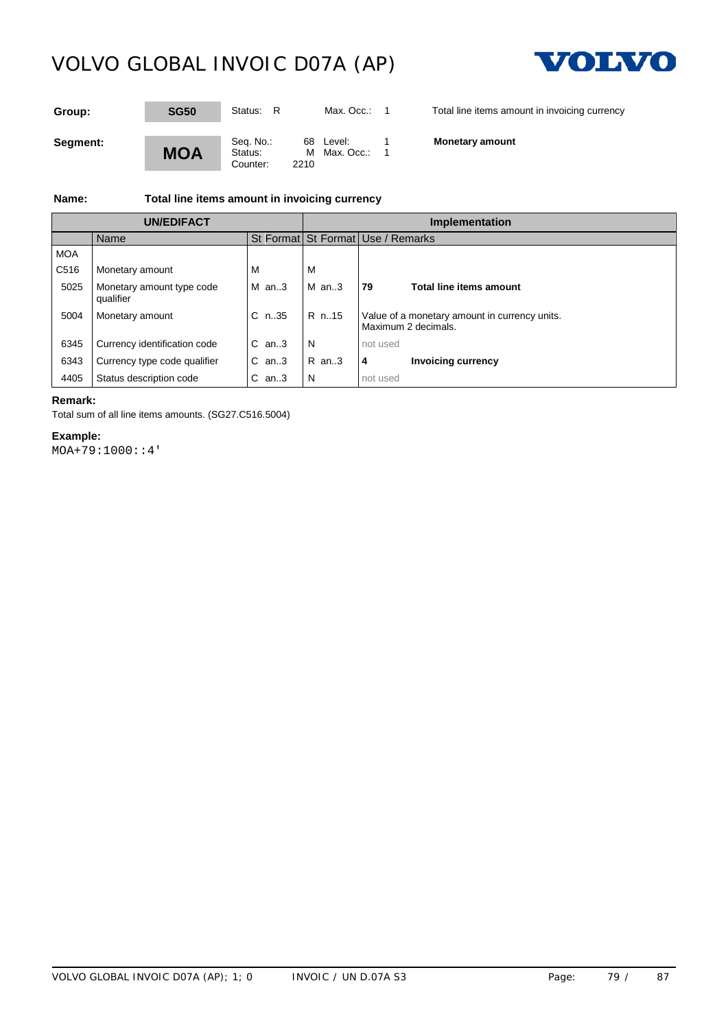| Group: | SG50 | Status: R | Max. Occ.: 1 | Total line items amount in invoicing currency |
|---|---|---|---|---|
| **Segment:** | **MOA** | Seq. No.: 68<br>Status: M<br>Counter: 2210 | Level: 1<br>Max. Occ.: 1 | **Monetary amount** |

**Name:** **Total line items amount in invoicing currency**

| UN/EDIFACT | | | | Implementation | | |
|---|---|---|---|---|---|---|
| | Name | St | Format | St | Format | Use / Remarks |
| MOA | | | | | | |
| C516 | Monetary amount | M | | M | | |
| 5025 | Monetary amount type code qualifier | M | an..3 | M | an..3 | **79** **Total line items amount** |
| 5004 | Monetary amount | C | n..35 | R | n..15 | Value of a monetary amount in currency units. Maximum 2 decimals. |
| 6345 | Currency identification code | C | an..3 | N | | not used |
| 6343 | Currency type code qualifier | C | an..3 | R | an..3 | **4** **Invoicing currency** |
| 4405 | Status description code | C | an..3 | N | | not used |

**Remark:**

Total sum of all line items amounts. (SG27.C516.5004)

**Example:**

```
MOA+79:1000::4'
```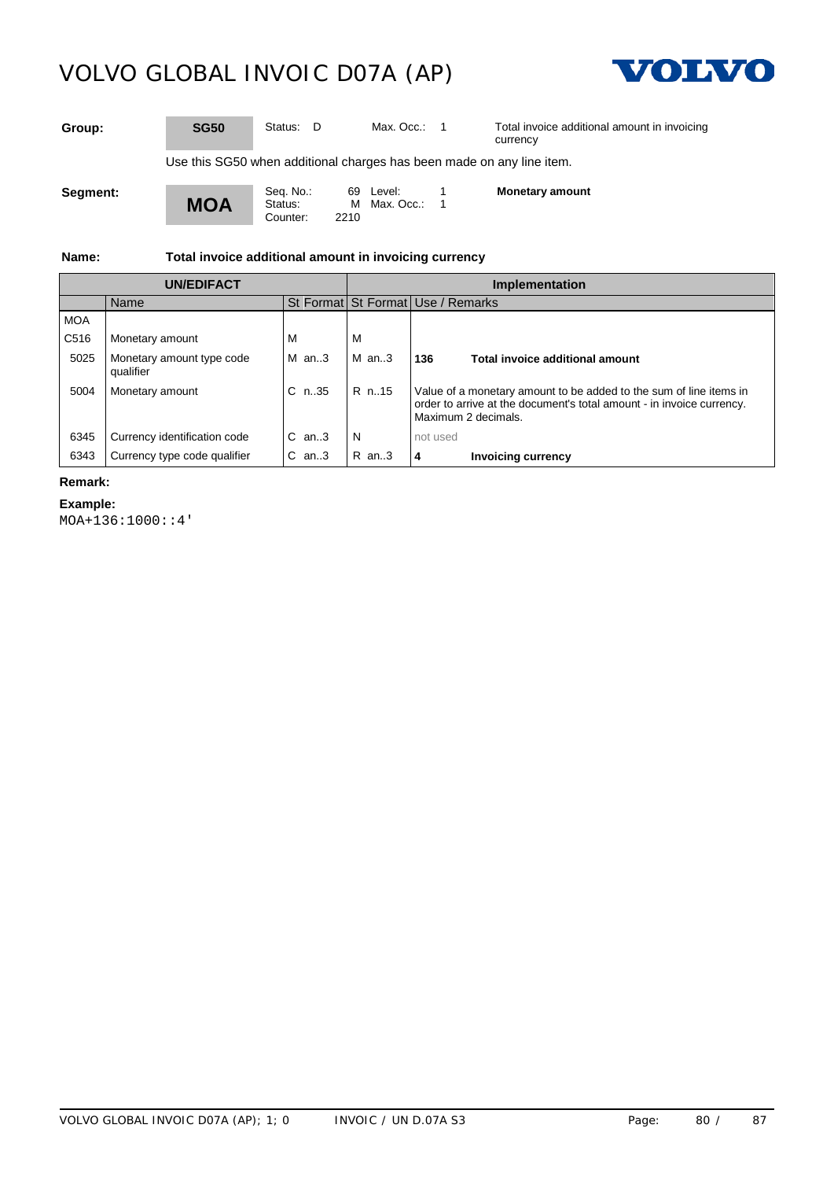| Group: | SG50 | Status: D | Max. Occ.: 1 | Total invoice additional amount in invoicing currency |
|---|---|---|---|---|

Use this SG50 when additional charges has been made on any line item.

| Segment: | MOA | Seq. No.: 69<br>Status: M<br>Counter: 2210 | Level: 1<br>Max. Occ.: 1 | Monetary amount |
|---|---|---|---|---|

**Name:** **Total invoice additional amount in invoicing currency**

| UN/EDIFACT | | | Implementation | |
|---|---|---|---|---|
| | Name | St Format | St Format | Use / Remarks |
| MOA | | | | |
| C516 | Monetary amount | M | M | |
| 5025 | Monetary amount type code qualifier | M an..3 | M an..3 | **136** **Total invoice additional amount** |
| 5004 | Monetary amount | C n..35 | R n..15 | Value of a monetary amount to be added to the sum of line items in order to arrive at the document's total amount - in invoice currency. Maximum 2 decimals. |
| 6345 | Currency identification code | C an..3 | N | not used |
| 6343 | Currency type code qualifier | C an..3 | R an..3 | **4** **Invoicing currency** |

**Remark:**

**Example:**

```
MOA+136:1000::4'
```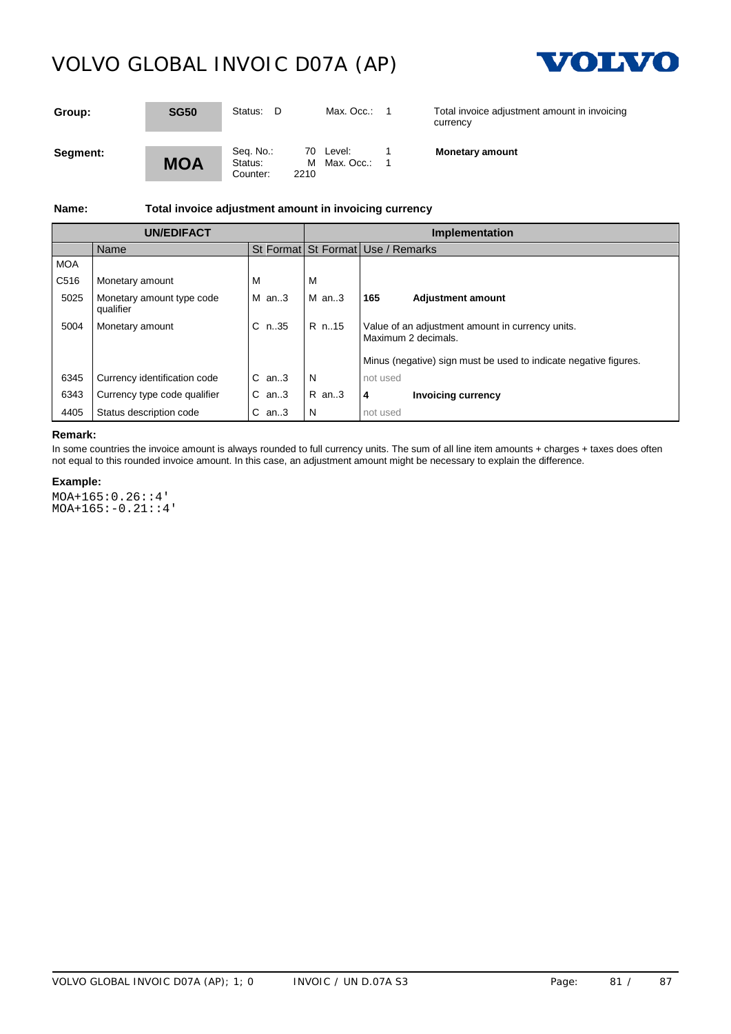| Group: | SG50 | Status: D | Max. Occ.: 1 | Total invoice adjustment amount in invoicing currency |
|---|---|---|---|---|
| Segment: | MOA | Seq. No.: 70<br>Status: M<br>Counter: 2210 | Level: 1<br>Max. Occ.: 1 | Monetary amount |

**Name:** **Total invoice adjustment amount in invoicing currency**

| UN/EDIFACT | | | | Implementation | | |
|---|---|---|---|---|---|---|
| | Name | St | Format | St | Format | Use / Remarks |
| MOA | | | | | | |
| C516 | Monetary amount | M | | M | | |
| 5025 | Monetary amount type code qualifier | M | an..3 | M | an..3 | **165** **Adjustment amount** |
| 5004 | Monetary amount | C | n..35 | R | n..15 | Value of an adjustment amount in currency units. Maximum 2 decimals.<br><br>Minus (negative) sign must be used to indicate negative figures. |
| 6345 | Currency identification code | C | an..3 | N | | not used |
| 6343 | Currency type code qualifier | C | an..3 | R | an..3 | **4** **Invoicing currency** |
| 4405 | Status description code | C | an..3 | N | | not used |

**Remark:**

In some countries the invoice amount is always rounded to full currency units. The sum of all line item amounts + charges + taxes does often not equal to this rounded invoice amount. In this case, an adjustment amount might be necessary to explain the difference.

**Example:**

```
MOA+165:0.26::4'
MOA+165:-0.21::4'
```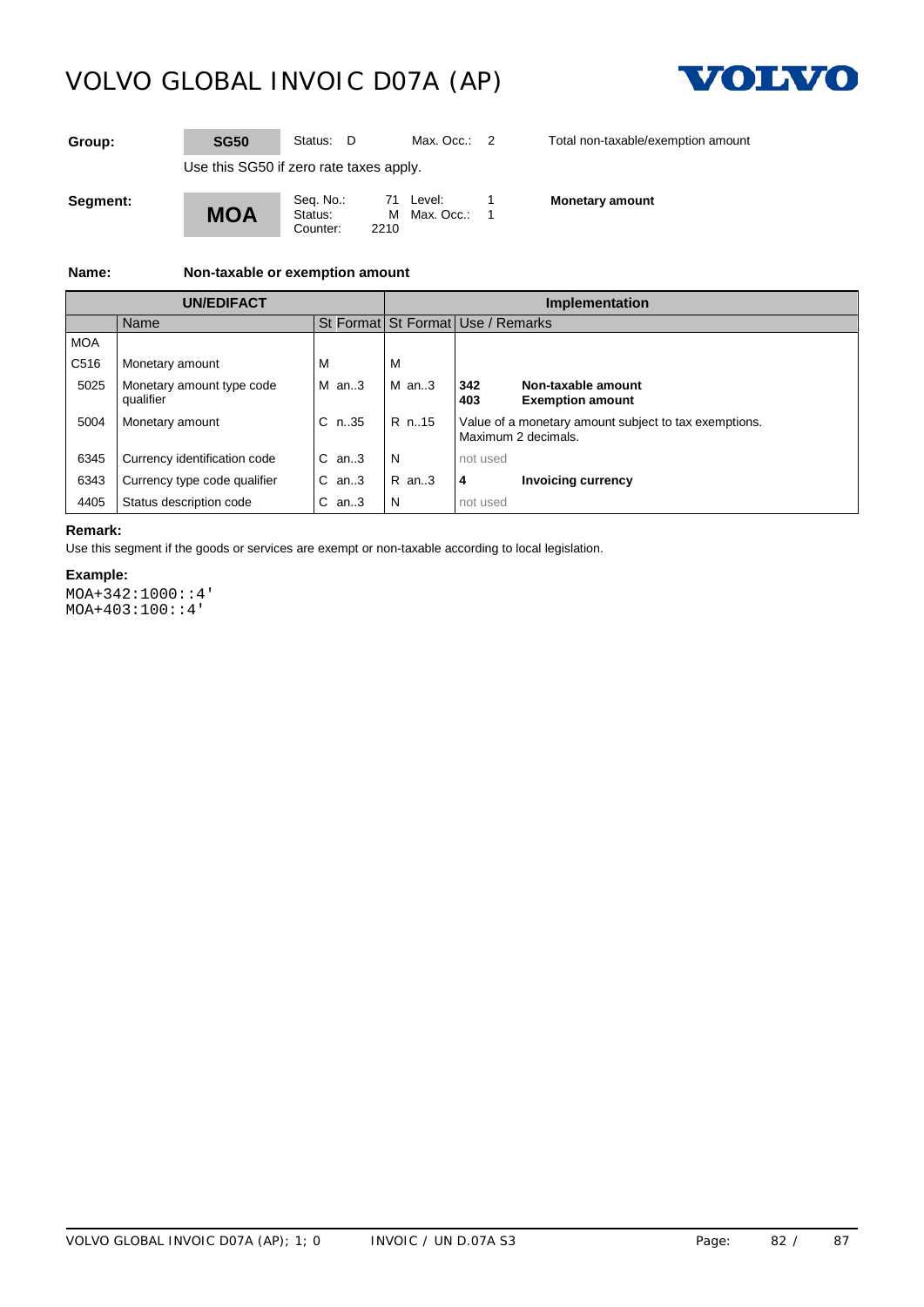# VOLVO GLOBAL INVOIC D07A (AP)

| | | | | |
|---|---|---|---|---|
| **Group:** | **SG50** | Status: D | Max. Occ.: 2 | Total non-taxable/exemption amount |

Use this SG50 if zero rate taxes apply.

| | | | | |
|---|---|---|---|---|
| **Segment:** | **MOA** | Seq. No.: 71<br>Status: M<br>Counter: 2210 | Level: 1<br>Max. Occ.: 1 | **Monetary amount** |

**Name:** **Non-taxable or exemption amount**

| UN/EDIFACT | | | | Implementation | | |
|---|---|---|---|---|---|---|
| | Name | St | Format | St | Format | Use / Remarks |
| MOA | | | | | | |
| C516 | Monetary amount | M | | M | | |
| 5025 | Monetary amount type code qualifier | M | an..3 | M | an..3 | **342** **Non-taxable amount**<br>**403** **Exemption amount** |
| 5004 | Monetary amount | C | n..35 | R | n..15 | Value of a monetary amount subject to tax exemptions. Maximum 2 decimals. |
| 6345 | Currency identification code | C | an..3 | N | | not used |
| 6343 | Currency type code qualifier | C | an..3 | R | an..3 | **4** **Invoicing currency** |
| 4405 | Status description code | C | an..3 | N | | not used |

**Remark:**

Use this segment if the goods or services are exempt or non-taxable according to local legislation.

**Example:**

```
MOA+342:1000::4'
MOA+403:100::4'
```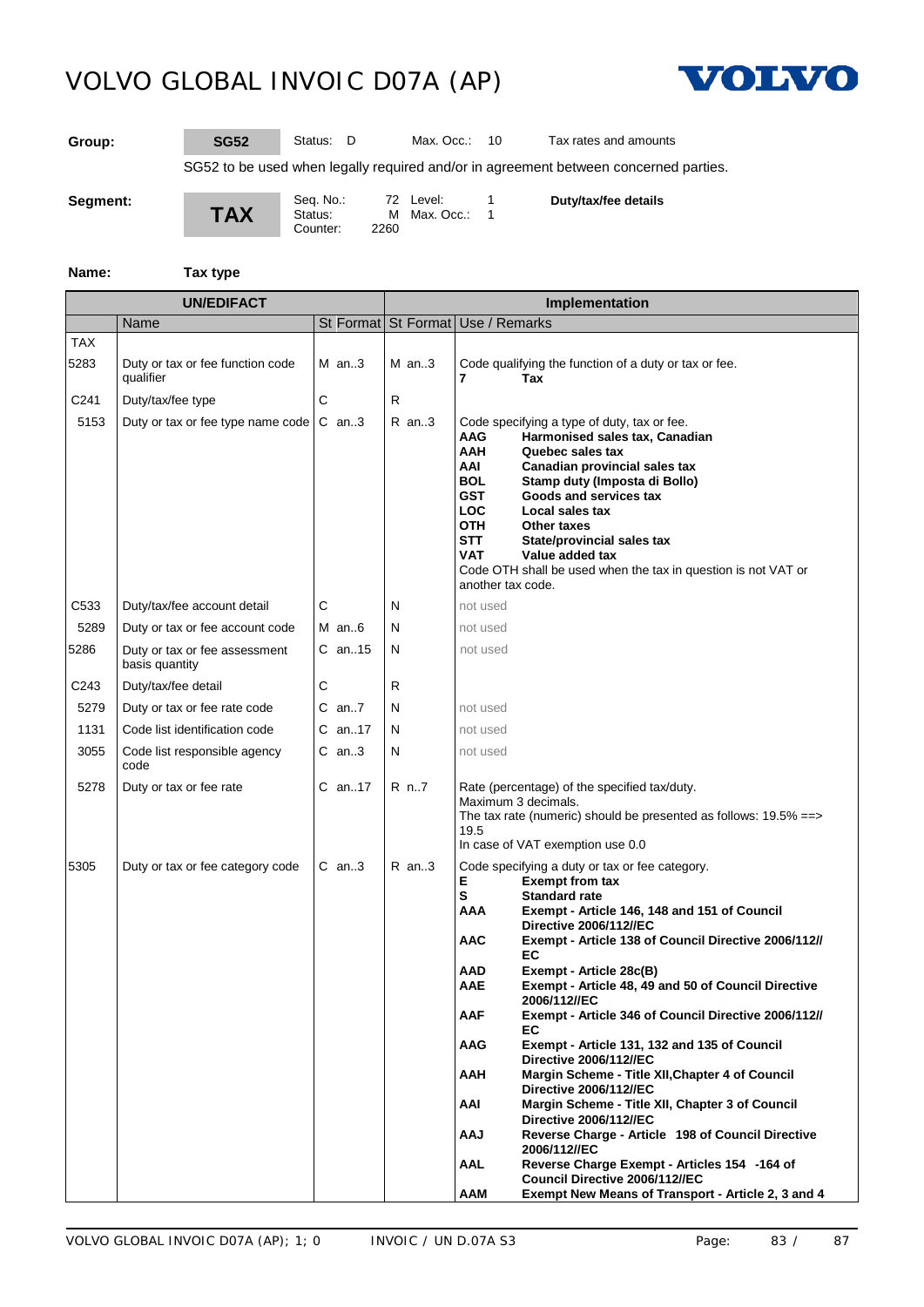| Group: | SG52 | Status: D | Max. Occ.: 10 | Tax rates and amounts |
|---|---|---|---|---|

SG52 to be used when legally required and/or in agreement between concerned parties.

| Segment: | TAX | Seq. No.: 72<br>Status: M<br>Counter: 2260 | Level: 1<br>Max. Occ.: 1 | **Duty/tax/fee details** |
|---|---|---|---|---|

**Name:** **Tax type**

| UN/EDIFACT | | | | Implementation | | |
|---|---|---|---|---|---|---|
| | Name | St | Format | St | Format | Use / Remarks |
| TAX | | | | | | |
| 5283 | Duty or tax or fee function code qualifier | M | an..3 | M | an..3 | Code qualifying the function of a duty or tax or fee.<br>**7** **Tax** |
| C241 | Duty/tax/fee type | C | | R | | |
| 5153 | Duty or tax or fee type name code | C | an..3 | R | an..3 | Code specifying a type of duty, tax or fee.<br>**AAG** **Harmonised sales tax, Canadian**<br>**AAH** **Quebec sales tax**<br>**AAI** **Canadian provincial sales tax**<br>**BOL** **Stamp duty (Imposta di Bollo)**<br>**GST** **Goods and services tax**<br>**LOC** **Local sales tax**<br>**OTH** **Other taxes**<br>**STT** **State/provincial sales tax**<br>**VAT** **Value added tax**<br>Code OTH shall be used when the tax in question is not VAT or another tax code. |
| C533 | Duty/tax/fee account detail | C | | N | | not used |
| 5289 | Duty or tax or fee account code | M | an..6 | N | | not used |
| 5286 | Duty or tax or fee assessment basis quantity | C | an..15 | N | | not used |
| C243 | Duty/tax/fee detail | C | | R | | |
| 5279 | Duty or tax or fee rate code | C | an..7 | N | | not used |
| 1131 | Code list identification code | C | an..17 | N | | not used |
| 3055 | Code list responsible agency code | C | an..3 | N | | not used |
| 5278 | Duty or tax or fee rate | C | an..17 | R | n..7 | Rate (percentage) of the specified tax/duty.<br>Maximum 3 decimals.<br>The tax rate (numeric) should be presented as follows: 19.5% ==> 19.5<br>In case of VAT exemption use 0.0 |
| 5305 | Duty or tax or fee category code | C | an..3 | R | an..3 | Code specifying a duty or tax or fee category.<br>**E** **Exempt from tax**<br>**S** **Standard rate**<br>**AAA** **Exempt - Article 146, 148 and 151 of Council Directive 2006/112//EC**<br>**AAC** **Exempt - Article 138 of Council Directive 2006/112//EC**<br>**AAD** **Exempt - Article 28c(B)**<br>**AAE** **Exempt - Article 48, 49 and 50 of Council Directive 2006/112//EC**<br>**AAF** **Exempt - Article 346 of Council Directive 2006/112//EC**<br>**AAG** **Exempt - Article 131, 132 and 135 of Council Directive 2006/112//EC**<br>**AAH** **Margin Scheme - Title XII,Chapter 4 of Council Directive 2006/112//EC**<br>**AAI** **Margin Scheme - Title XII, Chapter 3 of Council Directive 2006/112//EC**<br>**AAJ** **Reverse Charge - Article 198 of Council Directive 2006/112//EC**<br>**AAL** **Reverse Charge Exempt - Articles 154 -164 of Council Directive 2006/112//EC**<br>**AAM** **Exempt New Means of Transport - Article 2, 3 and 4** |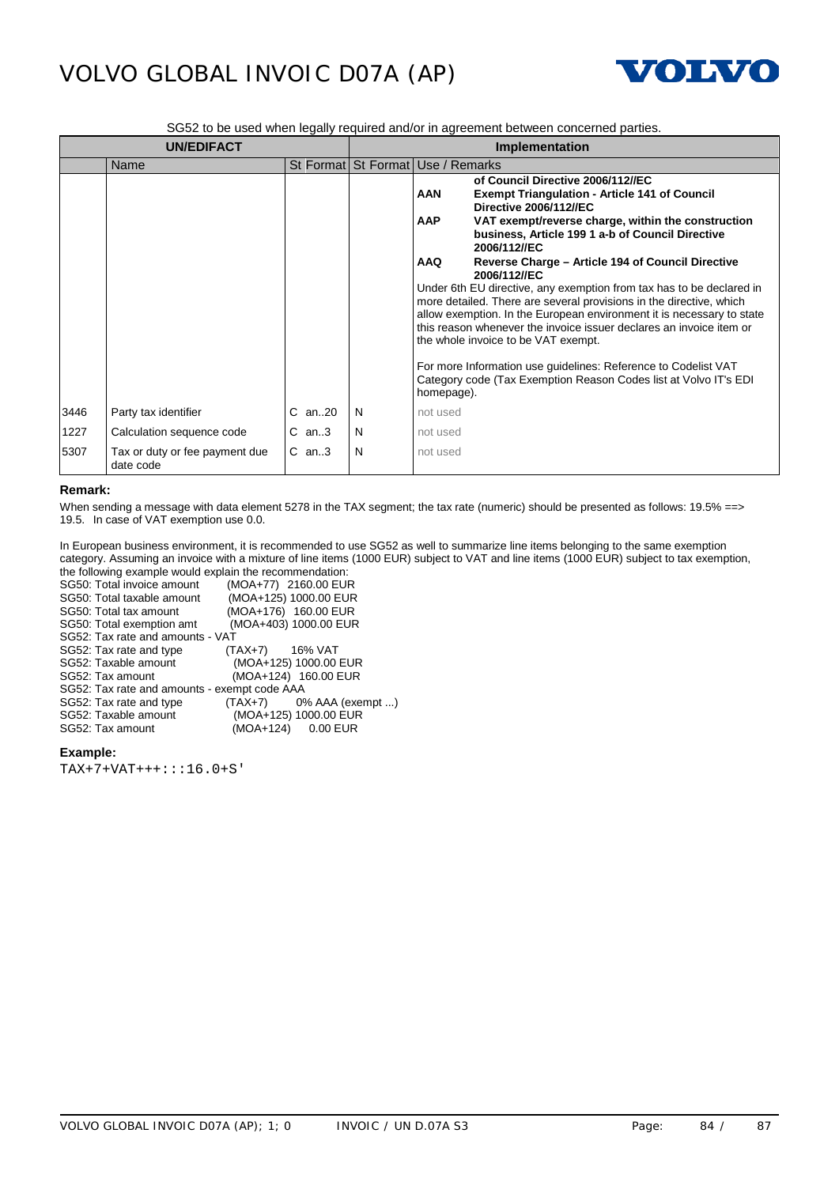SG52 to be used when legally required and/or in agreement between concerned parties.

| UN/EDIFACT | | | Implementation | |
|---|---|---|---|---|
| | Name | St Format | St Format | Use / Remarks |
| | | | | of Council Directive 2006/112//EC<br>**AAN** **Exempt Triangulation - Article 141 of Council Directive 2006/112//EC**<br>**AAP** **VAT exempt/reverse charge, within the construction business, Article 199 1 a-b of Council Directive 2006/112//EC**<br>**AAQ** **Reverse Charge – Article 194 of Council Directive 2006/112//EC**<br>Under 6th EU directive, any exemption from tax has to be declared in more detailed. There are several provisions in the directive, which allow exemption. In the European environment it is necessary to state this reason whenever the invoice issuer declares an invoice item or the whole invoice to be VAT exempt.<br><br>For more Information use guidelines: Reference to Codelist VAT Category code (Tax Exemption Reason Codes list at Volvo IT's EDI homepage). |
| 3446 | Party tax identifier | C an..20 | N | not used |
| 1227 | Calculation sequence code | C an..3 | N | not used |
| 5307 | Tax or duty or fee payment due date code | C an..3 | N | not used |

**Remark:**

When sending a message with data element 5278 in the TAX segment; the tax rate (numeric) should be presented as follows: 19.5% ==> 19.5. In case of VAT exemption use 0.0.

In European business environment, it is recommended to use SG52 as well to summarize line items belonging to the same exemption category. Assuming an invoice with a mixture of line items (1000 EUR) subject to VAT and line items (1000 EUR) subject to tax exemption, the following example would explain the recommendation:

```
SG50: Total invoice amount      (MOA+77)  2160.00 EUR
SG50: Total taxable amount      (MOA+125) 1000.00 EUR
SG50: Total tax amount          (MOA+176)  160.00 EUR
SG50: Total exemption amt       (MOA+403) 1000.00 EUR
SG52: Tax rate and amounts - VAT
SG52: Tax rate and type         (TAX+7)     16% VAT
SG52: Taxable amount            (MOA+125) 1000.00 EUR
SG52: Tax amount                (MOA+124)  160.00 EUR
SG52: Tax rate and amounts - exempt code AAA
SG52: Tax rate and type         (TAX+7)     0% AAA (exempt ...)
SG52: Taxable amount            (MOA+125) 1000.00 EUR
SG52: Tax amount                (MOA+124)    0.00 EUR
```

**Example:**

```
TAX+7+VAT+++:::16.0+S'
```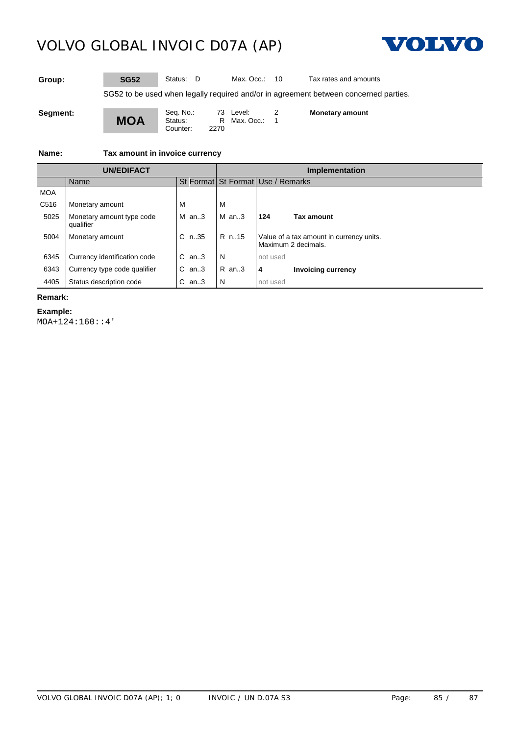| Group: | SG52 | Status: D | Max. Occ.: 10 | Tax rates and amounts |
|---|---|---|---|---|

SG52 to be used when legally required and/or in agreement between concerned parties.

| Segment: | MOA | Seq. No.: 73 | Level: 2 | Monetary amount |
|---|---|---|---|---|
| | | Status: R | Max. Occ.: 1 | |
| | | Counter: 2270 | | |

**Name:** **Tax amount in invoice currency**

| UN/EDIFACT | | | Implementation | | |
|---|---|---|---|---|---|
| | Name | St Format | St Format | Use / Remarks | |
| MOA | | | | | |
| C516 | Monetary amount | M | M | | |
| 5025 | Monetary amount type code qualifier | M an..3 | M an..3 | **124** | **Tax amount** |
| 5004 | Monetary amount | C n..35 | R n..15 | Value of a tax amount in currency units. Maximum 2 decimals. | |
| 6345 | Currency identification code | C an..3 | N | not used | |
| 6343 | Currency type code qualifier | C an..3 | R an..3 | **4** | **Invoicing currency** |
| 4405 | Status description code | C an..3 | N | not used | |

**Remark:**

**Example:**

```
MOA+124:160::4'
```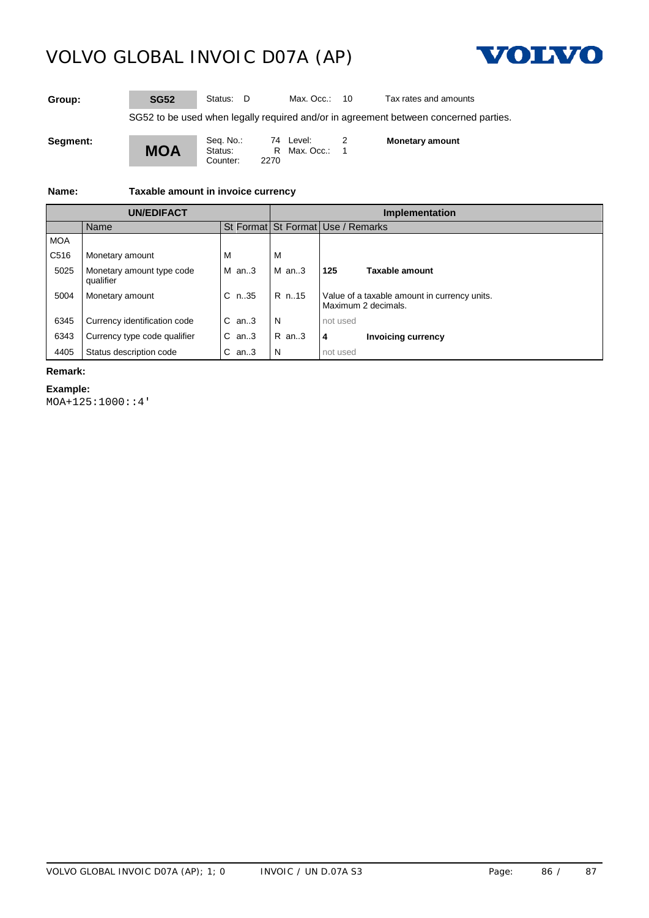| Group: | SG52 | Status: D | Max. Occ.: 10 | Tax rates and amounts |
|---|---|---|---|---|

SG52 to be used when legally required and/or in agreement between concerned parties.

| Segment: | MOA | Seq. No.: 74<br>Status: R<br>Counter: 2270 | Level: 2<br>Max. Occ.: 1 | **Monetary amount** |
|---|---|---|---|---|

**Name:** **Taxable amount in invoice currency**

| UN/EDIFACT | | | | Implementation | | |
|---|---|---|---|---|---|---|
| | Name | St | Format | St | Format | Use / Remarks |
| MOA | | | | | | |
| C516 | Monetary amount | M | | M | | |
| 5025 | Monetary amount type code qualifier | M | an..3 | M | an..3 | **125** **Taxable amount** |
| 5004 | Monetary amount | C | n..35 | R | n..15 | Value of a taxable amount in currency units. Maximum 2 decimals. |
| 6345 | Currency identification code | C | an..3 | N | | not used |
| 6343 | Currency type code qualifier | C | an..3 | R | an..3 | **4** **Invoicing currency** |
| 4405 | Status description code | C | an..3 | N | | not used |

**Remark:**

**Example:**

```
MOA+125:1000::4'
```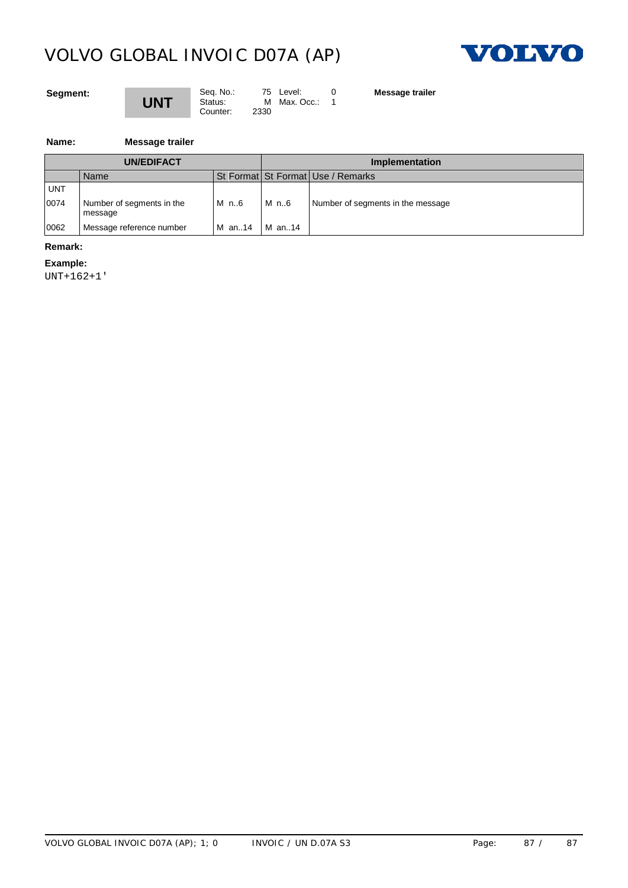**Segment:** **UNT**

Seq. No.: 75 Level: 0
Status: M Max. Occ.: 1
Counter: 2330

**Message trailer**

**Name:** **Message trailer**

| UN/EDIFACT | | | Implementation | |
|---|---|---|---|---|
| | Name | St Format | St Format | Use / Remarks |
| UNT | | | | |
| 0074 | Number of segments in the message | M n..6 | M n..6 | Number of segments in the message |
| 0062 | Message reference number | M an..14 | M an..14 | |

**Remark:**

**Example:**

```
UNT+162+1'
```